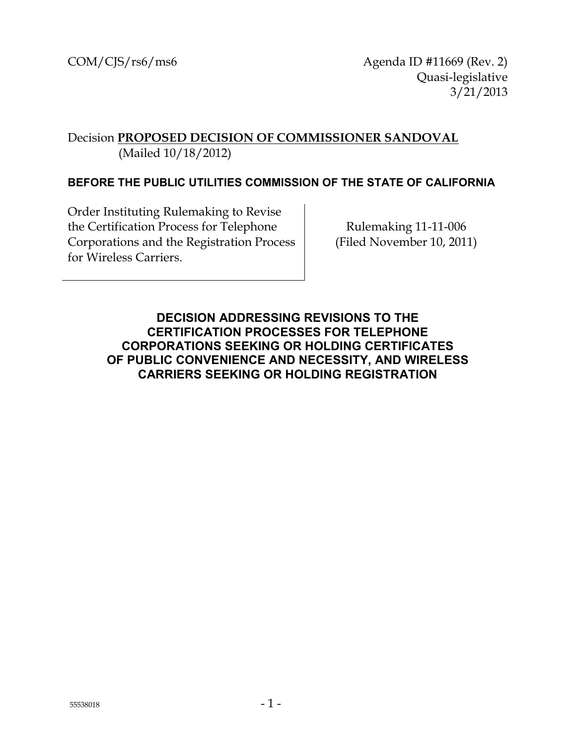COM/CJS/rs6/ms6

Agenda ID #11669 (Rev. 2)
Quasi-legislative
3/21/2013

Decision **PROPOSED DECISION OF COMMISSIONER SANDOVAL**
(Mailed 10/18/2012)

**BEFORE THE PUBLIC UTILITIES COMMISSION OF THE STATE OF CALIFORNIA**

| | |
|---|---|
| Order Instituting Rulemaking to Revise the Certification Process for Telephone Corporations and the Registration Process for Wireless Carriers. | Rulemaking 11-11-006 (Filed November 10, 2011) |

## DECISION ADDRESSING REVISIONS TO THE CERTIFICATION PROCESSES FOR TELEPHONE CORPORATIONS SEEKING OR HOLDING CERTIFICATES OF PUBLIC CONVENIENCE AND NECESSITY, AND WIRELESS CARRIERS SEEKING OR HOLDING REGISTRATION

55538018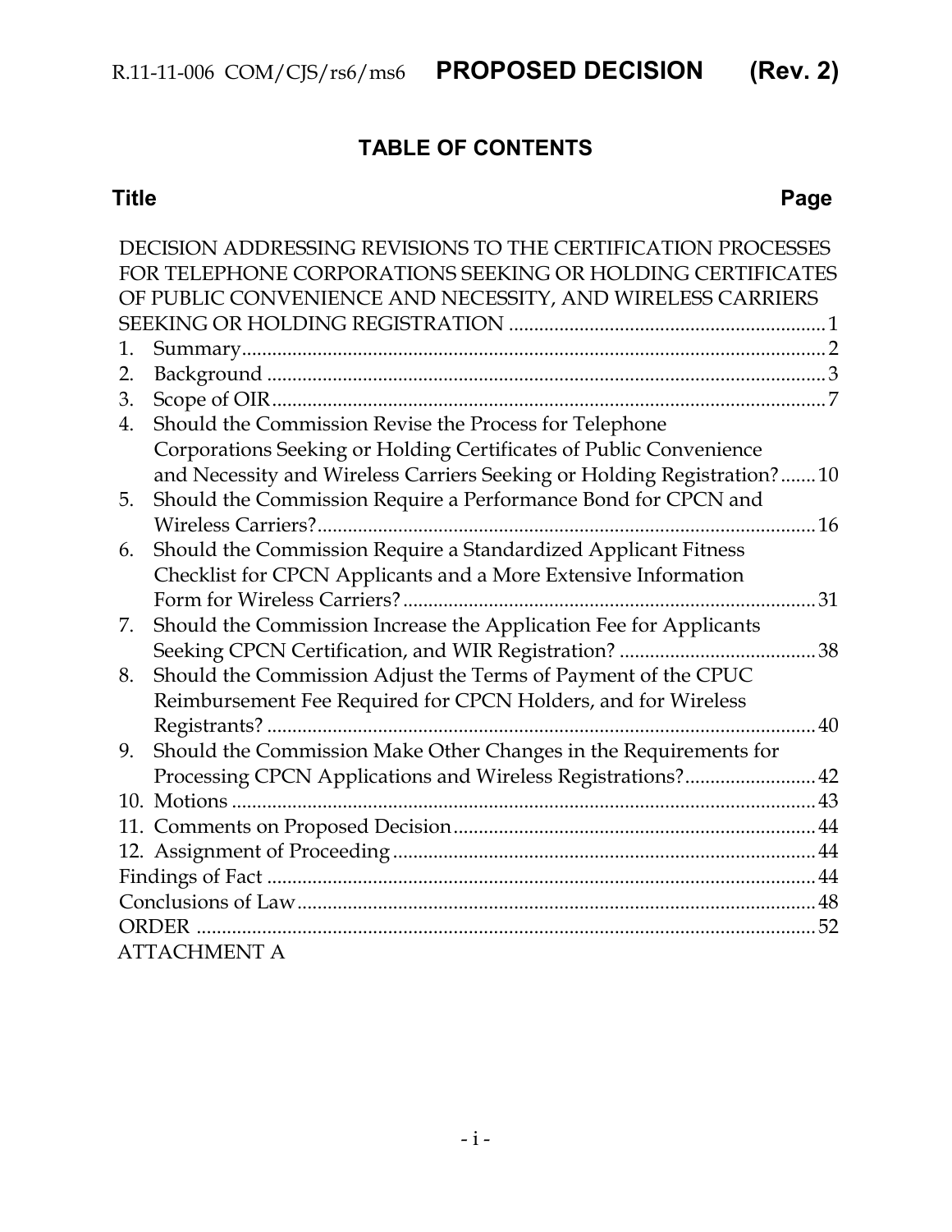## TABLE OF CONTENTS

| Title | Page |
|---|---|
| DECISION ADDRESSING REVISIONS TO THE CERTIFICATION PROCESSES FOR TELEPHONE CORPORATIONS SEEKING OR HOLDING CERTIFICATES OF PUBLIC CONVENIENCE AND NECESSITY, AND WIRELESS CARRIERS SEEKING OR HOLDING REGISTRATION | 1 |
| 1. Summary | 2 |
| 2. Background | 3 |
| 3. Scope of OIR | 7 |
| 4. Should the Commission Revise the Process for Telephone Corporations Seeking or Holding Certificates of Public Convenience and Necessity and Wireless Carriers Seeking or Holding Registration? | 10 |
| 5. Should the Commission Require a Performance Bond for CPCN and Wireless Carriers? | 16 |
| 6. Should the Commission Require a Standardized Applicant Fitness Checklist for CPCN Applicants and a More Extensive Information Form for Wireless Carriers? | 31 |
| 7. Should the Commission Increase the Application Fee for Applicants Seeking CPCN Certification, and WIR Registration? | 38 |
| 8. Should the Commission Adjust the Terms of Payment of the CPUC Reimbursement Fee Required for CPCN Holders, and for Wireless Registrants? | 40 |
| 9. Should the Commission Make Other Changes in the Requirements for Processing CPCN Applications and Wireless Registrations? | 42 |
| 10. Motions | 43 |
| 11. Comments on Proposed Decision | 44 |
| 12. Assignment of Proceeding | 44 |
| Findings of Fact | 44 |
| Conclusions of Law | 48 |
| ORDER | 52 |
| ATTACHMENT A | |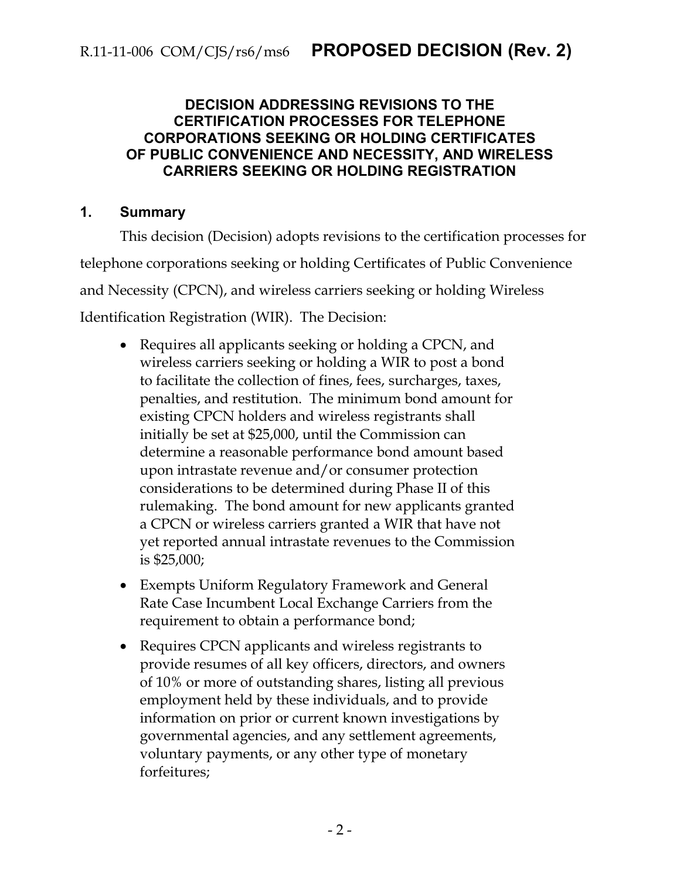**DECISION ADDRESSING REVISIONS TO THE CERTIFICATION PROCESSES FOR TELEPHONE CORPORATIONS SEEKING OR HOLDING CERTIFICATES OF PUBLIC CONVENIENCE AND NECESSITY, AND WIRELESS CARRIERS SEEKING OR HOLDING REGISTRATION**

## 1. Summary

This decision (Decision) adopts revisions to the certification processes for telephone corporations seeking or holding Certificates of Public Convenience and Necessity (CPCN), and wireless carriers seeking or holding Wireless Identification Registration (WIR). The Decision:

- Requires all applicants seeking or holding a CPCN, and wireless carriers seeking or holding a WIR to post a bond to facilitate the collection of fines, fees, surcharges, taxes, penalties, and restitution. The minimum bond amount for existing CPCN holders and wireless registrants shall initially be set at $25,000, until the Commission can determine a reasonable performance bond amount based upon intrastate revenue and/or consumer protection considerations to be determined during Phase II of this rulemaking. The bond amount for new applicants granted a CPCN or wireless carriers granted a WIR that have not yet reported annual intrastate revenues to the Commission is $25,000;
- Exempts Uniform Regulatory Framework and General Rate Case Incumbent Local Exchange Carriers from the requirement to obtain a performance bond;
- Requires CPCN applicants and wireless registrants to provide resumes of all key officers, directors, and owners of 10% or more of outstanding shares, listing all previous employment held by these individuals, and to provide information on prior or current known investigations by governmental agencies, and any settlement agreements, voluntary payments, or any other type of monetary forfeitures;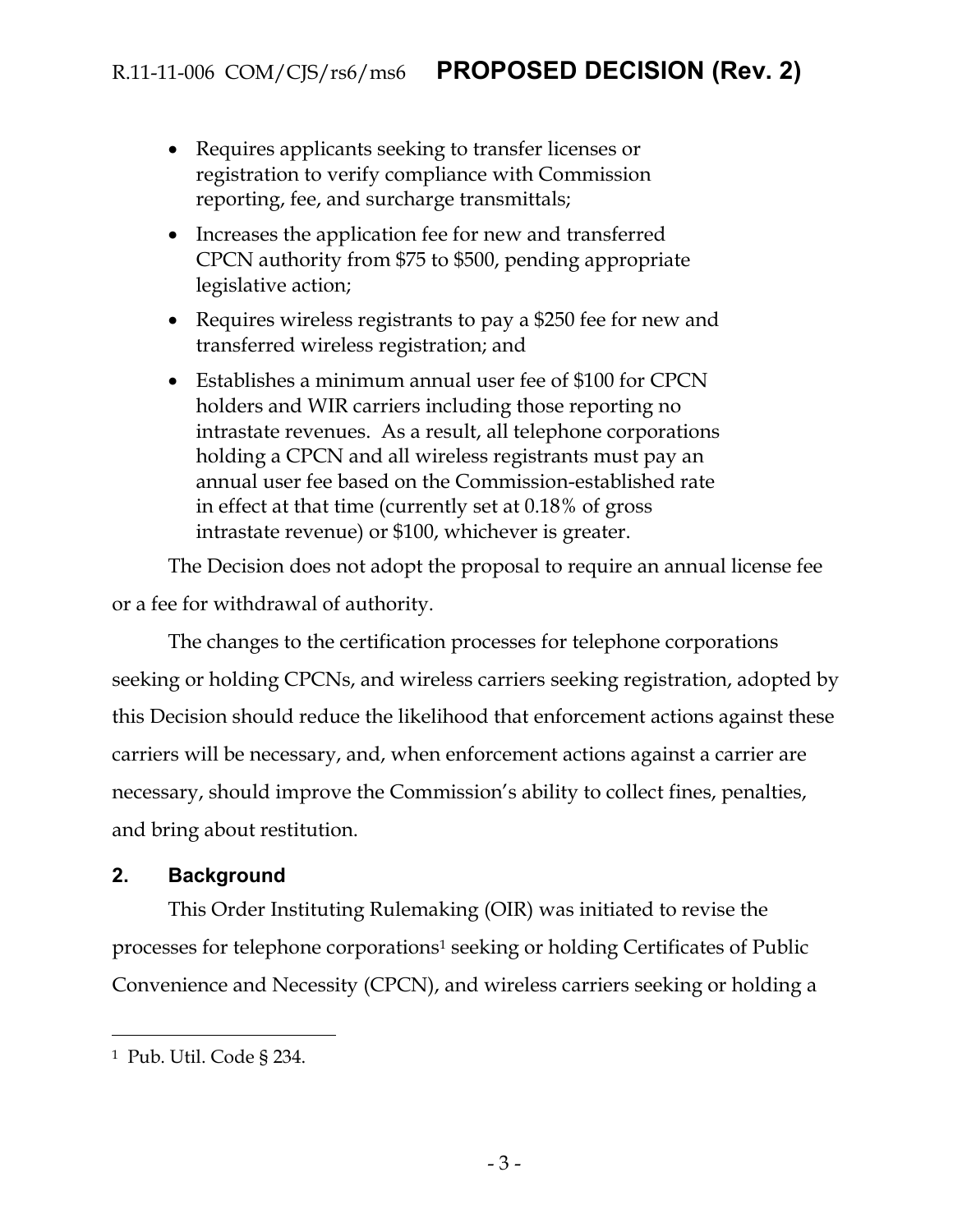- Requires applicants seeking to transfer licenses or registration to verify compliance with Commission reporting, fee, and surcharge transmittals;
- Increases the application fee for new and transferred CPCN authority from $75 to $500, pending appropriate legislative action;
- Requires wireless registrants to pay a $250 fee for new and transferred wireless registration; and
- Establishes a minimum annual user fee of $100 for CPCN holders and WIR carriers including those reporting no intrastate revenues. As a result, all telephone corporations holding a CPCN and all wireless registrants must pay an annual user fee based on the Commission-established rate in effect at that time (currently set at 0.18% of gross intrastate revenue) or $100, whichever is greater.

The Decision does not adopt the proposal to require an annual license fee or a fee for withdrawal of authority.

The changes to the certification processes for telephone corporations seeking or holding CPCNs, and wireless carriers seeking registration, adopted by this Decision should reduce the likelihood that enforcement actions against these carriers will be necessary, and, when enforcement actions against a carrier are necessary, should improve the Commission's ability to collect fines, penalties, and bring about restitution.

## 2. Background

This Order Instituting Rulemaking (OIR) was initiated to revise the processes for telephone corporations[1] seeking or holding Certificates of Public Convenience and Necessity (CPCN), and wireless carriers seeking or holding a

---

[1] Pub. Util. Code § 234.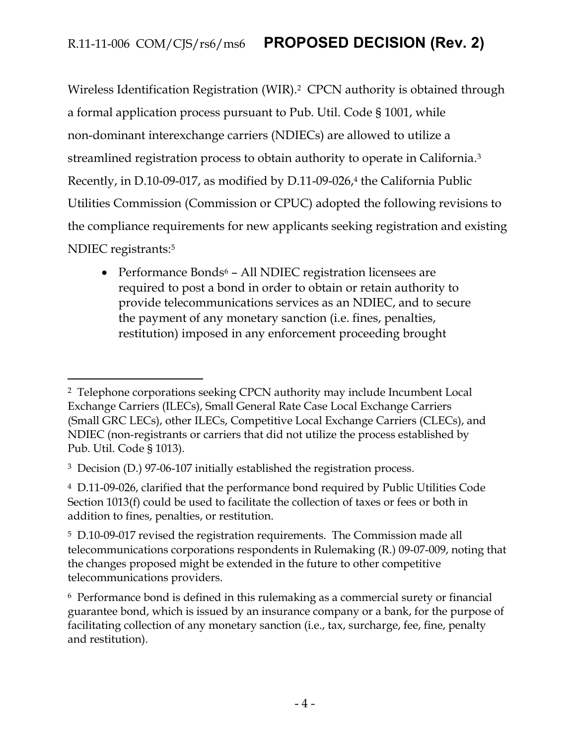Wireless Identification Registration (WIR).[2] CPCN authority is obtained through a formal application process pursuant to Pub. Util. Code § 1001, while non-dominant interexchange carriers (NDIECs) are allowed to utilize a streamlined registration process to obtain authority to operate in California.[3] Recently, in D.10-09-017, as modified by D.11-09-026,[4] the California Public Utilities Commission (Commission or CPUC) adopted the following revisions to the compliance requirements for new applicants seeking registration and existing NDIEC registrants:[5]

- Performance Bonds[6] – All NDIEC registration licensees are required to post a bond in order to obtain or retain authority to provide telecommunications services as an NDIEC, and to secure the payment of any monetary sanction (i.e. fines, penalties, restitution) imposed in any enforcement proceeding brought

---

[2] Telephone corporations seeking CPCN authority may include Incumbent Local Exchange Carriers (ILECs), Small General Rate Case Local Exchange Carriers (Small GRC LECs), other ILECs, Competitive Local Exchange Carriers (CLECs), and NDIEC (non-registrants or carriers that did not utilize the process established by Pub. Util. Code § 1013).

[3] Decision (D.) 97-06-107 initially established the registration process.

[4] D.11-09-026, clarified that the performance bond required by Public Utilities Code Section 1013(f) could be used to facilitate the collection of taxes or fees or both in addition to fines, penalties, or restitution.

[5] D.10-09-017 revised the registration requirements. The Commission made all telecommunications corporations respondents in Rulemaking (R.) 09-07-009, noting that the changes proposed might be extended in the future to other competitive telecommunications providers.

[6] Performance bond is defined in this rulemaking as a commercial surety or financial guarantee bond, which is issued by an insurance company or a bank, for the purpose of facilitating collection of any monetary sanction (i.e., tax, surcharge, fee, fine, penalty and restitution).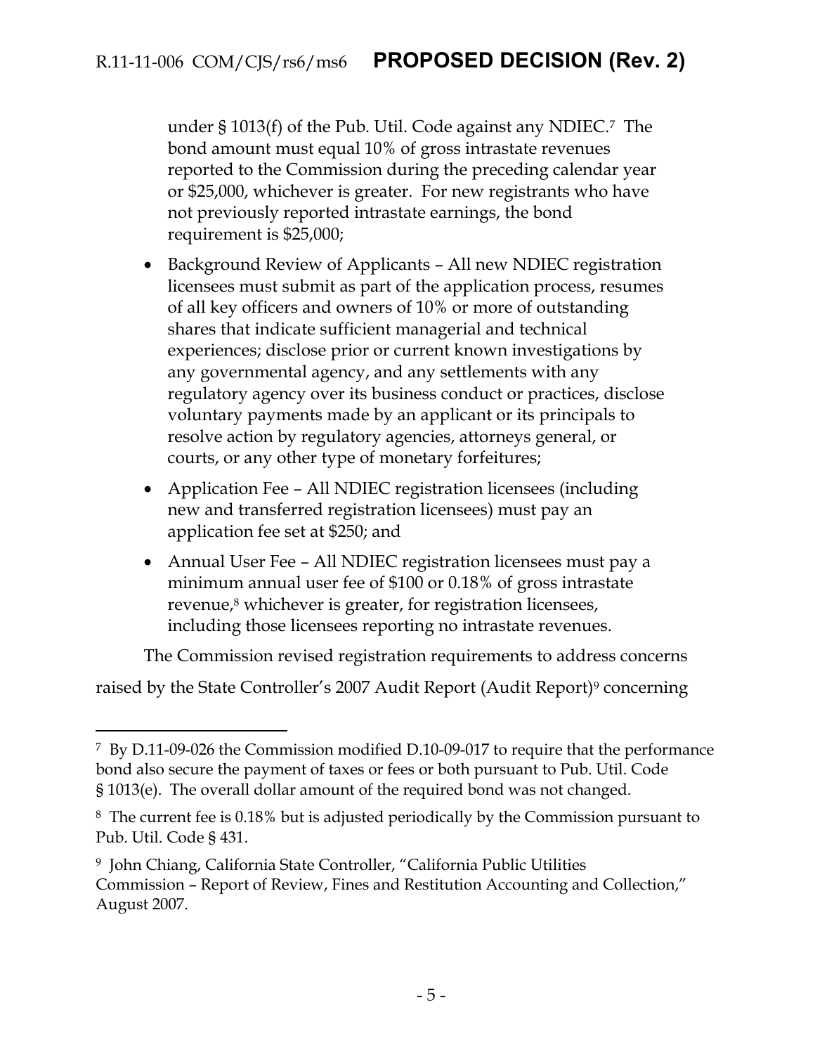under § 1013(f) of the Pub. Util. Code against any NDIEC.[7] The bond amount must equal 10% of gross intrastate revenues reported to the Commission during the preceding calendar year or $25,000, whichever is greater. For new registrants who have not previously reported intrastate earnings, the bond requirement is $25,000;

- Background Review of Applicants – All new NDIEC registration licensees must submit as part of the application process, resumes of all key officers and owners of 10% or more of outstanding shares that indicate sufficient managerial and technical experiences; disclose prior or current known investigations by any governmental agency, and any settlements with any regulatory agency over its business conduct or practices, disclose voluntary payments made by an applicant or its principals to resolve action by regulatory agencies, attorneys general, or courts, or any other type of monetary forfeitures;
- Application Fee – All NDIEC registration licensees (including new and transferred registration licensees) must pay an application fee set at $250; and
- Annual User Fee – All NDIEC registration licensees must pay a minimum annual user fee of $100 or 0.18% of gross intrastate revenue,[8] whichever is greater, for registration licensees, including those licensees reporting no intrastate revenues.

The Commission revised registration requirements to address concerns raised by the State Controller's 2007 Audit Report (Audit Report)[9] concerning

---

[7] By D.11-09-026 the Commission modified D.10-09-017 to require that the performance bond also secure the payment of taxes or fees or both pursuant to Pub. Util. Code § 1013(e). The overall dollar amount of the required bond was not changed.

[8] The current fee is 0.18% but is adjusted periodically by the Commission pursuant to Pub. Util. Code § 431.

[9] John Chiang, California State Controller, "California Public Utilities Commission – Report of Review, Fines and Restitution Accounting and Collection," August 2007.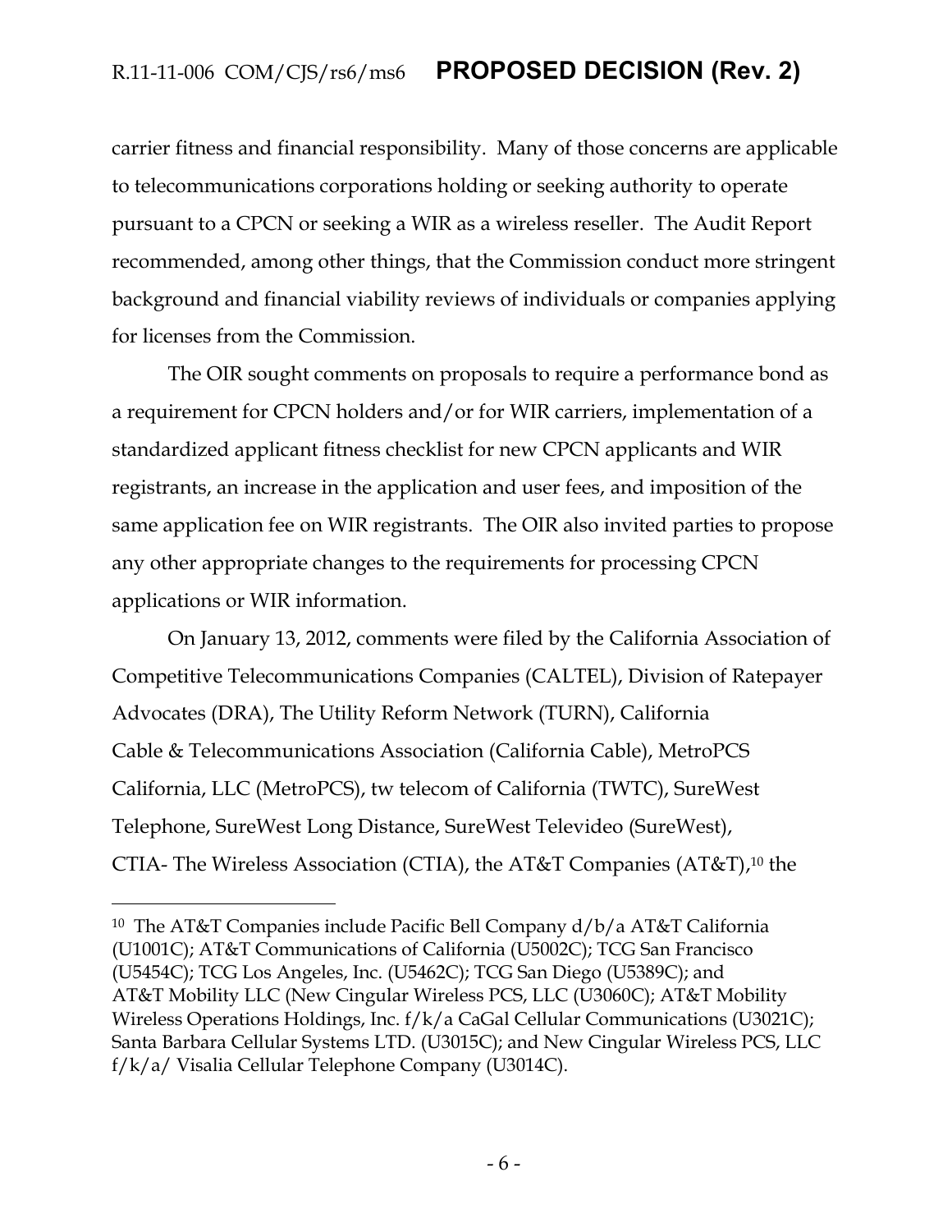carrier fitness and financial responsibility. Many of those concerns are applicable to telecommunications corporations holding or seeking authority to operate pursuant to a CPCN or seeking a WIR as a wireless reseller. The Audit Report recommended, among other things, that the Commission conduct more stringent background and financial viability reviews of individuals or companies applying for licenses from the Commission.

The OIR sought comments on proposals to require a performance bond as a requirement for CPCN holders and/or for WIR carriers, implementation of a standardized applicant fitness checklist for new CPCN applicants and WIR registrants, an increase in the application and user fees, and imposition of the same application fee on WIR registrants. The OIR also invited parties to propose any other appropriate changes to the requirements for processing CPCN applications or WIR information.

On January 13, 2012, comments were filed by the California Association of Competitive Telecommunications Companies (CALTEL), Division of Ratepayer Advocates (DRA), The Utility Reform Network (TURN), California Cable & Telecommunications Association (California Cable), MetroPCS California, LLC (MetroPCS), tw telecom of California (TWTC), SureWest Telephone, SureWest Long Distance, SureWest Televideo (SureWest), CTIA- The Wireless Association (CTIA), the AT&T Companies (AT&T),[10] the

---

[10] The AT&T Companies include Pacific Bell Company d/b/a AT&T California (U1001C); AT&T Communications of California (U5002C); TCG San Francisco (U5454C); TCG Los Angeles, Inc. (U5462C); TCG San Diego (U5389C); and AT&T Mobility LLC (New Cingular Wireless PCS, LLC (U3060C); AT&T Mobility Wireless Operations Holdings, Inc. f/k/a CaGal Cellular Communications (U3021C); Santa Barbara Cellular Systems LTD. (U3015C); and New Cingular Wireless PCS, LLC f/k/a/ Visalia Cellular Telephone Company (U3014C).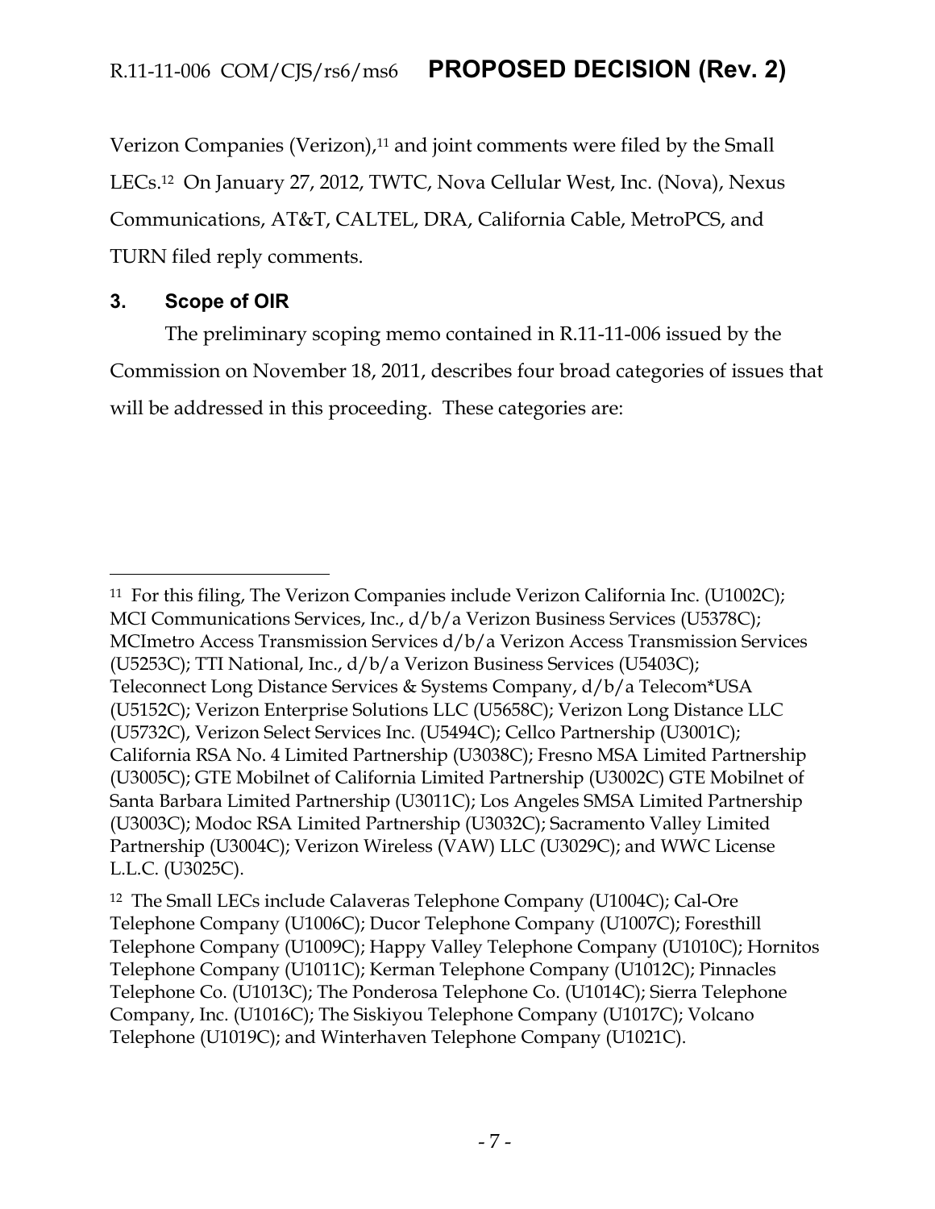Verizon Companies (Verizon),[11] and joint comments were filed by the Small LECs.[12] On January 27, 2012, TWTC, Nova Cellular West, Inc. (Nova), Nexus Communications, AT&T, CALTEL, DRA, California Cable, MetroPCS, and TURN filed reply comments.

## 3. Scope of OIR

The preliminary scoping memo contained in R.11-11-006 issued by the Commission on November 18, 2011, describes four broad categories of issues that will be addressed in this proceeding. These categories are:

---

[11] For this filing, The Verizon Companies include Verizon California Inc. (U1002C); MCI Communications Services, Inc., d/b/a Verizon Business Services (U5378C); MCImetro Access Transmission Services d/b/a Verizon Access Transmission Services (U5253C); TTI National, Inc., d/b/a Verizon Business Services (U5403C); Teleconnect Long Distance Services & Systems Company, d/b/a Telecom*USA (U5152C); Verizon Enterprise Solutions LLC (U5658C); Verizon Long Distance LLC (U5732C), Verizon Select Services Inc. (U5494C); Cellco Partnership (U3001C); California RSA No. 4 Limited Partnership (U3038C); Fresno MSA Limited Partnership (U3005C); GTE Mobilnet of California Limited Partnership (U3002C) GTE Mobilnet of Santa Barbara Limited Partnership (U3011C); Los Angeles SMSA Limited Partnership (U3003C); Modoc RSA Limited Partnership (U3032C); Sacramento Valley Limited Partnership (U3004C); Verizon Wireless (VAW) LLC (U3029C); and WWC License L.L.C. (U3025C).

[12] The Small LECs include Calaveras Telephone Company (U1004C); Cal-Ore Telephone Company (U1006C); Ducor Telephone Company (U1007C); Foresthill Telephone Company (U1009C); Happy Valley Telephone Company (U1010C); Hornitos Telephone Company (U1011C); Kerman Telephone Company (U1012C); Pinnacles Telephone Co. (U1013C); The Ponderosa Telephone Co. (U1014C); Sierra Telephone Company, Inc. (U1016C); The Siskiyou Telephone Company (U1017C); Volcano Telephone (U1019C); and Winterhaven Telephone Company (U1021C).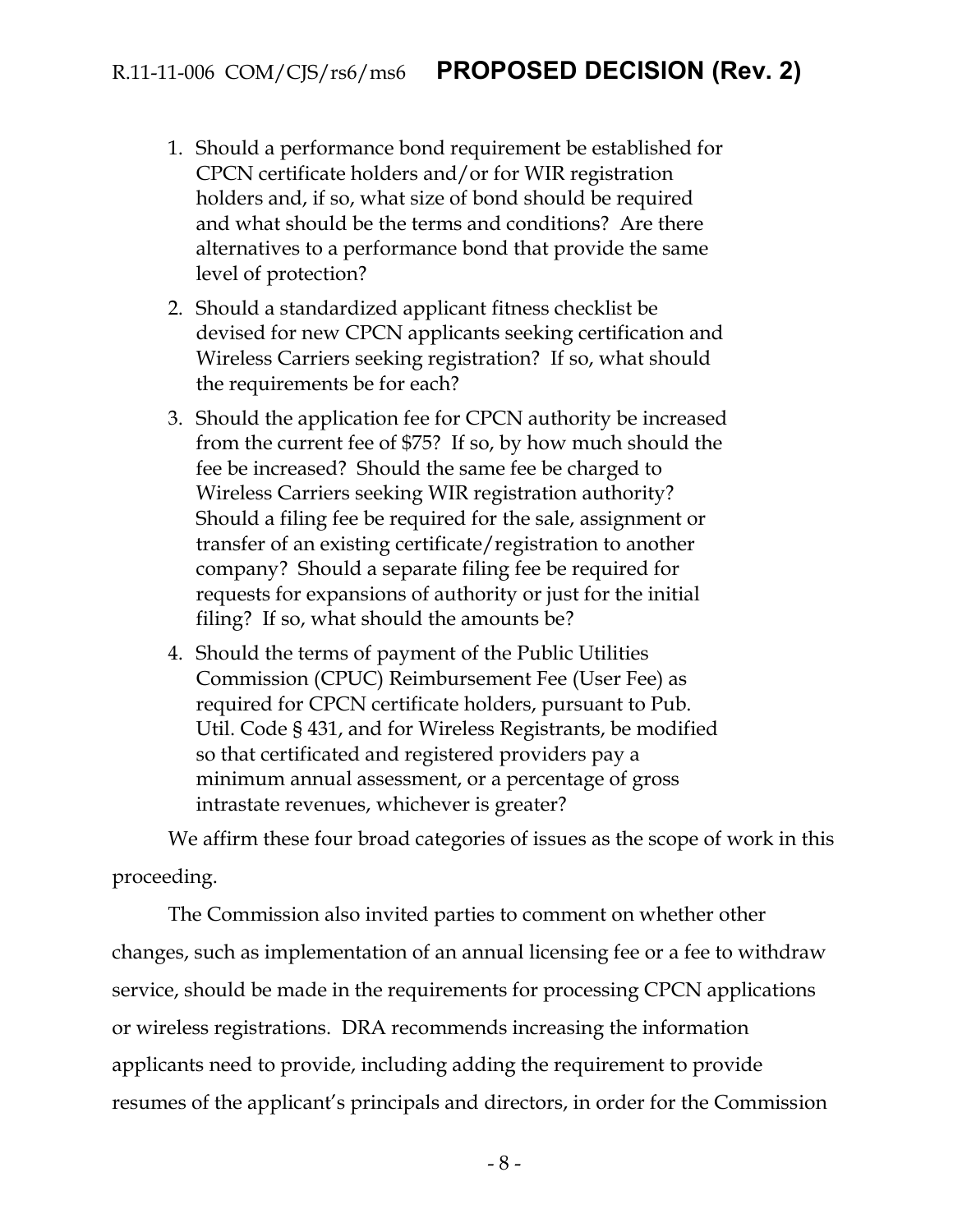1. Should a performance bond requirement be established for CPCN certificate holders and/or for WIR registration holders and, if so, what size of bond should be required and what should be the terms and conditions? Are there alternatives to a performance bond that provide the same level of protection?
2. Should a standardized applicant fitness checklist be devised for new CPCN applicants seeking certification and Wireless Carriers seeking registration? If so, what should the requirements be for each?
3. Should the application fee for CPCN authority be increased from the current fee of $75? If so, by how much should the fee be increased? Should the same fee be charged to Wireless Carriers seeking WIR registration authority? Should a filing fee be required for the sale, assignment or transfer of an existing certificate/registration to another company? Should a separate filing fee be required for requests for expansions of authority or just for the initial filing? If so, what should the amounts be?
4. Should the terms of payment of the Public Utilities Commission (CPUC) Reimbursement Fee (User Fee) as required for CPCN certificate holders, pursuant to Pub. Util. Code § 431, and for Wireless Registrants, be modified so that certificated and registered providers pay a minimum annual assessment, or a percentage of gross intrastate revenues, whichever is greater?

We affirm these four broad categories of issues as the scope of work in this proceeding.

The Commission also invited parties to comment on whether other changes, such as implementation of an annual licensing fee or a fee to withdraw service, should be made in the requirements for processing CPCN applications or wireless registrations. DRA recommends increasing the information applicants need to provide, including adding the requirement to provide resumes of the applicant's principals and directors, in order for the Commission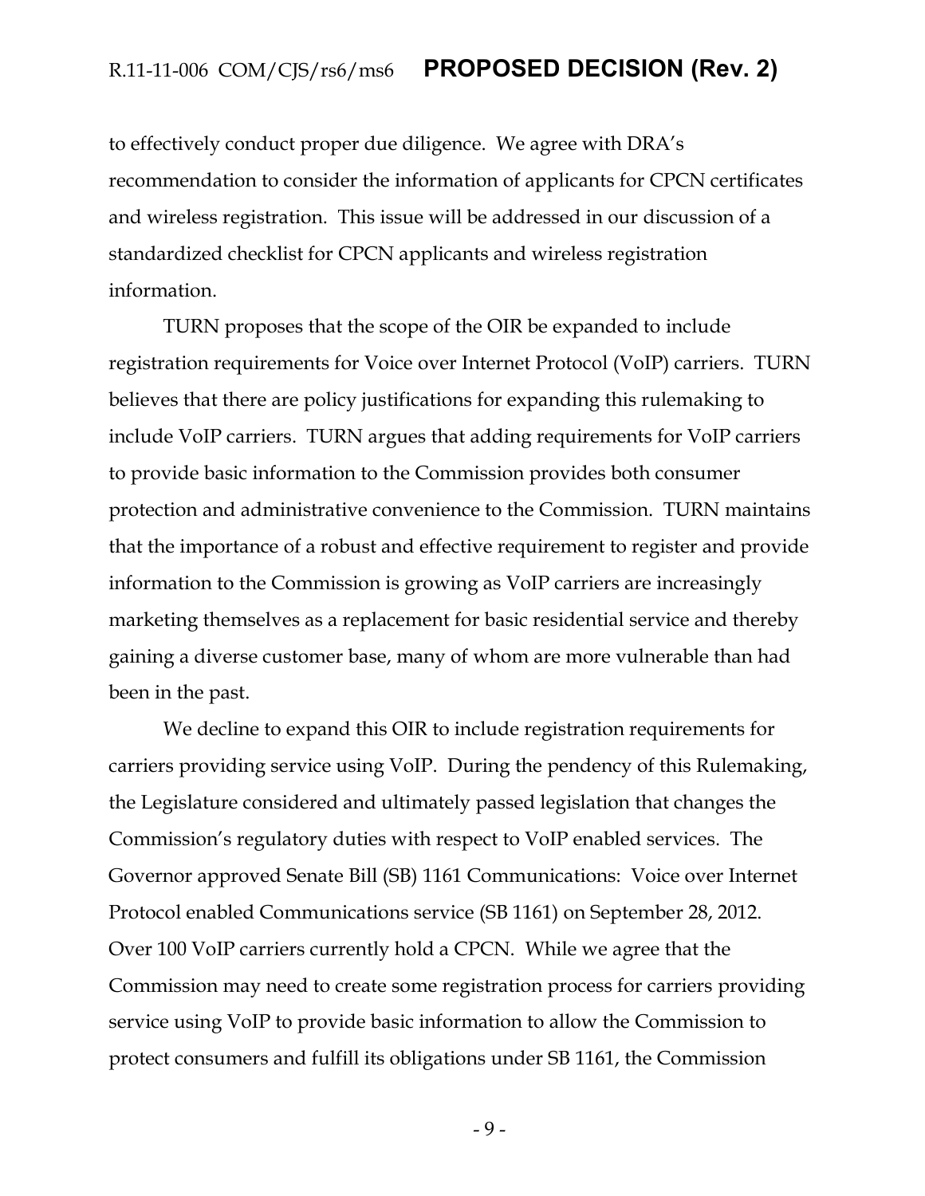to effectively conduct proper due diligence. We agree with DRA's recommendation to consider the information of applicants for CPCN certificates and wireless registration. This issue will be addressed in our discussion of a standardized checklist for CPCN applicants and wireless registration information.

TURN proposes that the scope of the OIR be expanded to include registration requirements for Voice over Internet Protocol (VoIP) carriers. TURN believes that there are policy justifications for expanding this rulemaking to include VoIP carriers. TURN argues that adding requirements for VoIP carriers to provide basic information to the Commission provides both consumer protection and administrative convenience to the Commission. TURN maintains that the importance of a robust and effective requirement to register and provide information to the Commission is growing as VoIP carriers are increasingly marketing themselves as a replacement for basic residential service and thereby gaining a diverse customer base, many of whom are more vulnerable than had been in the past.

We decline to expand this OIR to include registration requirements for carriers providing service using VoIP. During the pendency of this Rulemaking, the Legislature considered and ultimately passed legislation that changes the Commission's regulatory duties with respect to VoIP enabled services. The Governor approved Senate Bill (SB) 1161 Communications: Voice over Internet Protocol enabled Communications service (SB 1161) on September 28, 2012. Over 100 VoIP carriers currently hold a CPCN. While we agree that the Commission may need to create some registration process for carriers providing service using VoIP to provide basic information to allow the Commission to protect consumers and fulfill its obligations under SB 1161, the Commission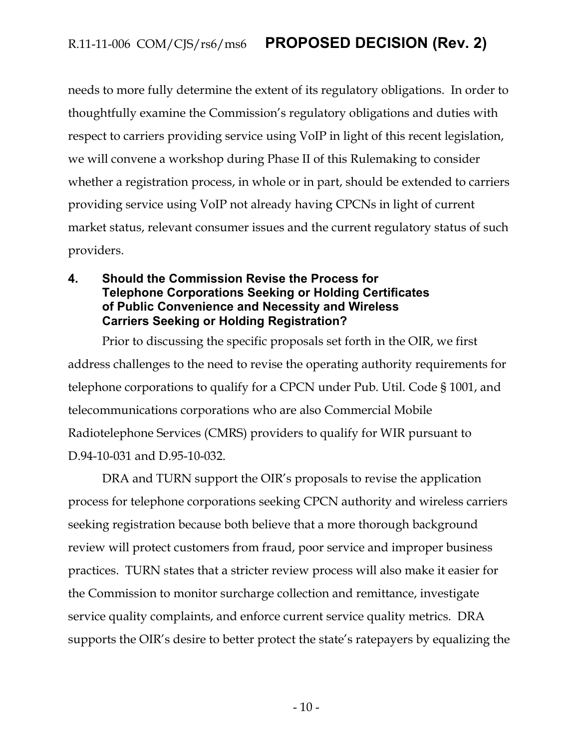needs to more fully determine the extent of its regulatory obligations. In order to thoughtfully examine the Commission's regulatory obligations and duties with respect to carriers providing service using VoIP in light of this recent legislation, we will convene a workshop during Phase II of this Rulemaking to consider whether a registration process, in whole or in part, should be extended to carriers providing service using VoIP not already having CPCNs in light of current market status, relevant consumer issues and the current regulatory status of such providers.

## 4. Should the Commission Revise the Process for Telephone Corporations Seeking or Holding Certificates of Public Convenience and Necessity and Wireless Carriers Seeking or Holding Registration?

Prior to discussing the specific proposals set forth in the OIR, we first address challenges to the need to revise the operating authority requirements for telephone corporations to qualify for a CPCN under Pub. Util. Code § 1001, and telecommunications corporations who are also Commercial Mobile Radiotelephone Services (CMRS) providers to qualify for WIR pursuant to D.94-10-031 and D.95-10-032.

DRA and TURN support the OIR's proposals to revise the application process for telephone corporations seeking CPCN authority and wireless carriers seeking registration because both believe that a more thorough background review will protect customers from fraud, poor service and improper business practices. TURN states that a stricter review process will also make it easier for the Commission to monitor surcharge collection and remittance, investigate service quality complaints, and enforce current service quality metrics. DRA supports the OIR's desire to better protect the state's ratepayers by equalizing the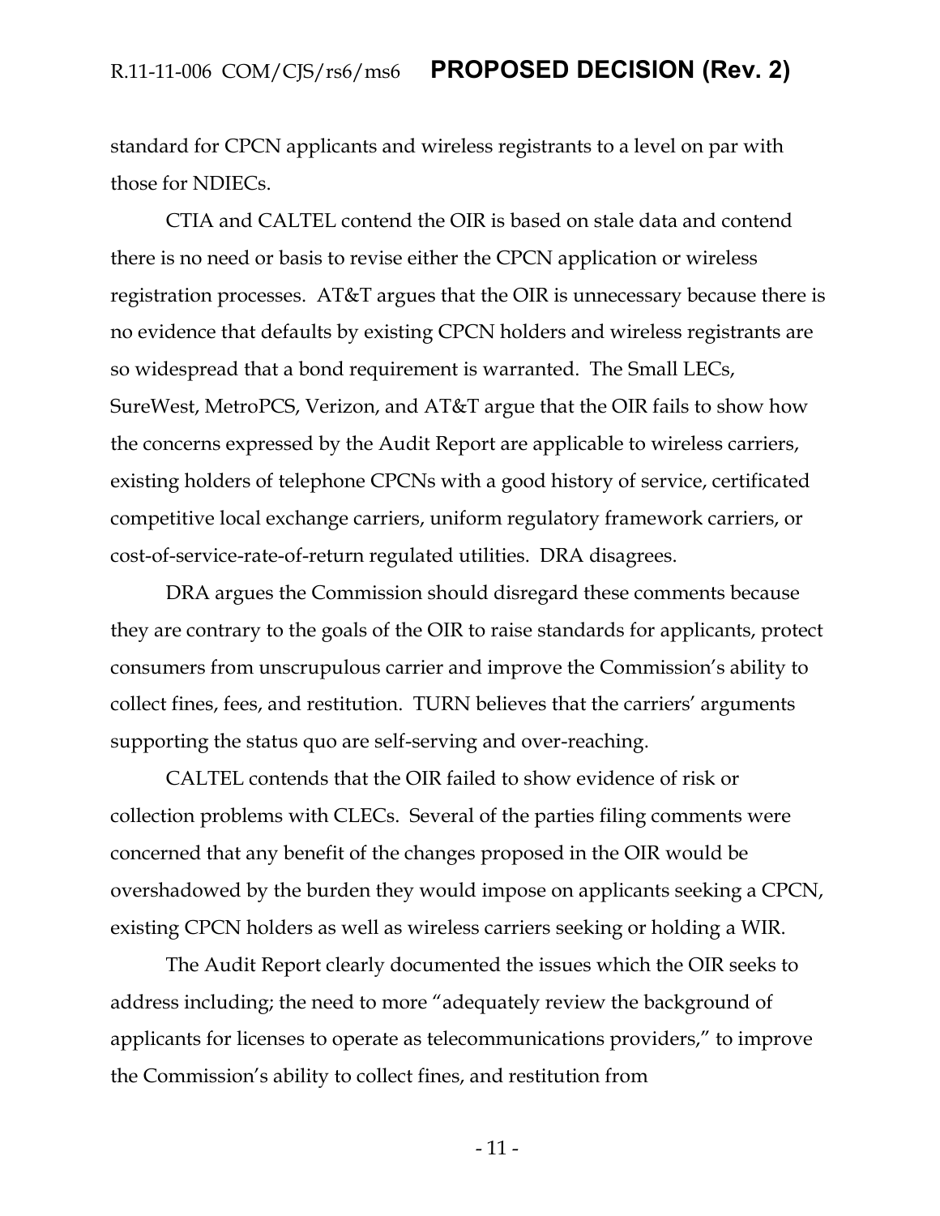standard for CPCN applicants and wireless registrants to a level on par with those for NDIECs.

CTIA and CALTEL contend the OIR is based on stale data and contend there is no need or basis to revise either the CPCN application or wireless registration processes. AT&T argues that the OIR is unnecessary because there is no evidence that defaults by existing CPCN holders and wireless registrants are so widespread that a bond requirement is warranted. The Small LECs, SureWest, MetroPCS, Verizon, and AT&T argue that the OIR fails to show how the concerns expressed by the Audit Report are applicable to wireless carriers, existing holders of telephone CPCNs with a good history of service, certificated competitive local exchange carriers, uniform regulatory framework carriers, or cost-of-service-rate-of-return regulated utilities. DRA disagrees.

DRA argues the Commission should disregard these comments because they are contrary to the goals of the OIR to raise standards for applicants, protect consumers from unscrupulous carrier and improve the Commission's ability to collect fines, fees, and restitution. TURN believes that the carriers' arguments supporting the status quo are self-serving and over-reaching.

CALTEL contends that the OIR failed to show evidence of risk or collection problems with CLECs. Several of the parties filing comments were concerned that any benefit of the changes proposed in the OIR would be overshadowed by the burden they would impose on applicants seeking a CPCN, existing CPCN holders as well as wireless carriers seeking or holding a WIR.

The Audit Report clearly documented the issues which the OIR seeks to address including; the need to more "adequately review the background of applicants for licenses to operate as telecommunications providers," to improve the Commission's ability to collect fines, and restitution from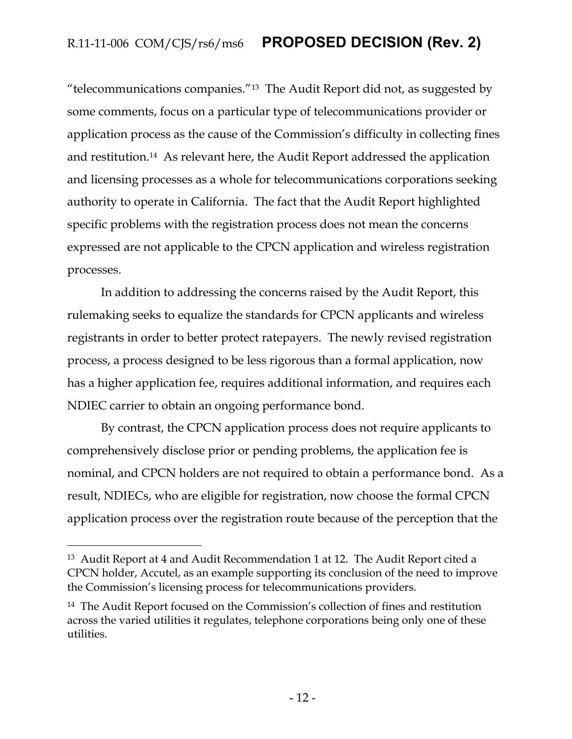"telecommunications companies."[13] The Audit Report did not, as suggested by some comments, focus on a particular type of telecommunications provider or application process as the cause of the Commission's difficulty in collecting fines and restitution.[14] As relevant here, the Audit Report addressed the application and licensing processes as a whole for telecommunications corporations seeking authority to operate in California. The fact that the Audit Report highlighted specific problems with the registration process does not mean the concerns expressed are not applicable to the CPCN application and wireless registration processes.

In addition to addressing the concerns raised by the Audit Report, this rulemaking seeks to equalize the standards for CPCN applicants and wireless registrants in order to better protect ratepayers. The newly revised registration process, a process designed to be less rigorous than a formal application, now has a higher application fee, requires additional information, and requires each NDIEC carrier to obtain an ongoing performance bond.

By contrast, the CPCN application process does not require applicants to comprehensively disclose prior or pending problems, the application fee is nominal, and CPCN holders are not required to obtain a performance bond. As a result, NDIECs, who are eligible for registration, now choose the formal CPCN application process over the registration route because of the perception that the

---

[13] Audit Report at 4 and Audit Recommendation 1 at 12. The Audit Report cited a CPCN holder, Accutel, as an example supporting its conclusion of the need to improve the Commission's licensing process for telecommunications providers.

[14] The Audit Report focused on the Commission's collection of fines and restitution across the varied utilities it regulates, telephone corporations being only one of these utilities.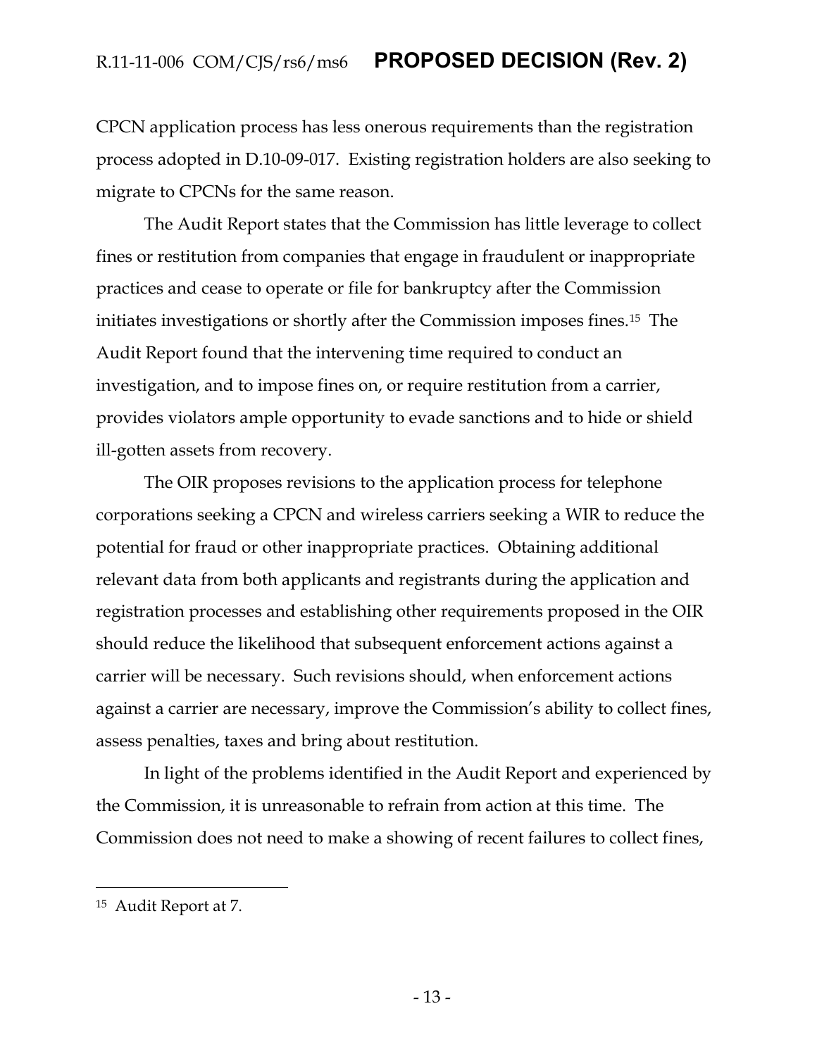CPCN application process has less onerous requirements than the registration process adopted in D.10-09-017. Existing registration holders are also seeking to migrate to CPCNs for the same reason.

The Audit Report states that the Commission has little leverage to collect fines or restitution from companies that engage in fraudulent or inappropriate practices and cease to operate or file for bankruptcy after the Commission initiates investigations or shortly after the Commission imposes fines.[15] The Audit Report found that the intervening time required to conduct an investigation, and to impose fines on, or require restitution from a carrier, provides violators ample opportunity to evade sanctions and to hide or shield ill-gotten assets from recovery.

The OIR proposes revisions to the application process for telephone corporations seeking a CPCN and wireless carriers seeking a WIR to reduce the potential for fraud or other inappropriate practices. Obtaining additional relevant data from both applicants and registrants during the application and registration processes and establishing other requirements proposed in the OIR should reduce the likelihood that subsequent enforcement actions against a carrier will be necessary. Such revisions should, when enforcement actions against a carrier are necessary, improve the Commission's ability to collect fines, assess penalties, taxes and bring about restitution.

In light of the problems identified in the Audit Report and experienced by the Commission, it is unreasonable to refrain from action at this time. The Commission does not need to make a showing of recent failures to collect fines,

---

[15] Audit Report at 7.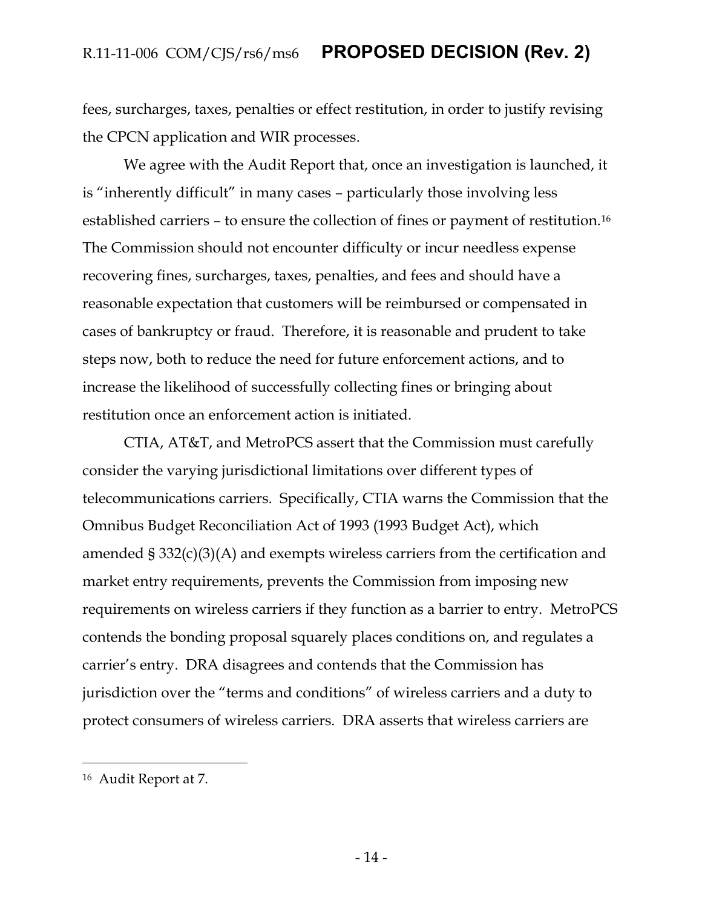fees, surcharges, taxes, penalties or effect restitution, in order to justify revising the CPCN application and WIR processes.

We agree with the Audit Report that, once an investigation is launched, it is "inherently difficult" in many cases – particularly those involving less established carriers – to ensure the collection of fines or payment of restitution.[16] The Commission should not encounter difficulty or incur needless expense recovering fines, surcharges, taxes, penalties, and fees and should have a reasonable expectation that customers will be reimbursed or compensated in cases of bankruptcy or fraud. Therefore, it is reasonable and prudent to take steps now, both to reduce the need for future enforcement actions, and to increase the likelihood of successfully collecting fines or bringing about restitution once an enforcement action is initiated.

CTIA, AT&T, and MetroPCS assert that the Commission must carefully consider the varying jurisdictional limitations over different types of telecommunications carriers. Specifically, CTIA warns the Commission that the Omnibus Budget Reconciliation Act of 1993 (1993 Budget Act), which amended § 332(c)(3)(A) and exempts wireless carriers from the certification and market entry requirements, prevents the Commission from imposing new requirements on wireless carriers if they function as a barrier to entry. MetroPCS contends the bonding proposal squarely places conditions on, and regulates a carrier's entry. DRA disagrees and contends that the Commission has jurisdiction over the "terms and conditions" of wireless carriers and a duty to protect consumers of wireless carriers. DRA asserts that wireless carriers are

---

[16] Audit Report at 7.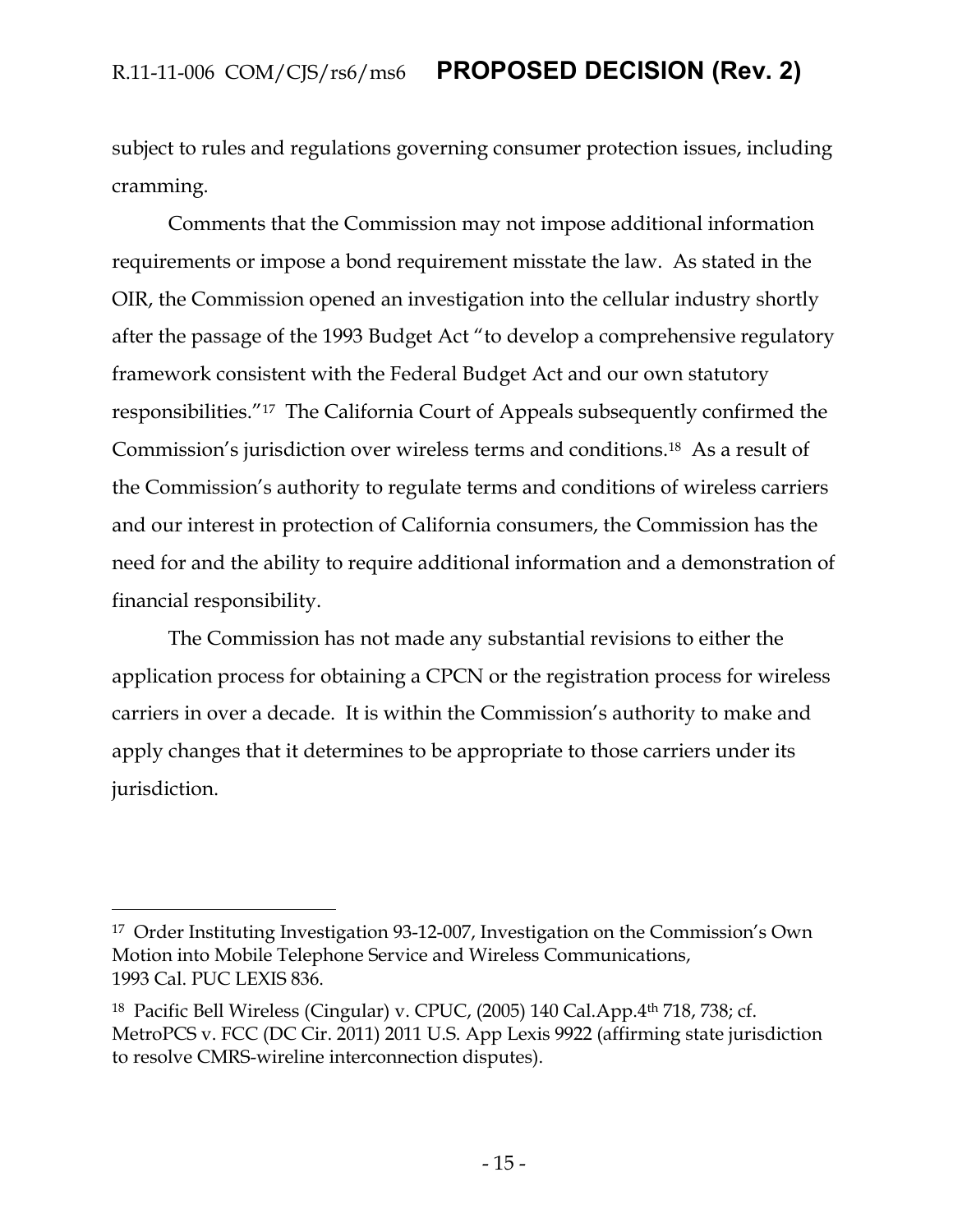subject to rules and regulations governing consumer protection issues, including cramming.

Comments that the Commission may not impose additional information requirements or impose a bond requirement misstate the law. As stated in the OIR, the Commission opened an investigation into the cellular industry shortly after the passage of the 1993 Budget Act "to develop a comprehensive regulatory framework consistent with the Federal Budget Act and our own statutory responsibilities."[17] The California Court of Appeals subsequently confirmed the Commission's jurisdiction over wireless terms and conditions.[18] As a result of the Commission's authority to regulate terms and conditions of wireless carriers and our interest in protection of California consumers, the Commission has the need for and the ability to require additional information and a demonstration of financial responsibility.

The Commission has not made any substantial revisions to either the application process for obtaining a CPCN or the registration process for wireless carriers in over a decade. It is within the Commission's authority to make and apply changes that it determines to be appropriate to those carriers under its jurisdiction.

---

[17] Order Instituting Investigation 93-12-007, Investigation on the Commission's Own Motion into Mobile Telephone Service and Wireless Communications, 1993 Cal. PUC LEXIS 836.

[18] Pacific Bell Wireless (Cingular) v. CPUC, (2005) 140 Cal.App.4th 718, 738; cf. MetroPCS v. FCC (DC Cir. 2011) 2011 U.S. App Lexis 9922 (affirming state jurisdiction to resolve CMRS-wireline interconnection disputes).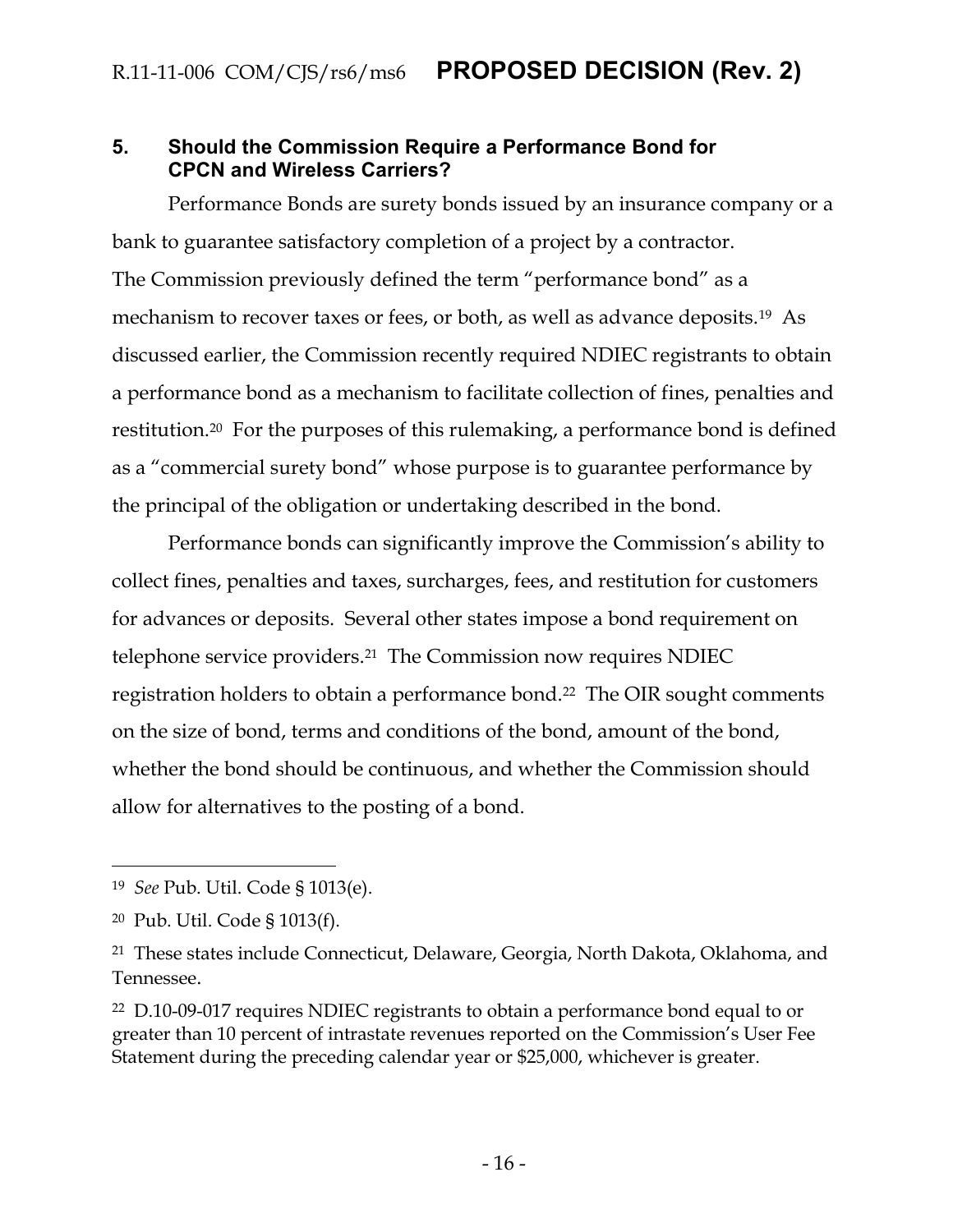## 5. Should the Commission Require a Performance Bond for CPCN and Wireless Carriers?

Performance Bonds are surety bonds issued by an insurance company or a bank to guarantee satisfactory completion of a project by a contractor. The Commission previously defined the term "performance bond" as a mechanism to recover taxes or fees, or both, as well as advance deposits.[19] As discussed earlier, the Commission recently required NDIEC registrants to obtain a performance bond as a mechanism to facilitate collection of fines, penalties and restitution.[20] For the purposes of this rulemaking, a performance bond is defined as a "commercial surety bond" whose purpose is to guarantee performance by the principal of the obligation or undertaking described in the bond.

Performance bonds can significantly improve the Commission's ability to collect fines, penalties and taxes, surcharges, fees, and restitution for customers for advances or deposits. Several other states impose a bond requirement on telephone service providers.[21] The Commission now requires NDIEC registration holders to obtain a performance bond.[22] The OIR sought comments on the size of bond, terms and conditions of the bond, amount of the bond, whether the bond should be continuous, and whether the Commission should allow for alternatives to the posting of a bond.

---

[19] *See* Pub. Util. Code § 1013(e).

[20] Pub. Util. Code § 1013(f).

[21] These states include Connecticut, Delaware, Georgia, North Dakota, Oklahoma, and Tennessee.

[22] D.10-09-017 requires NDIEC registrants to obtain a performance bond equal to or greater than 10 percent of intrastate revenues reported on the Commission's User Fee Statement during the preceding calendar year or $25,000, whichever is greater.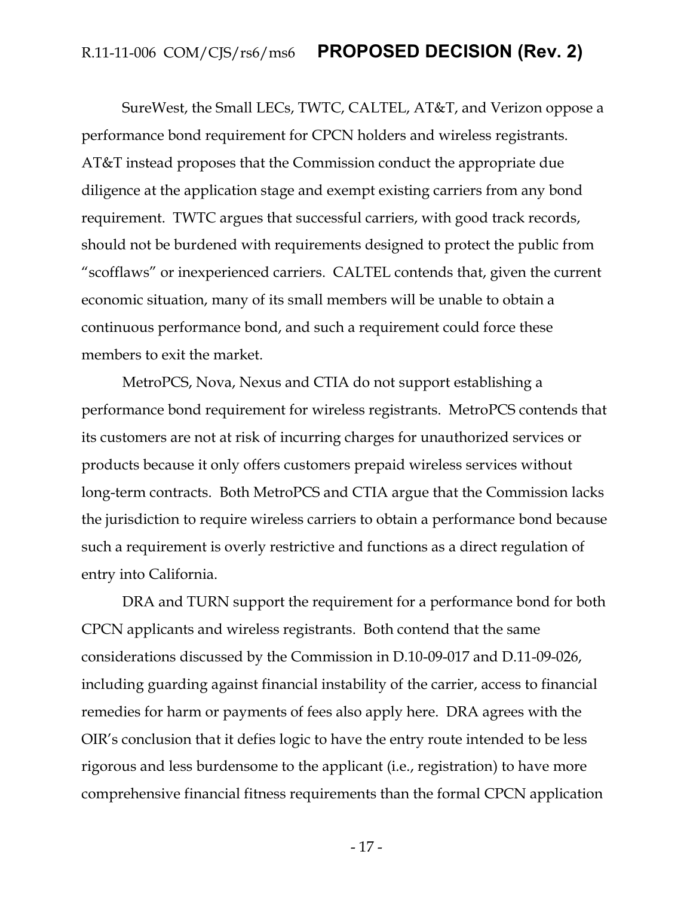SureWest, the Small LECs, TWTC, CALTEL, AT&T, and Verizon oppose a performance bond requirement for CPCN holders and wireless registrants. AT&T instead proposes that the Commission conduct the appropriate due diligence at the application stage and exempt existing carriers from any bond requirement. TWTC argues that successful carriers, with good track records, should not be burdened with requirements designed to protect the public from "scofflaws" or inexperienced carriers. CALTEL contends that, given the current economic situation, many of its small members will be unable to obtain a continuous performance bond, and such a requirement could force these members to exit the market.

MetroPCS, Nova, Nexus and CTIA do not support establishing a performance bond requirement for wireless registrants. MetroPCS contends that its customers are not at risk of incurring charges for unauthorized services or products because it only offers customers prepaid wireless services without long-term contracts. Both MetroPCS and CTIA argue that the Commission lacks the jurisdiction to require wireless carriers to obtain a performance bond because such a requirement is overly restrictive and functions as a direct regulation of entry into California.

DRA and TURN support the requirement for a performance bond for both CPCN applicants and wireless registrants. Both contend that the same considerations discussed by the Commission in D.10-09-017 and D.11-09-026, including guarding against financial instability of the carrier, access to financial remedies for harm or payments of fees also apply here. DRA agrees with the OIR's conclusion that it defies logic to have the entry route intended to be less rigorous and less burdensome to the applicant (i.e., registration) to have more comprehensive financial fitness requirements than the formal CPCN application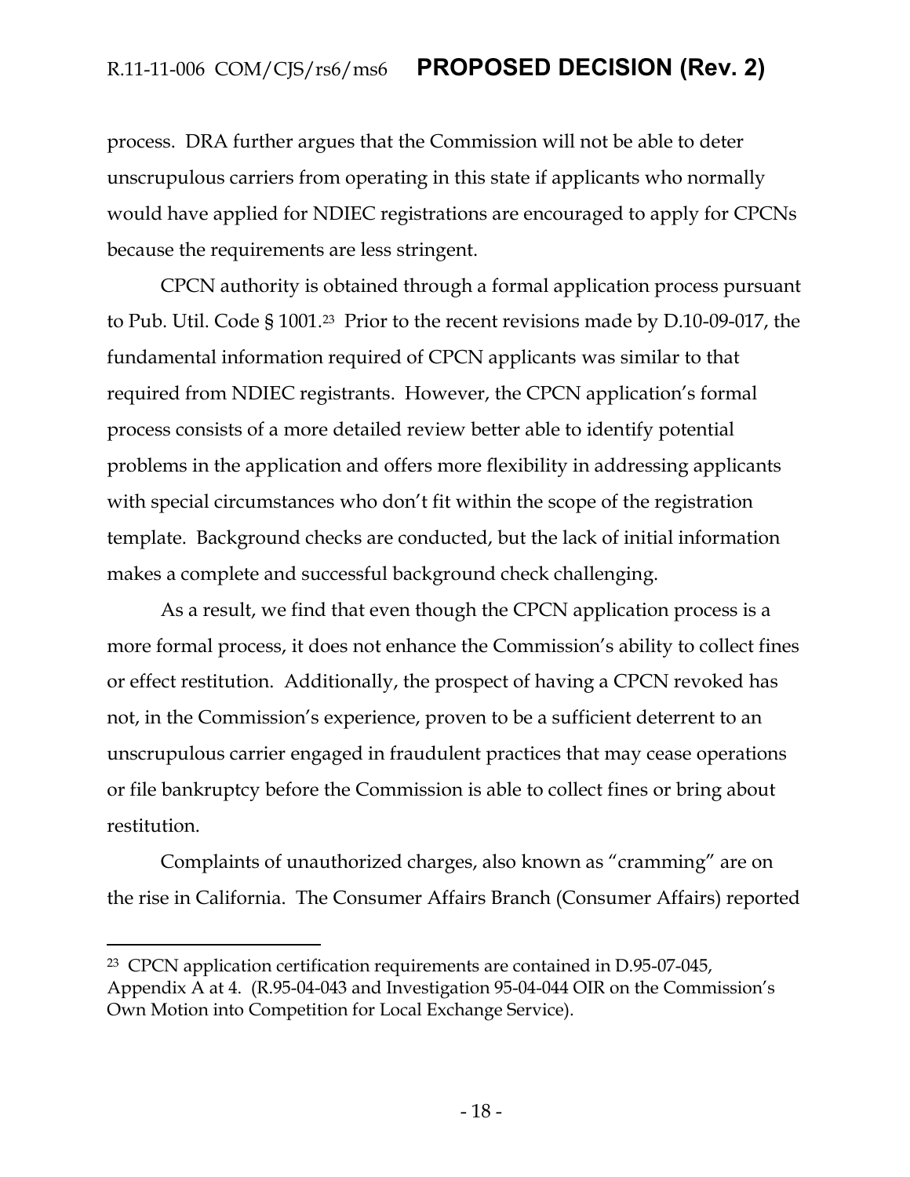process. DRA further argues that the Commission will not be able to deter unscrupulous carriers from operating in this state if applicants who normally would have applied for NDIEC registrations are encouraged to apply for CPCNs because the requirements are less stringent.

CPCN authority is obtained through a formal application process pursuant to Pub. Util. Code § 1001.[23] Prior to the recent revisions made by D.10-09-017, the fundamental information required of CPCN applicants was similar to that required from NDIEC registrants. However, the CPCN application's formal process consists of a more detailed review better able to identify potential problems in the application and offers more flexibility in addressing applicants with special circumstances who don't fit within the scope of the registration template. Background checks are conducted, but the lack of initial information makes a complete and successful background check challenging.

As a result, we find that even though the CPCN application process is a more formal process, it does not enhance the Commission's ability to collect fines or effect restitution. Additionally, the prospect of having a CPCN revoked has not, in the Commission's experience, proven to be a sufficient deterrent to an unscrupulous carrier engaged in fraudulent practices that may cease operations or file bankruptcy before the Commission is able to collect fines or bring about restitution.

Complaints of unauthorized charges, also known as "cramming" are on the rise in California. The Consumer Affairs Branch (Consumer Affairs) reported

---

[23] CPCN application certification requirements are contained in D.95-07-045, Appendix A at 4. (R.95-04-043 and Investigation 95-04-044 OIR on the Commission's Own Motion into Competition for Local Exchange Service).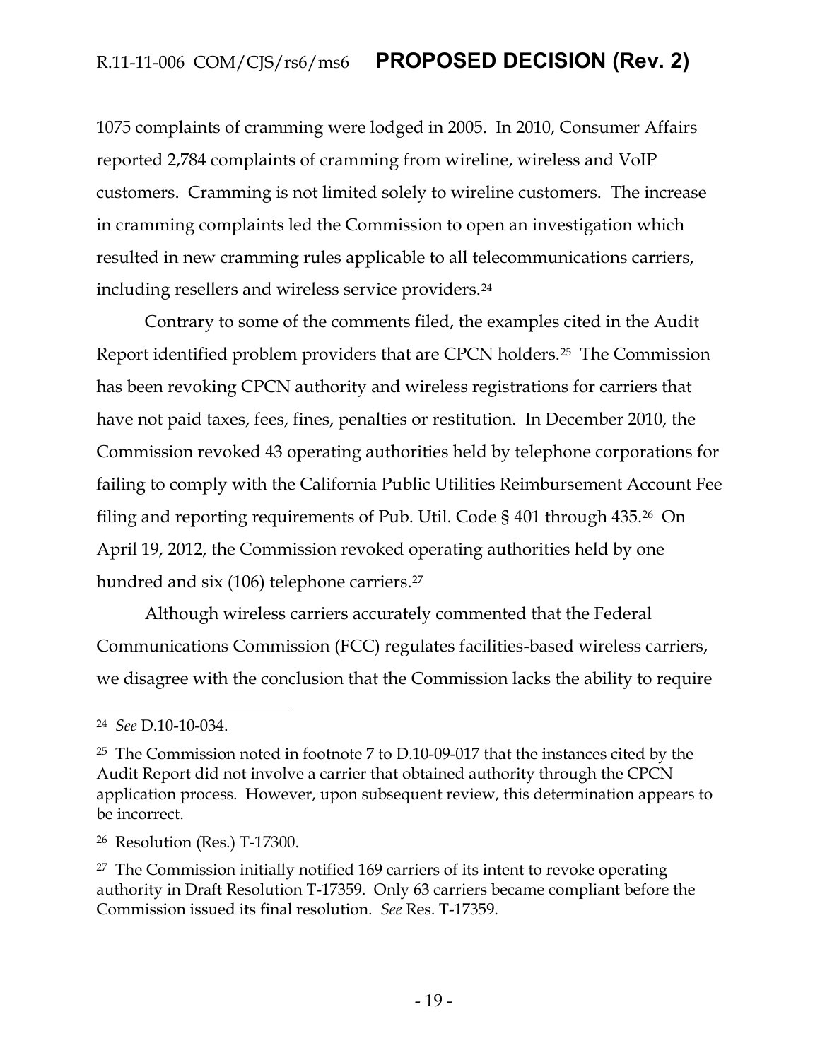1075 complaints of cramming were lodged in 2005. In 2010, Consumer Affairs reported 2,784 complaints of cramming from wireline, wireless and VoIP customers. Cramming is not limited solely to wireline customers. The increase in cramming complaints led the Commission to open an investigation which resulted in new cramming rules applicable to all telecommunications carriers, including resellers and wireless service providers.[24]

Contrary to some of the comments filed, the examples cited in the Audit Report identified problem providers that are CPCN holders.[25] The Commission has been revoking CPCN authority and wireless registrations for carriers that have not paid taxes, fees, fines, penalties or restitution. In December 2010, the Commission revoked 43 operating authorities held by telephone corporations for failing to comply with the California Public Utilities Reimbursement Account Fee filing and reporting requirements of Pub. Util. Code § 401 through 435.[26] On April 19, 2012, the Commission revoked operating authorities held by one hundred and six (106) telephone carriers.[27]

Although wireless carriers accurately commented that the Federal Communications Commission (FCC) regulates facilities-based wireless carriers, we disagree with the conclusion that the Commission lacks the ability to require

---

[24] *See* D.10-10-034.

[25] The Commission noted in footnote 7 to D.10-09-017 that the instances cited by the Audit Report did not involve a carrier that obtained authority through the CPCN application process. However, upon subsequent review, this determination appears to be incorrect.

[26] Resolution (Res.) T-17300.

[27] The Commission initially notified 169 carriers of its intent to revoke operating authority in Draft Resolution T-17359. Only 63 carriers became compliant before the Commission issued its final resolution. *See* Res. T-17359.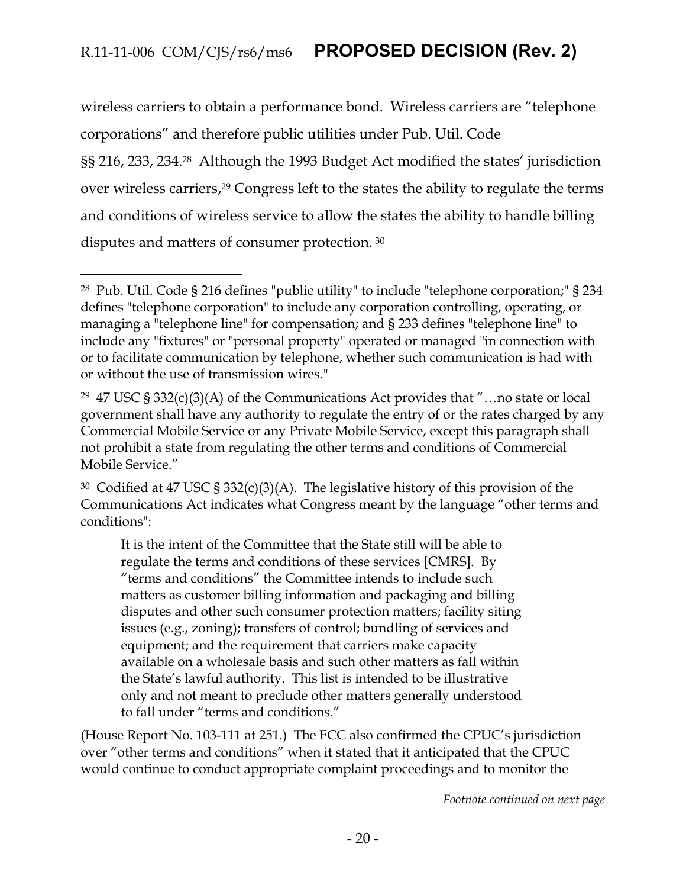wireless carriers to obtain a performance bond. Wireless carriers are "telephone corporations" and therefore public utilities under Pub. Util. Code §§ 216, 233, 234.[28] Although the 1993 Budget Act modified the states' jurisdiction over wireless carriers,[29] Congress left to the states the ability to regulate the terms and conditions of wireless service to allow the states the ability to handle billing disputes and matters of consumer protection.[30]

---

[28] Pub. Util. Code § 216 defines "public utility" to include "telephone corporation;" § 234 defines "telephone corporation" to include any corporation controlling, operating, or managing a "telephone line" for compensation; and § 233 defines "telephone line" to include any "fixtures" or "personal property" operated or managed "in connection with or to facilitate communication by telephone, whether such communication is had with or without the use of transmission wires."

[29] 47 USC § 332(c)(3)(A) of the Communications Act provides that "…no state or local government shall have any authority to regulate the entry of or the rates charged by any Commercial Mobile Service or any Private Mobile Service, except this paragraph shall not prohibit a state from regulating the other terms and conditions of Commercial Mobile Service."

[30] Codified at 47 USC § 332(c)(3)(A). The legislative history of this provision of the Communications Act indicates what Congress meant by the language "other terms and conditions":

> It is the intent of the Committee that the State still will be able to regulate the terms and conditions of these services [CMRS]. By "terms and conditions" the Committee intends to include such matters as customer billing information and packaging and billing disputes and other such consumer protection matters; facility siting issues (e.g., zoning); transfers of control; bundling of services and equipment; and the requirement that carriers make capacity available on a wholesale basis and such other matters as fall within the State's lawful authority. This list is intended to be illustrative only and not meant to preclude other matters generally understood to fall under "terms and conditions."

(House Report No. 103-111 at 251.) The FCC also confirmed the CPUC's jurisdiction over "other terms and conditions" when it stated that it anticipated that the CPUC would continue to conduct appropriate complaint proceedings and to monitor the

*Footnote continued on next page*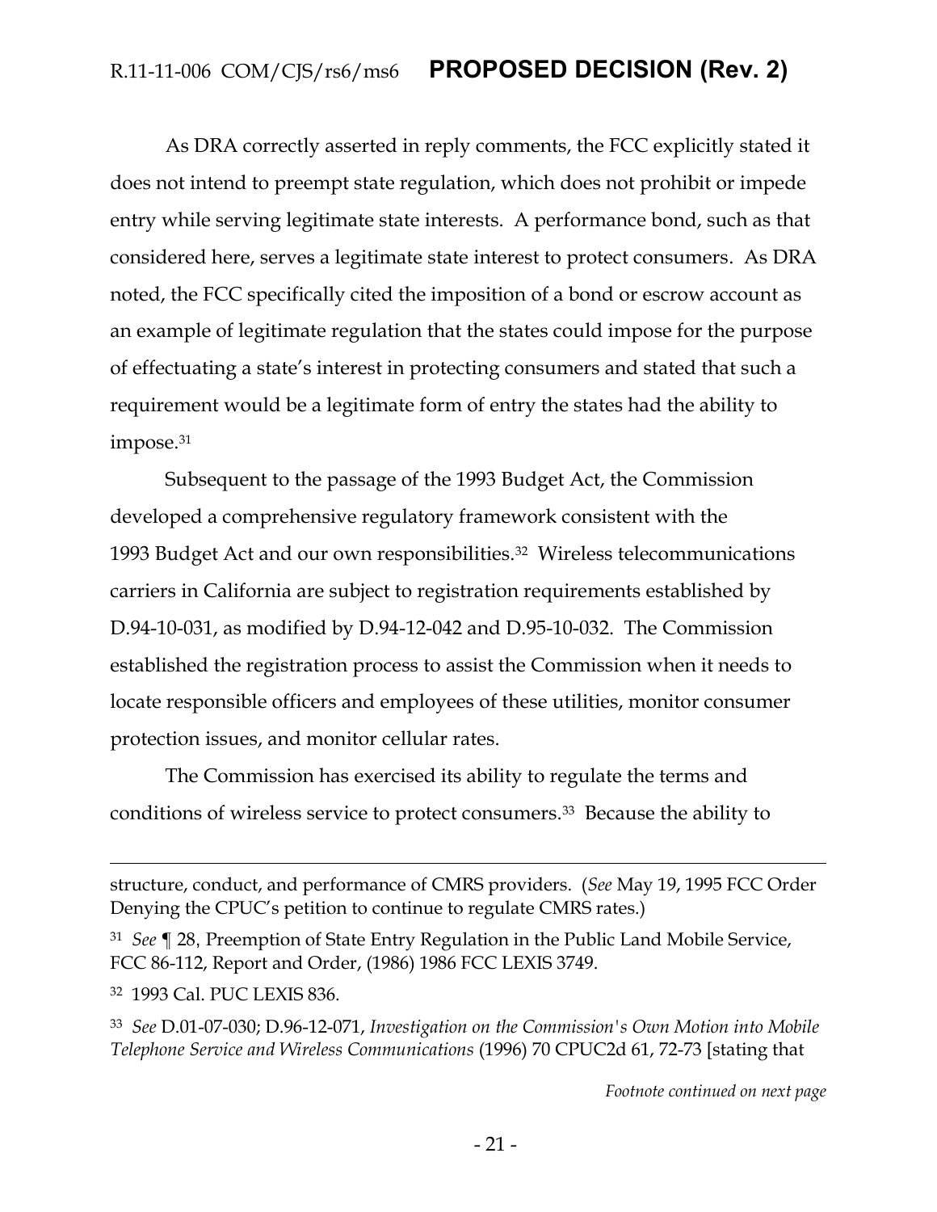As DRA correctly asserted in reply comments, the FCC explicitly stated it does not intend to preempt state regulation, which does not prohibit or impede entry while serving legitimate state interests. A performance bond, such as that considered here, serves a legitimate state interest to protect consumers. As DRA noted, the FCC specifically cited the imposition of a bond or escrow account as an example of legitimate regulation that the states could impose for the purpose of effectuating a state's interest in protecting consumers and stated that such a requirement would be a legitimate form of entry the states had the ability to impose.[31]

Subsequent to the passage of the 1993 Budget Act, the Commission developed a comprehensive regulatory framework consistent with the 1993 Budget Act and our own responsibilities.[32] Wireless telecommunications carriers in California are subject to registration requirements established by D.94-10-031, as modified by D.94-12-042 and D.95-10-032. The Commission established the registration process to assist the Commission when it needs to locate responsible officers and employees of these utilities, monitor consumer protection issues, and monitor cellular rates.

The Commission has exercised its ability to regulate the terms and conditions of wireless service to protect consumers.[33] Because the ability to

---

structure, conduct, and performance of CMRS providers. (*See* May 19, 1995 FCC Order Denying the CPUC's petition to continue to regulate CMRS rates.)

[31] *See* ¶ 28, Preemption of State Entry Regulation in the Public Land Mobile Service, FCC 86-112, Report and Order, (1986) 1986 FCC LEXIS 3749.

[32] 1993 Cal. PUC LEXIS 836.

[33] *See* D.01-07-030; D.96-12-071, *Investigation on the Commission's Own Motion into Mobile Telephone Service and Wireless Communications* (1996) 70 CPUC2d 61, 72-73 [stating that

*Footnote continued on next page*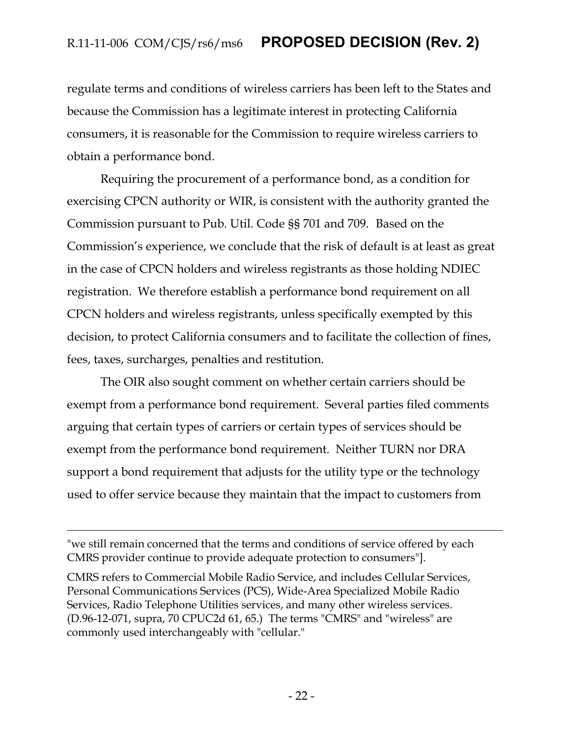regulate terms and conditions of wireless carriers has been left to the States and because the Commission has a legitimate interest in protecting California consumers, it is reasonable for the Commission to require wireless carriers to obtain a performance bond.

Requiring the procurement of a performance bond, as a condition for exercising CPCN authority or WIR, is consistent with the authority granted the Commission pursuant to Pub. Util. Code §§ 701 and 709. Based on the Commission's experience, we conclude that the risk of default is at least as great in the case of CPCN holders and wireless registrants as those holding NDIEC registration. We therefore establish a performance bond requirement on all CPCN holders and wireless registrants, unless specifically exempted by this decision, to protect California consumers and to facilitate the collection of fines, fees, taxes, surcharges, penalties and restitution.

The OIR also sought comment on whether certain carriers should be exempt from a performance bond requirement. Several parties filed comments arguing that certain types of carriers or certain types of services should be exempt from the performance bond requirement. Neither TURN nor DRA support a bond requirement that adjusts for the utility type or the technology used to offer service because they maintain that the impact to customers from

---

"we still remain concerned that the terms and conditions of service offered by each CMRS provider continue to provide adequate protection to consumers"].

CMRS refers to Commercial Mobile Radio Service, and includes Cellular Services, Personal Communications Services (PCS), Wide-Area Specialized Mobile Radio Services, Radio Telephone Utilities services, and many other wireless services. (D.96-12-071, supra, 70 CPUC2d 61, 65.) The terms "CMRS" and "wireless" are commonly used interchangeably with "cellular."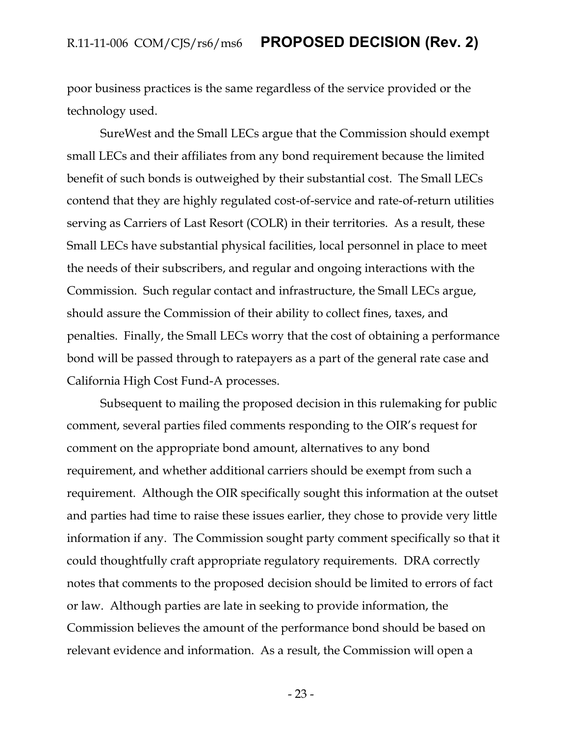poor business practices is the same regardless of the service provided or the technology used.

SureWest and the Small LECs argue that the Commission should exempt small LECs and their affiliates from any bond requirement because the limited benefit of such bonds is outweighed by their substantial cost. The Small LECs contend that they are highly regulated cost-of-service and rate-of-return utilities serving as Carriers of Last Resort (COLR) in their territories. As a result, these Small LECs have substantial physical facilities, local personnel in place to meet the needs of their subscribers, and regular and ongoing interactions with the Commission. Such regular contact and infrastructure, the Small LECs argue, should assure the Commission of their ability to collect fines, taxes, and penalties. Finally, the Small LECs worry that the cost of obtaining a performance bond will be passed through to ratepayers as a part of the general rate case and California High Cost Fund-A processes.

Subsequent to mailing the proposed decision in this rulemaking for public comment, several parties filed comments responding to the OIR's request for comment on the appropriate bond amount, alternatives to any bond requirement, and whether additional carriers should be exempt from such a requirement. Although the OIR specifically sought this information at the outset and parties had time to raise these issues earlier, they chose to provide very little information if any. The Commission sought party comment specifically so that it could thoughtfully craft appropriate regulatory requirements. DRA correctly notes that comments to the proposed decision should be limited to errors of fact or law. Although parties are late in seeking to provide information, the Commission believes the amount of the performance bond should be based on relevant evidence and information. As a result, the Commission will open a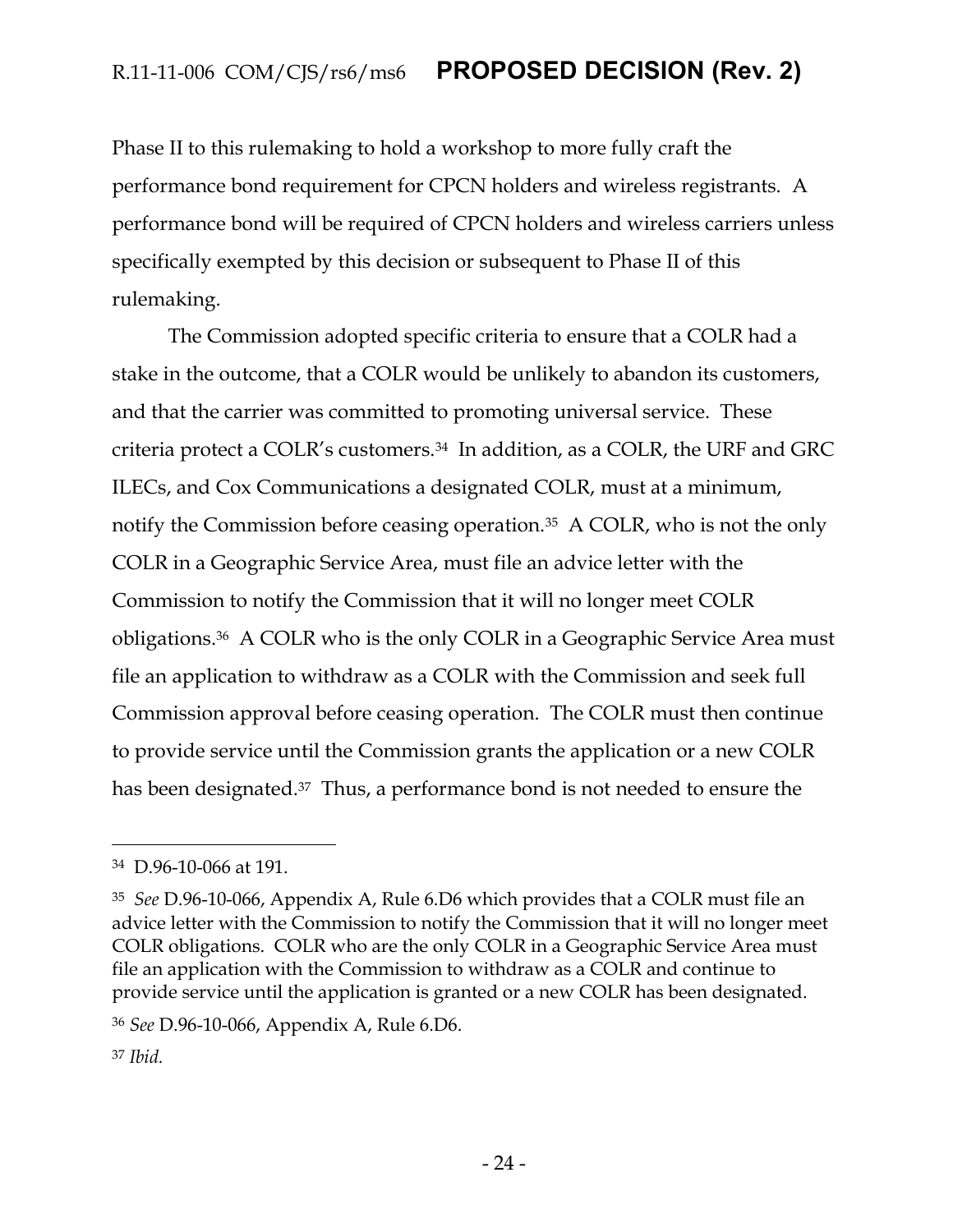Phase II to this rulemaking to hold a workshop to more fully craft the performance bond requirement for CPCN holders and wireless registrants. A performance bond will be required of CPCN holders and wireless carriers unless specifically exempted by this decision or subsequent to Phase II of this rulemaking.

The Commission adopted specific criteria to ensure that a COLR had a stake in the outcome, that a COLR would be unlikely to abandon its customers, and that the carrier was committed to promoting universal service. These criteria protect a COLR's customers.[34] In addition, as a COLR, the URF and GRC ILECs, and Cox Communications a designated COLR, must at a minimum, notify the Commission before ceasing operation.[35] A COLR, who is not the only COLR in a Geographic Service Area, must file an advice letter with the Commission to notify the Commission that it will no longer meet COLR obligations.[36] A COLR who is the only COLR in a Geographic Service Area must file an application to withdraw as a COLR with the Commission and seek full Commission approval before ceasing operation. The COLR must then continue to provide service until the Commission grants the application or a new COLR has been designated.[37] Thus, a performance bond is not needed to ensure the

---

[34] D.96-10-066 at 191.

[35] *See* D.96-10-066, Appendix A, Rule 6.D6 which provides that a COLR must file an advice letter with the Commission to notify the Commission that it will no longer meet COLR obligations. COLR who are the only COLR in a Geographic Service Area must file an application with the Commission to withdraw as a COLR and continue to provide service until the application is granted or a new COLR has been designated.

[36] *See* D.96-10-066, Appendix A, Rule 6.D6.

[37] *Ibid.*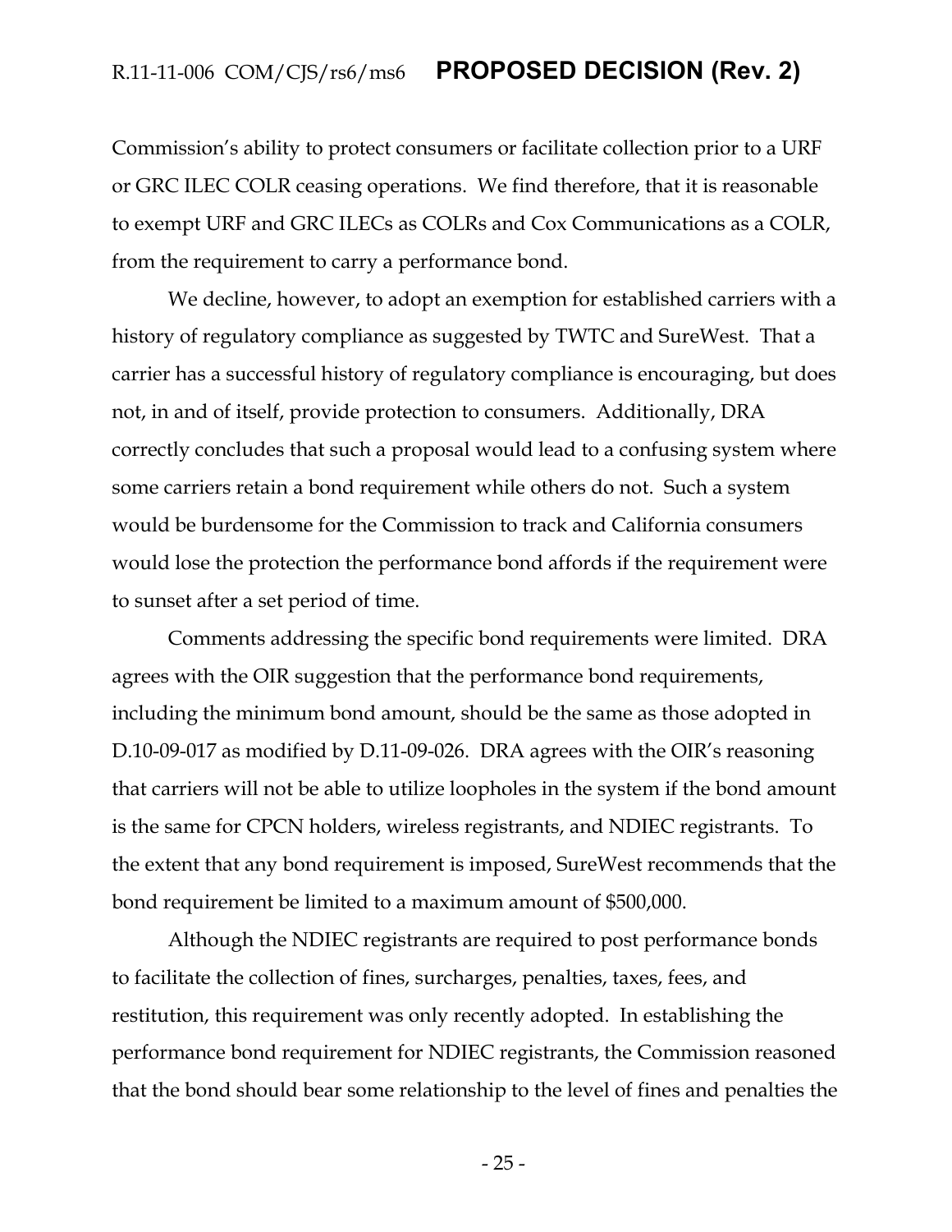Commission's ability to protect consumers or facilitate collection prior to a URF or GRC ILEC COLR ceasing operations. We find therefore, that it is reasonable to exempt URF and GRC ILECs as COLRs and Cox Communications as a COLR, from the requirement to carry a performance bond.

We decline, however, to adopt an exemption for established carriers with a history of regulatory compliance as suggested by TWTC and SureWest. That a carrier has a successful history of regulatory compliance is encouraging, but does not, in and of itself, provide protection to consumers. Additionally, DRA correctly concludes that such a proposal would lead to a confusing system where some carriers retain a bond requirement while others do not. Such a system would be burdensome for the Commission to track and California consumers would lose the protection the performance bond affords if the requirement were to sunset after a set period of time.

Comments addressing the specific bond requirements were limited. DRA agrees with the OIR suggestion that the performance bond requirements, including the minimum bond amount, should be the same as those adopted in D.10-09-017 as modified by D.11-09-026. DRA agrees with the OIR's reasoning that carriers will not be able to utilize loopholes in the system if the bond amount is the same for CPCN holders, wireless registrants, and NDIEC registrants. To the extent that any bond requirement is imposed, SureWest recommends that the bond requirement be limited to a maximum amount of $500,000.

Although the NDIEC registrants are required to post performance bonds to facilitate the collection of fines, surcharges, penalties, taxes, fees, and restitution, this requirement was only recently adopted. In establishing the performance bond requirement for NDIEC registrants, the Commission reasoned that the bond should bear some relationship to the level of fines and penalties the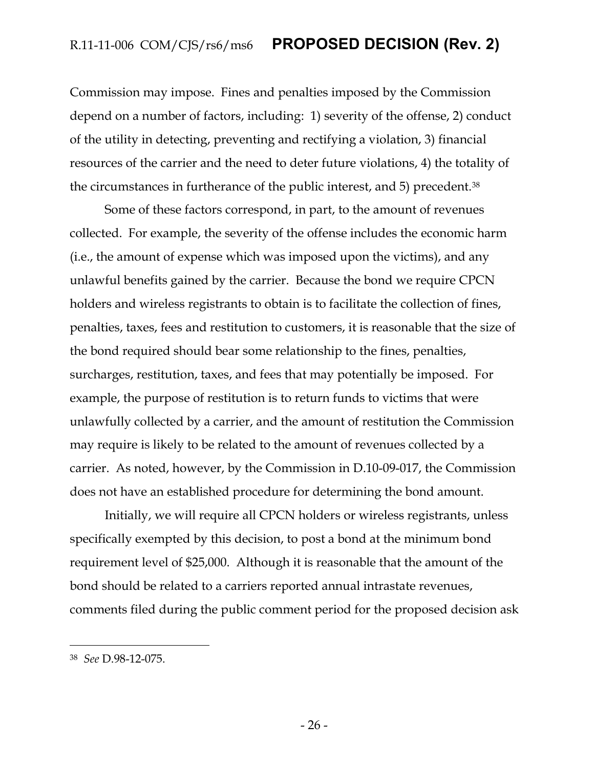Commission may impose. Fines and penalties imposed by the Commission depend on a number of factors, including: 1) severity of the offense, 2) conduct of the utility in detecting, preventing and rectifying a violation, 3) financial resources of the carrier and the need to deter future violations, 4) the totality of the circumstances in furtherance of the public interest, and 5) precedent.[38]

Some of these factors correspond, in part, to the amount of revenues collected. For example, the severity of the offense includes the economic harm (i.e., the amount of expense which was imposed upon the victims), and any unlawful benefits gained by the carrier. Because the bond we require CPCN holders and wireless registrants to obtain is to facilitate the collection of fines, penalties, taxes, fees and restitution to customers, it is reasonable that the size of the bond required should bear some relationship to the fines, penalties, surcharges, restitution, taxes, and fees that may potentially be imposed. For example, the purpose of restitution is to return funds to victims that were unlawfully collected by a carrier, and the amount of restitution the Commission may require is likely to be related to the amount of revenues collected by a carrier. As noted, however, by the Commission in D.10-09-017, the Commission does not have an established procedure for determining the bond amount.

Initially, we will require all CPCN holders or wireless registrants, unless specifically exempted by this decision, to post a bond at the minimum bond requirement level of $25,000. Although it is reasonable that the amount of the bond should be related to a carriers reported annual intrastate revenues, comments filed during the public comment period for the proposed decision ask

---

[38] *See* D.98-12-075.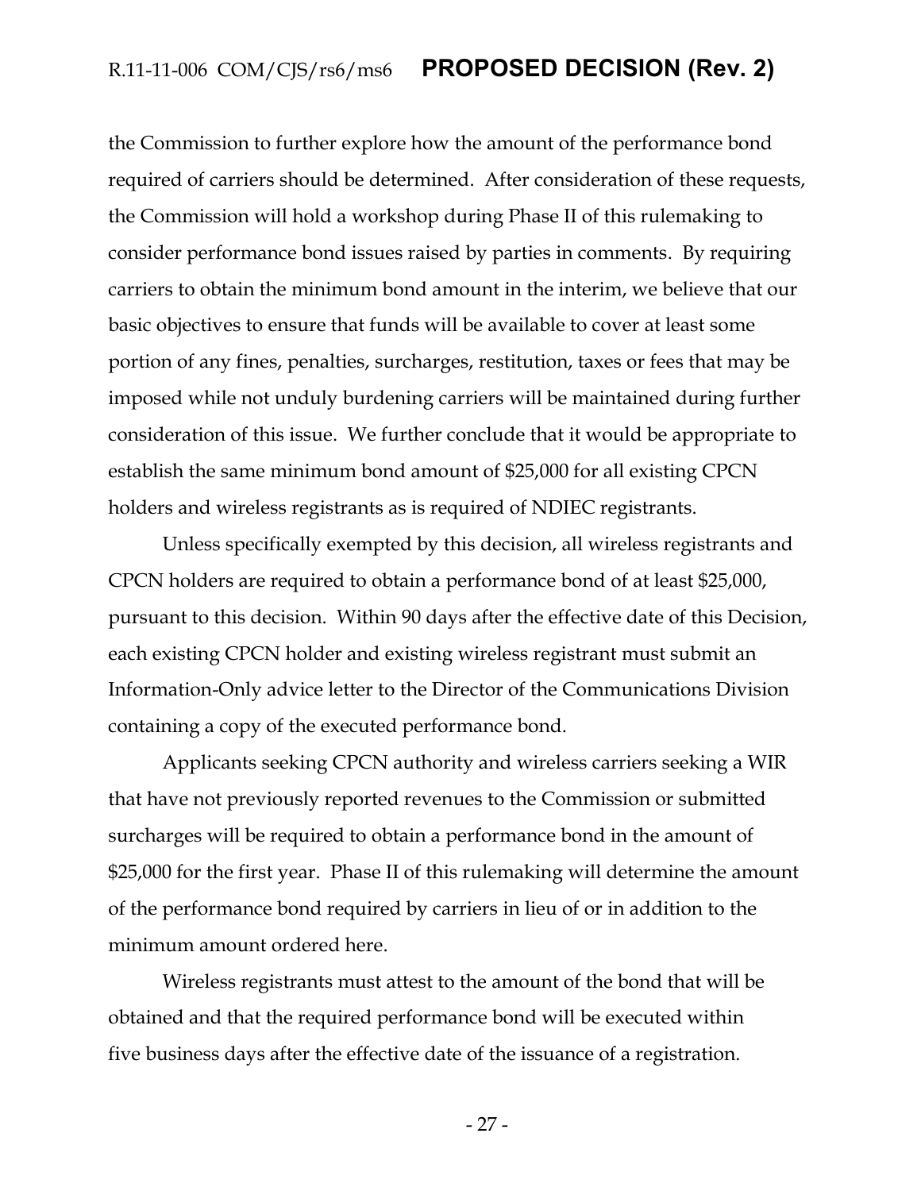the Commission to further explore how the amount of the performance bond required of carriers should be determined. After consideration of these requests, the Commission will hold a workshop during Phase II of this rulemaking to consider performance bond issues raised by parties in comments. By requiring carriers to obtain the minimum bond amount in the interim, we believe that our basic objectives to ensure that funds will be available to cover at least some portion of any fines, penalties, surcharges, restitution, taxes or fees that may be imposed while not unduly burdening carriers will be maintained during further consideration of this issue. We further conclude that it would be appropriate to establish the same minimum bond amount of $25,000 for all existing CPCN holders and wireless registrants as is required of NDIEC registrants.

Unless specifically exempted by this decision, all wireless registrants and CPCN holders are required to obtain a performance bond of at least $25,000, pursuant to this decision. Within 90 days after the effective date of this Decision, each existing CPCN holder and existing wireless registrant must submit an Information-Only advice letter to the Director of the Communications Division containing a copy of the executed performance bond.

Applicants seeking CPCN authority and wireless carriers seeking a WIR that have not previously reported revenues to the Commission or submitted surcharges will be required to obtain a performance bond in the amount of $25,000 for the first year. Phase II of this rulemaking will determine the amount of the performance bond required by carriers in lieu of or in addition to the minimum amount ordered here.

Wireless registrants must attest to the amount of the bond that will be obtained and that the required performance bond will be executed within five business days after the effective date of the issuance of a registration.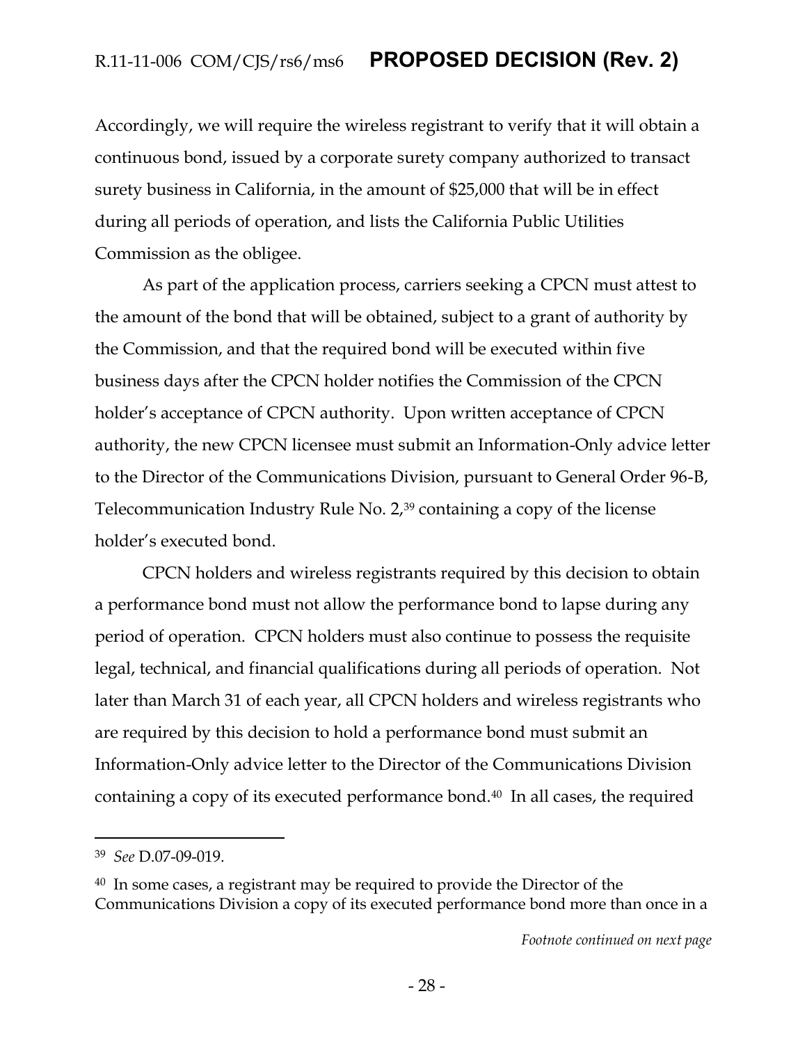Accordingly, we will require the wireless registrant to verify that it will obtain a continuous bond, issued by a corporate surety company authorized to transact surety business in California, in the amount of $25,000 that will be in effect during all periods of operation, and lists the California Public Utilities Commission as the obligee.

As part of the application process, carriers seeking a CPCN must attest to the amount of the bond that will be obtained, subject to a grant of authority by the Commission, and that the required bond will be executed within five business days after the CPCN holder notifies the Commission of the CPCN holder's acceptance of CPCN authority. Upon written acceptance of CPCN authority, the new CPCN licensee must submit an Information-Only advice letter to the Director of the Communications Division, pursuant to General Order 96-B, Telecommunication Industry Rule No. 2,[39] containing a copy of the license holder's executed bond.

CPCN holders and wireless registrants required by this decision to obtain a performance bond must not allow the performance bond to lapse during any period of operation. CPCN holders must also continue to possess the requisite legal, technical, and financial qualifications during all periods of operation. Not later than March 31 of each year, all CPCN holders and wireless registrants who are required by this decision to hold a performance bond must submit an Information-Only advice letter to the Director of the Communications Division containing a copy of its executed performance bond.[40] In all cases, the required

---

[39] *See* D.07-09-019.

[40] In some cases, a registrant may be required to provide the Director of the Communications Division a copy of its executed performance bond more than once in a

*Footnote continued on next page*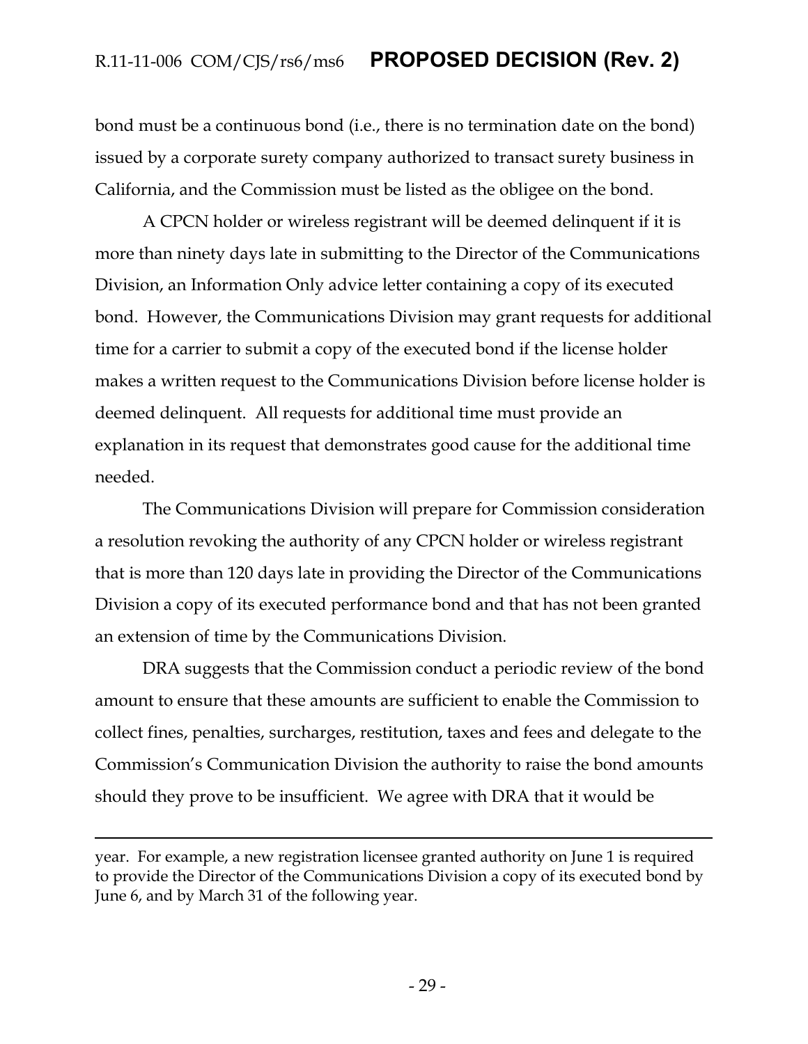bond must be a continuous bond (i.e., there is no termination date on the bond) issued by a corporate surety company authorized to transact surety business in California, and the Commission must be listed as the obligee on the bond.

A CPCN holder or wireless registrant will be deemed delinquent if it is more than ninety days late in submitting to the Director of the Communications Division, an Information Only advice letter containing a copy of its executed bond. However, the Communications Division may grant requests for additional time for a carrier to submit a copy of the executed bond if the license holder makes a written request to the Communications Division before license holder is deemed delinquent. All requests for additional time must provide an explanation in its request that demonstrates good cause for the additional time needed.

The Communications Division will prepare for Commission consideration a resolution revoking the authority of any CPCN holder or wireless registrant that is more than 120 days late in providing the Director of the Communications Division a copy of its executed performance bond and that has not been granted an extension of time by the Communications Division.

DRA suggests that the Commission conduct a periodic review of the bond amount to ensure that these amounts are sufficient to enable the Commission to collect fines, penalties, surcharges, restitution, taxes and fees and delegate to the Commission's Communication Division the authority to raise the bond amounts should they prove to be insufficient. We agree with DRA that it would be

---

year. For example, a new registration licensee granted authority on June 1 is required to provide the Director of the Communications Division a copy of its executed bond by June 6, and by March 31 of the following year.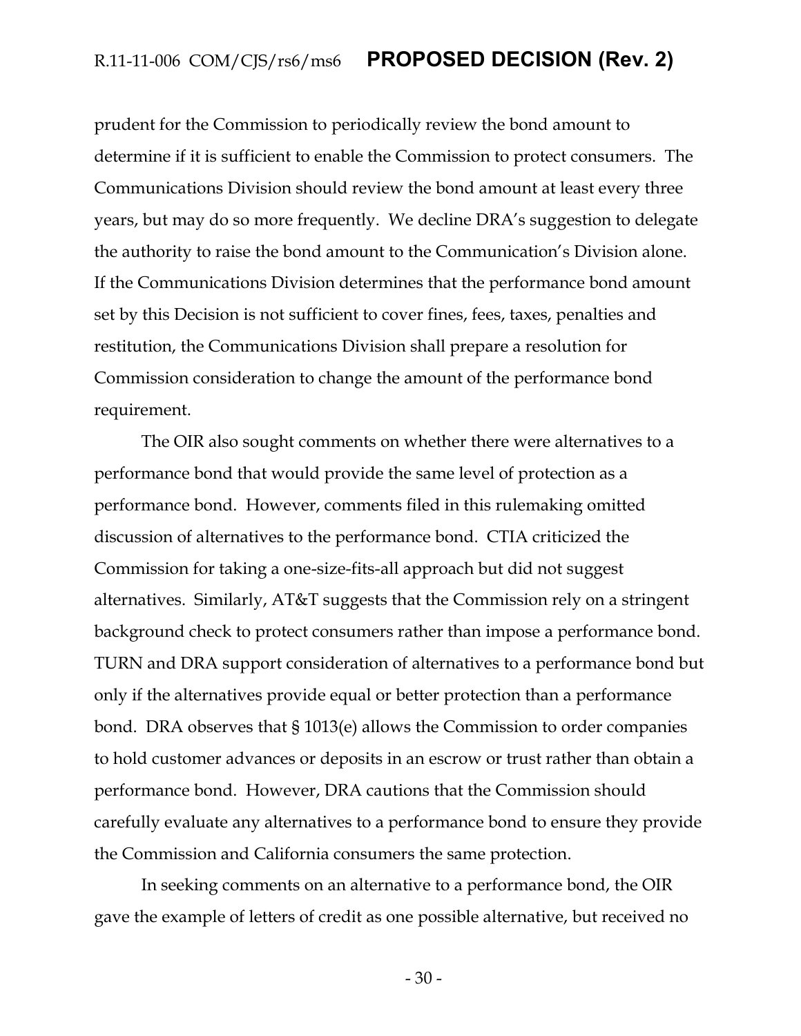prudent for the Commission to periodically review the bond amount to determine if it is sufficient to enable the Commission to protect consumers. The Communications Division should review the bond amount at least every three years, but may do so more frequently. We decline DRA's suggestion to delegate the authority to raise the bond amount to the Communication's Division alone. If the Communications Division determines that the performance bond amount set by this Decision is not sufficient to cover fines, fees, taxes, penalties and restitution, the Communications Division shall prepare a resolution for Commission consideration to change the amount of the performance bond requirement.

The OIR also sought comments on whether there were alternatives to a performance bond that would provide the same level of protection as a performance bond. However, comments filed in this rulemaking omitted discussion of alternatives to the performance bond. CTIA criticized the Commission for taking a one-size-fits-all approach but did not suggest alternatives. Similarly, AT&T suggests that the Commission rely on a stringent background check to protect consumers rather than impose a performance bond. TURN and DRA support consideration of alternatives to a performance bond but only if the alternatives provide equal or better protection than a performance bond. DRA observes that § 1013(e) allows the Commission to order companies to hold customer advances or deposits in an escrow or trust rather than obtain a performance bond. However, DRA cautions that the Commission should carefully evaluate any alternatives to a performance bond to ensure they provide the Commission and California consumers the same protection.

In seeking comments on an alternative to a performance bond, the OIR gave the example of letters of credit as one possible alternative, but received no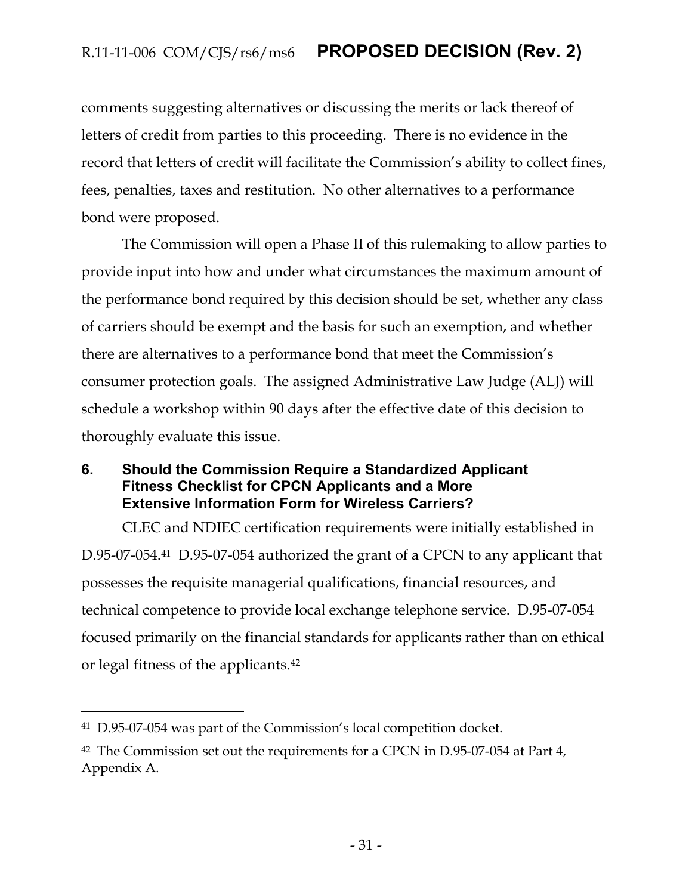comments suggesting alternatives or discussing the merits or lack thereof of letters of credit from parties to this proceeding. There is no evidence in the record that letters of credit will facilitate the Commission's ability to collect fines, fees, penalties, taxes and restitution. No other alternatives to a performance bond were proposed.

The Commission will open a Phase II of this rulemaking to allow parties to provide input into how and under what circumstances the maximum amount of the performance bond required by this decision should be set, whether any class of carriers should be exempt and the basis for such an exemption, and whether there are alternatives to a performance bond that meet the Commission's consumer protection goals. The assigned Administrative Law Judge (ALJ) will schedule a workshop within 90 days after the effective date of this decision to thoroughly evaluate this issue.

## 6. Should the Commission Require a Standardized Applicant Fitness Checklist for CPCN Applicants and a More Extensive Information Form for Wireless Carriers?

CLEC and NDIEC certification requirements were initially established in D.95-07-054.[41] D.95-07-054 authorized the grant of a CPCN to any applicant that possesses the requisite managerial qualifications, financial resources, and technical competence to provide local exchange telephone service. D.95-07-054 focused primarily on the financial standards for applicants rather than on ethical or legal fitness of the applicants.[42]

---

[41] D.95-07-054 was part of the Commission's local competition docket.

[42] The Commission set out the requirements for a CPCN in D.95-07-054 at Part 4, Appendix A.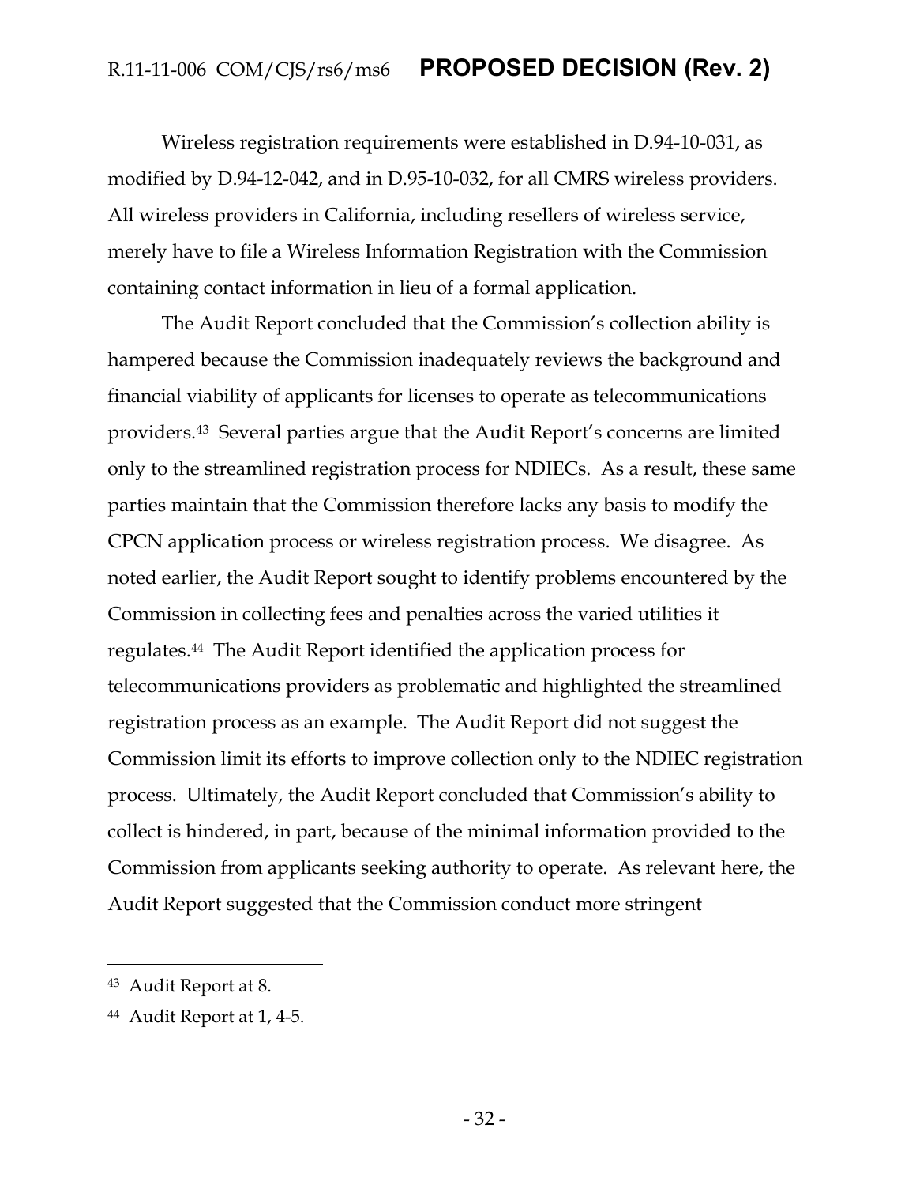Wireless registration requirements were established in D.94-10-031, as modified by D.94-12-042, and in D.95-10-032, for all CMRS wireless providers. All wireless providers in California, including resellers of wireless service, merely have to file a Wireless Information Registration with the Commission containing contact information in lieu of a formal application.

The Audit Report concluded that the Commission's collection ability is hampered because the Commission inadequately reviews the background and financial viability of applicants for licenses to operate as telecommunications providers.[43] Several parties argue that the Audit Report's concerns are limited only to the streamlined registration process for NDIECs. As a result, these same parties maintain that the Commission therefore lacks any basis to modify the CPCN application process or wireless registration process. We disagree. As noted earlier, the Audit Report sought to identify problems encountered by the Commission in collecting fees and penalties across the varied utilities it regulates.[44] The Audit Report identified the application process for telecommunications providers as problematic and highlighted the streamlined registration process as an example. The Audit Report did not suggest the Commission limit its efforts to improve collection only to the NDIEC registration process. Ultimately, the Audit Report concluded that Commission's ability to collect is hindered, in part, because of the minimal information provided to the Commission from applicants seeking authority to operate. As relevant here, the Audit Report suggested that the Commission conduct more stringent

---

[43] Audit Report at 8.

[44] Audit Report at 1, 4-5.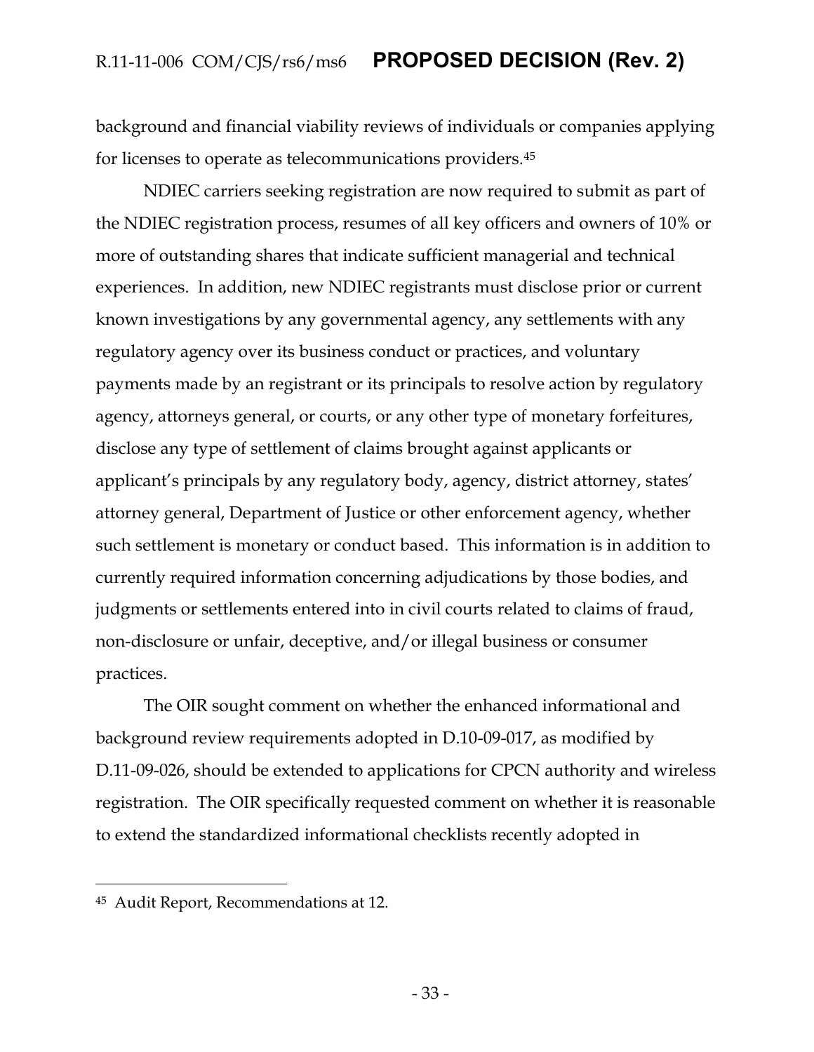background and financial viability reviews of individuals or companies applying for licenses to operate as telecommunications providers.[45]

NDIEC carriers seeking registration are now required to submit as part of the NDIEC registration process, resumes of all key officers and owners of 10% or more of outstanding shares that indicate sufficient managerial and technical experiences. In addition, new NDIEC registrants must disclose prior or current known investigations by any governmental agency, any settlements with any regulatory agency over its business conduct or practices, and voluntary payments made by an registrant or its principals to resolve action by regulatory agency, attorneys general, or courts, or any other type of monetary forfeitures, disclose any type of settlement of claims brought against applicants or applicant's principals by any regulatory body, agency, district attorney, states' attorney general, Department of Justice or other enforcement agency, whether such settlement is monetary or conduct based. This information is in addition to currently required information concerning adjudications by those bodies, and judgments or settlements entered into in civil courts related to claims of fraud, non-disclosure or unfair, deceptive, and/or illegal business or consumer practices.

The OIR sought comment on whether the enhanced informational and background review requirements adopted in D.10-09-017, as modified by D.11-09-026, should be extended to applications for CPCN authority and wireless registration. The OIR specifically requested comment on whether it is reasonable to extend the standardized informational checklists recently adopted in

---

[45] Audit Report, Recommendations at 12.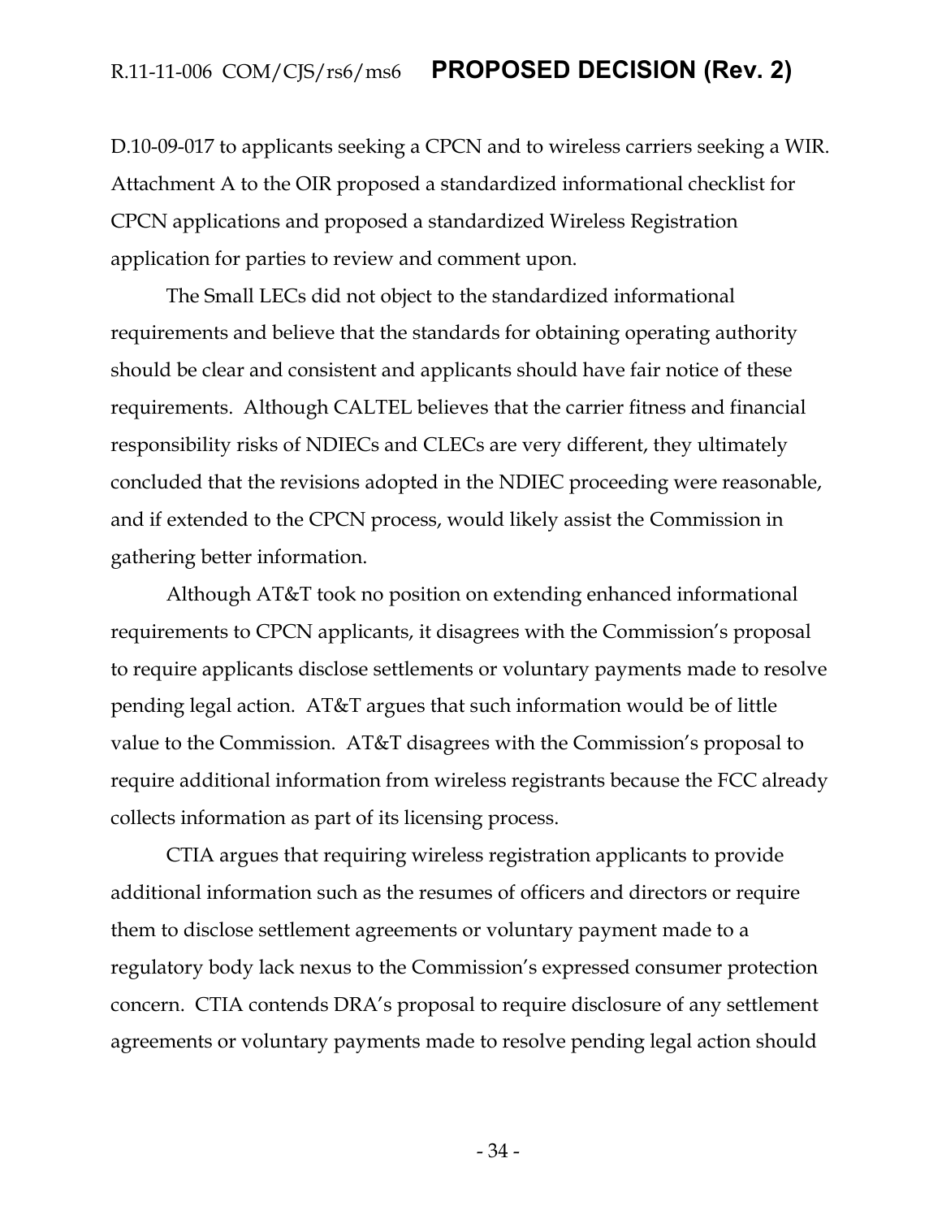D.10-09-017 to applicants seeking a CPCN and to wireless carriers seeking a WIR. Attachment A to the OIR proposed a standardized informational checklist for CPCN applications and proposed a standardized Wireless Registration application for parties to review and comment upon.

The Small LECs did not object to the standardized informational requirements and believe that the standards for obtaining operating authority should be clear and consistent and applicants should have fair notice of these requirements. Although CALTEL believes that the carrier fitness and financial responsibility risks of NDIECs and CLECs are very different, they ultimately concluded that the revisions adopted in the NDIEC proceeding were reasonable, and if extended to the CPCN process, would likely assist the Commission in gathering better information.

Although AT&T took no position on extending enhanced informational requirements to CPCN applicants, it disagrees with the Commission's proposal to require applicants disclose settlements or voluntary payments made to resolve pending legal action. AT&T argues that such information would be of little value to the Commission. AT&T disagrees with the Commission's proposal to require additional information from wireless registrants because the FCC already collects information as part of its licensing process.

CTIA argues that requiring wireless registration applicants to provide additional information such as the resumes of officers and directors or require them to disclose settlement agreements or voluntary payment made to a regulatory body lack nexus to the Commission's expressed consumer protection concern. CTIA contends DRA's proposal to require disclosure of any settlement agreements or voluntary payments made to resolve pending legal action should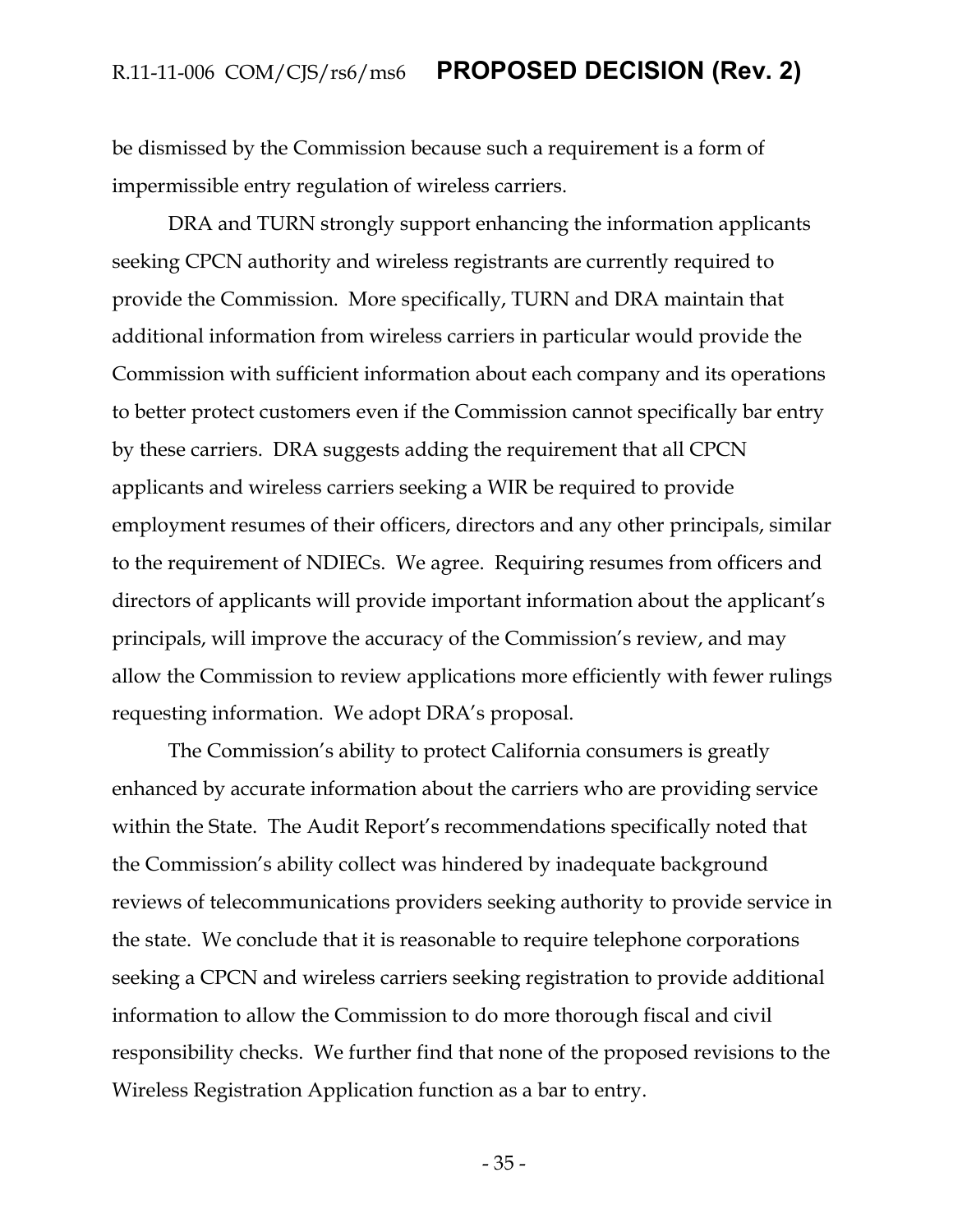be dismissed by the Commission because such a requirement is a form of impermissible entry regulation of wireless carriers.

DRA and TURN strongly support enhancing the information applicants seeking CPCN authority and wireless registrants are currently required to provide the Commission. More specifically, TURN and DRA maintain that additional information from wireless carriers in particular would provide the Commission with sufficient information about each company and its operations to better protect customers even if the Commission cannot specifically bar entry by these carriers. DRA suggests adding the requirement that all CPCN applicants and wireless carriers seeking a WIR be required to provide employment resumes of their officers, directors and any other principals, similar to the requirement of NDIECs. We agree. Requiring resumes from officers and directors of applicants will provide important information about the applicant's principals, will improve the accuracy of the Commission's review, and may allow the Commission to review applications more efficiently with fewer rulings requesting information. We adopt DRA's proposal.

The Commission's ability to protect California consumers is greatly enhanced by accurate information about the carriers who are providing service within the State. The Audit Report's recommendations specifically noted that the Commission's ability collect was hindered by inadequate background reviews of telecommunications providers seeking authority to provide service in the state. We conclude that it is reasonable to require telephone corporations seeking a CPCN and wireless carriers seeking registration to provide additional information to allow the Commission to do more thorough fiscal and civil responsibility checks. We further find that none of the proposed revisions to the Wireless Registration Application function as a bar to entry.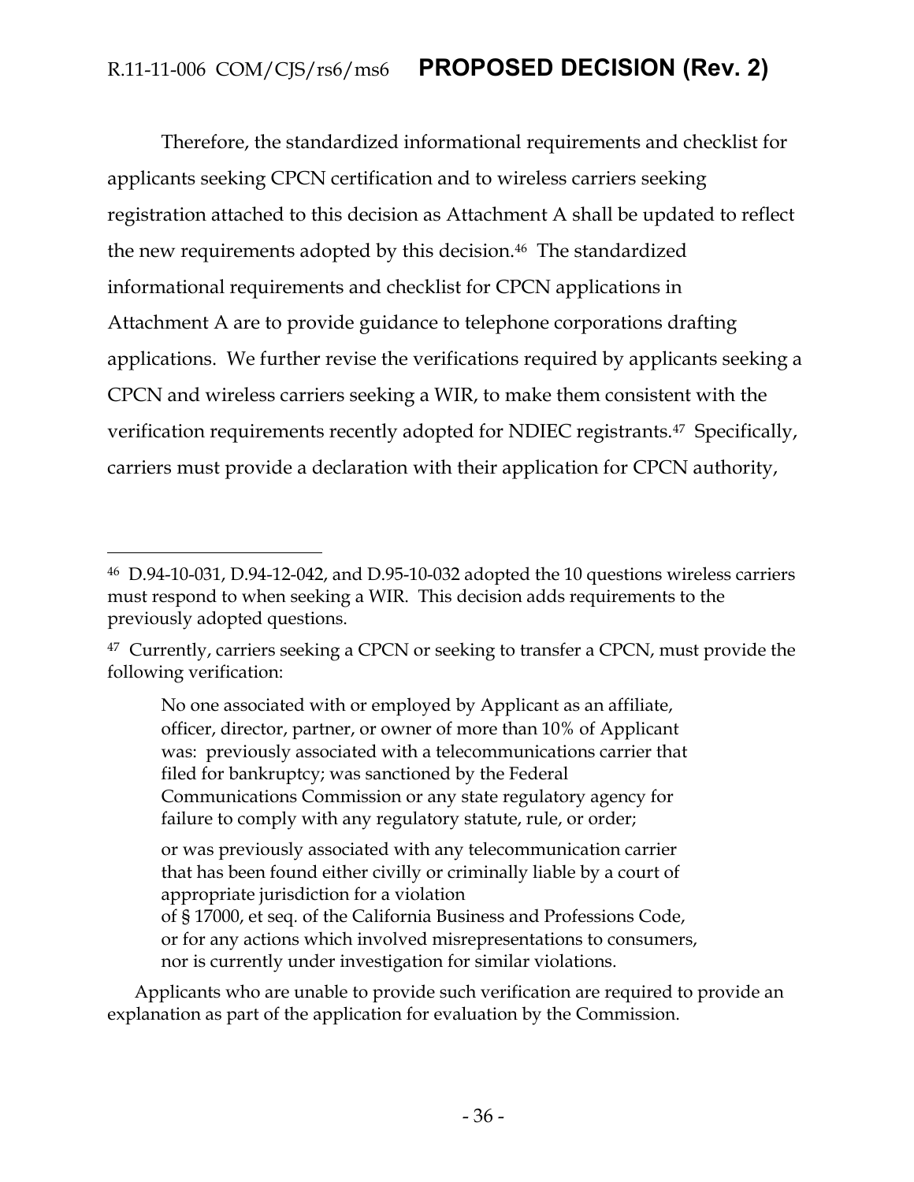Therefore, the standardized informational requirements and checklist for applicants seeking CPCN certification and to wireless carriers seeking registration attached to this decision as Attachment A shall be updated to reflect the new requirements adopted by this decision.[46] The standardized informational requirements and checklist for CPCN applications in Attachment A are to provide guidance to telephone corporations drafting applications. We further revise the verifications required by applicants seeking a CPCN and wireless carriers seeking a WIR, to make them consistent with the verification requirements recently adopted for NDIEC registrants.[47] Specifically, carriers must provide a declaration with their application for CPCN authority,

---

[46] D.94-10-031, D.94-12-042, and D.95-10-032 adopted the 10 questions wireless carriers must respond to when seeking a WIR. This decision adds requirements to the previously adopted questions.

[47] Currently, carriers seeking a CPCN or seeking to transfer a CPCN, must provide the following verification:

> No one associated with or employed by Applicant as an affiliate, officer, director, partner, or owner of more than 10% of Applicant was: previously associated with a telecommunications carrier that filed for bankruptcy; was sanctioned by the Federal Communications Commission or any state regulatory agency for failure to comply with any regulatory statute, rule, or order;
>
> or was previously associated with any telecommunication carrier that has been found either civilly or criminally liable by a court of appropriate jurisdiction for a violation of § 17000, et seq. of the California Business and Professions Code, or for any actions which involved misrepresentations to consumers, nor is currently under investigation for similar violations.

Applicants who are unable to provide such verification are required to provide an explanation as part of the application for evaluation by the Commission.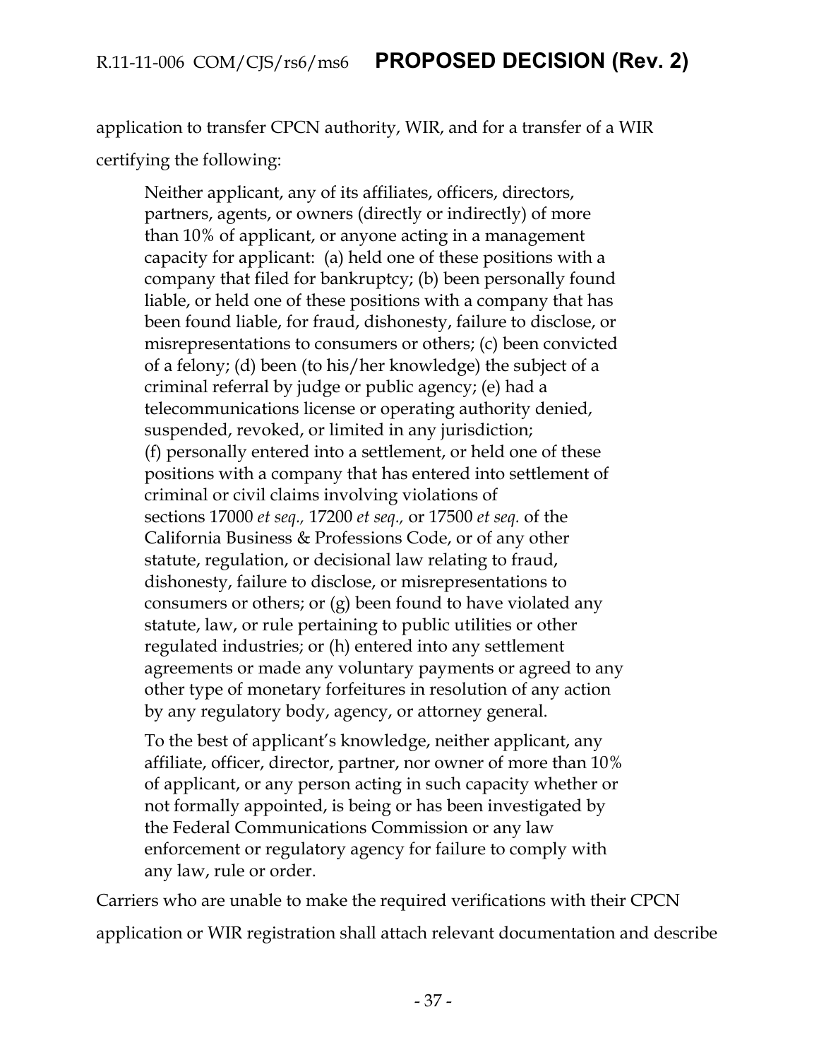application to transfer CPCN authority, WIR, and for a transfer of a WIR certifying the following:

> Neither applicant, any of its affiliates, officers, directors, partners, agents, or owners (directly or indirectly) of more than 10% of applicant, or anyone acting in a management capacity for applicant: (a) held one of these positions with a company that filed for bankruptcy; (b) been personally found liable, or held one of these positions with a company that has been found liable, for fraud, dishonesty, failure to disclose, or misrepresentations to consumers or others; (c) been convicted of a felony; (d) been (to his/her knowledge) the subject of a criminal referral by judge or public agency; (e) had a telecommunications license or operating authority denied, suspended, revoked, or limited in any jurisdiction; (f) personally entered into a settlement, or held one of these positions with a company that has entered into settlement of criminal or civil claims involving violations of sections 17000 *et seq.,* 17200 *et seq.,* or 17500 *et seq.* of the California Business & Professions Code, or of any other statute, regulation, or decisional law relating to fraud, dishonesty, failure to disclose, or misrepresentations to consumers or others; or (g) been found to have violated any statute, law, or rule pertaining to public utilities or other regulated industries; or (h) entered into any settlement agreements or made any voluntary payments or agreed to any other type of monetary forfeitures in resolution of any action by any regulatory body, agency, or attorney general.
>
> To the best of applicant's knowledge, neither applicant, any affiliate, officer, director, partner, nor owner of more than 10% of applicant, or any person acting in such capacity whether or not formally appointed, is being or has been investigated by the Federal Communications Commission or any law enforcement or regulatory agency for failure to comply with any law, rule or order.

Carriers who are unable to make the required verifications with their CPCN application or WIR registration shall attach relevant documentation and describe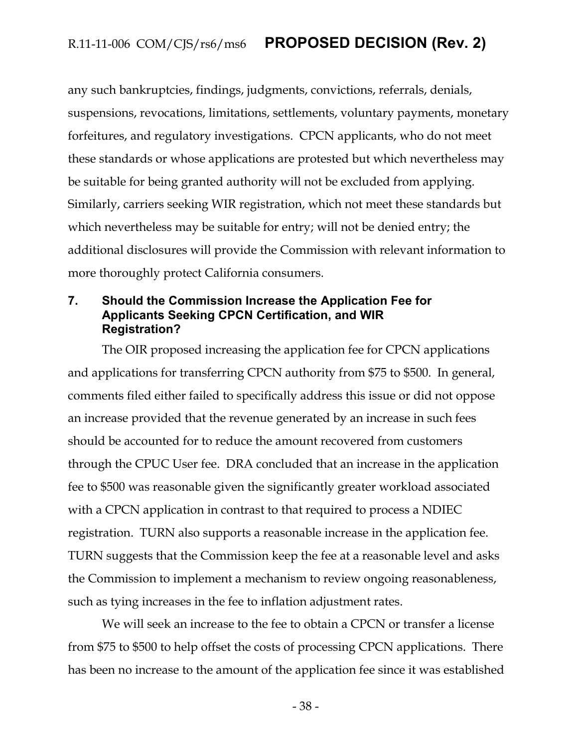any such bankruptcies, findings, judgments, convictions, referrals, denials, suspensions, revocations, limitations, settlements, voluntary payments, monetary forfeitures, and regulatory investigations. CPCN applicants, who do not meet these standards or whose applications are protested but which nevertheless may be suitable for being granted authority will not be excluded from applying. Similarly, carriers seeking WIR registration, which not meet these standards but which nevertheless may be suitable for entry; will not be denied entry; the additional disclosures will provide the Commission with relevant information to more thoroughly protect California consumers.

## 7. Should the Commission Increase the Application Fee for Applicants Seeking CPCN Certification, and WIR Registration?

The OIR proposed increasing the application fee for CPCN applications and applications for transferring CPCN authority from $75 to $500. In general, comments filed either failed to specifically address this issue or did not oppose an increase provided that the revenue generated by an increase in such fees should be accounted for to reduce the amount recovered from customers through the CPUC User fee. DRA concluded that an increase in the application fee to $500 was reasonable given the significantly greater workload associated with a CPCN application in contrast to that required to process a NDIEC registration. TURN also supports a reasonable increase in the application fee. TURN suggests that the Commission keep the fee at a reasonable level and asks the Commission to implement a mechanism to review ongoing reasonableness, such as tying increases in the fee to inflation adjustment rates.

We will seek an increase to the fee to obtain a CPCN or transfer a license from $75 to $500 to help offset the costs of processing CPCN applications. There has been no increase to the amount of the application fee since it was established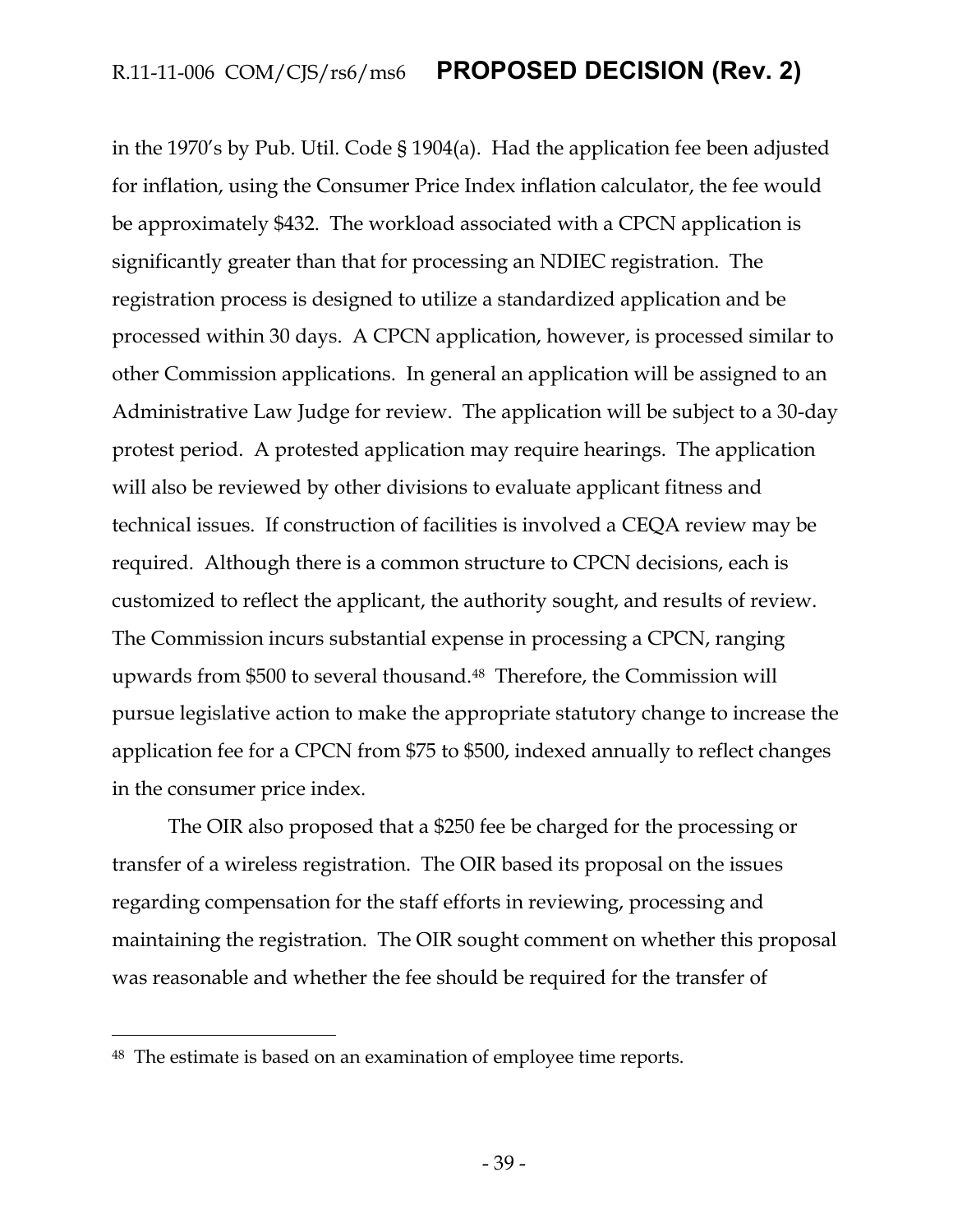in the 1970's by Pub. Util. Code § 1904(a). Had the application fee been adjusted for inflation, using the Consumer Price Index inflation calculator, the fee would be approximately $432. The workload associated with a CPCN application is significantly greater than that for processing an NDIEC registration. The registration process is designed to utilize a standardized application and be processed within 30 days. A CPCN application, however, is processed similar to other Commission applications. In general an application will be assigned to an Administrative Law Judge for review. The application will be subject to a 30-day protest period. A protested application may require hearings. The application will also be reviewed by other divisions to evaluate applicant fitness and technical issues. If construction of facilities is involved a CEQA review may be required. Although there is a common structure to CPCN decisions, each is customized to reflect the applicant, the authority sought, and results of review. The Commission incurs substantial expense in processing a CPCN, ranging upwards from $500 to several thousand.[48] Therefore, the Commission will pursue legislative action to make the appropriate statutory change to increase the application fee for a CPCN from $75 to $500, indexed annually to reflect changes in the consumer price index.

The OIR also proposed that a $250 fee be charged for the processing or transfer of a wireless registration. The OIR based its proposal on the issues regarding compensation for the staff efforts in reviewing, processing and maintaining the registration. The OIR sought comment on whether this proposal was reasonable and whether the fee should be required for the transfer of

[48] The estimate is based on an examination of employee time reports.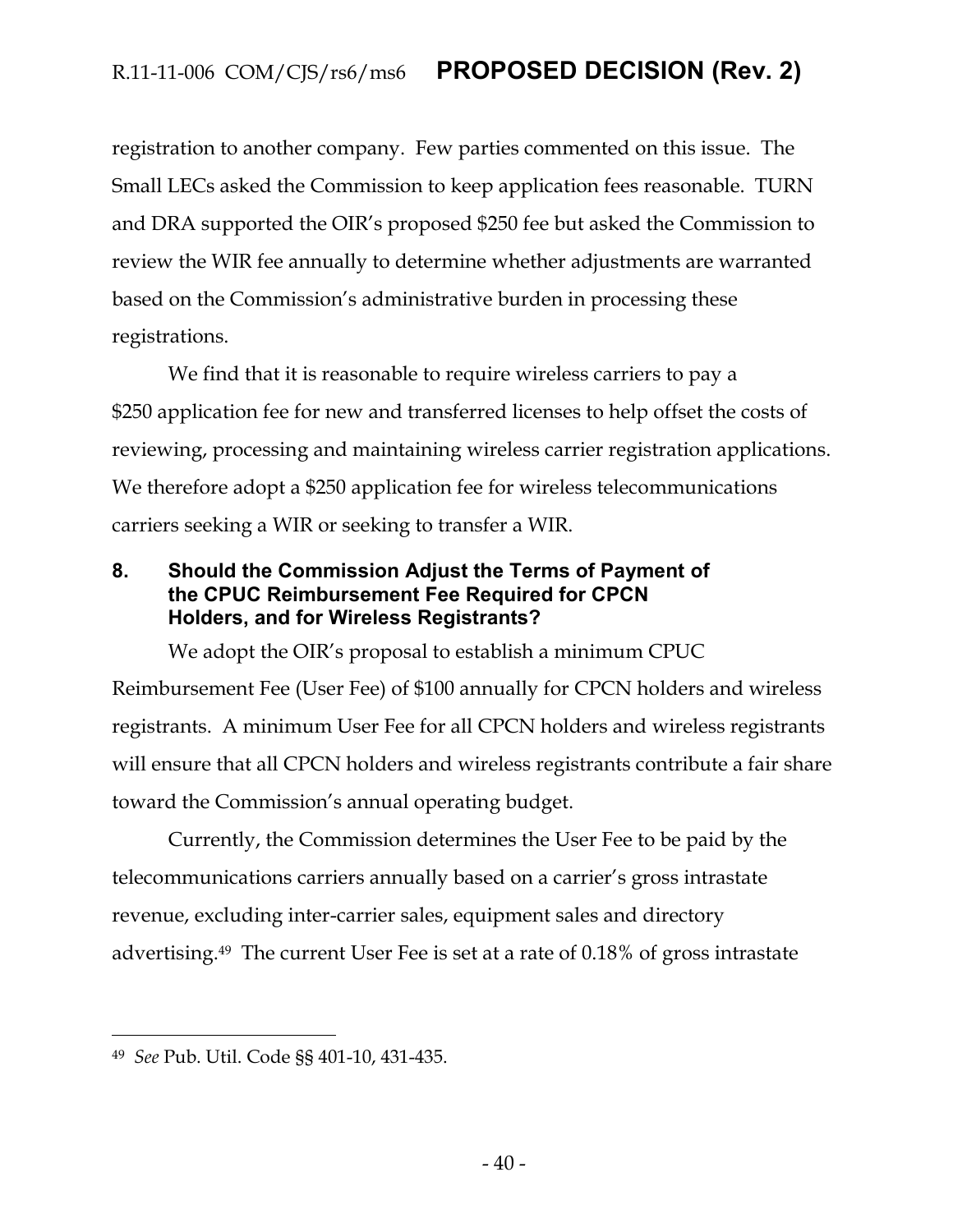registration to another company. Few parties commented on this issue. The Small LECs asked the Commission to keep application fees reasonable. TURN and DRA supported the OIR's proposed $250 fee but asked the Commission to review the WIR fee annually to determine whether adjustments are warranted based on the Commission's administrative burden in processing these registrations.

We find that it is reasonable to require wireless carriers to pay a $250 application fee for new and transferred licenses to help offset the costs of reviewing, processing and maintaining wireless carrier registration applications. We therefore adopt a $250 application fee for wireless telecommunications carriers seeking a WIR or seeking to transfer a WIR.

## 8. Should the Commission Adjust the Terms of Payment of the CPUC Reimbursement Fee Required for CPCN Holders, and for Wireless Registrants?

We adopt the OIR's proposal to establish a minimum CPUC Reimbursement Fee (User Fee) of $100 annually for CPCN holders and wireless registrants. A minimum User Fee for all CPCN holders and wireless registrants will ensure that all CPCN holders and wireless registrants contribute a fair share toward the Commission's annual operating budget.

Currently, the Commission determines the User Fee to be paid by the telecommunications carriers annually based on a carrier's gross intrastate revenue, excluding inter-carrier sales, equipment sales and directory advertising.[49] The current User Fee is set at a rate of 0.18% of gross intrastate

---

[49] *See* Pub. Util. Code §§ 401-10, 431-435.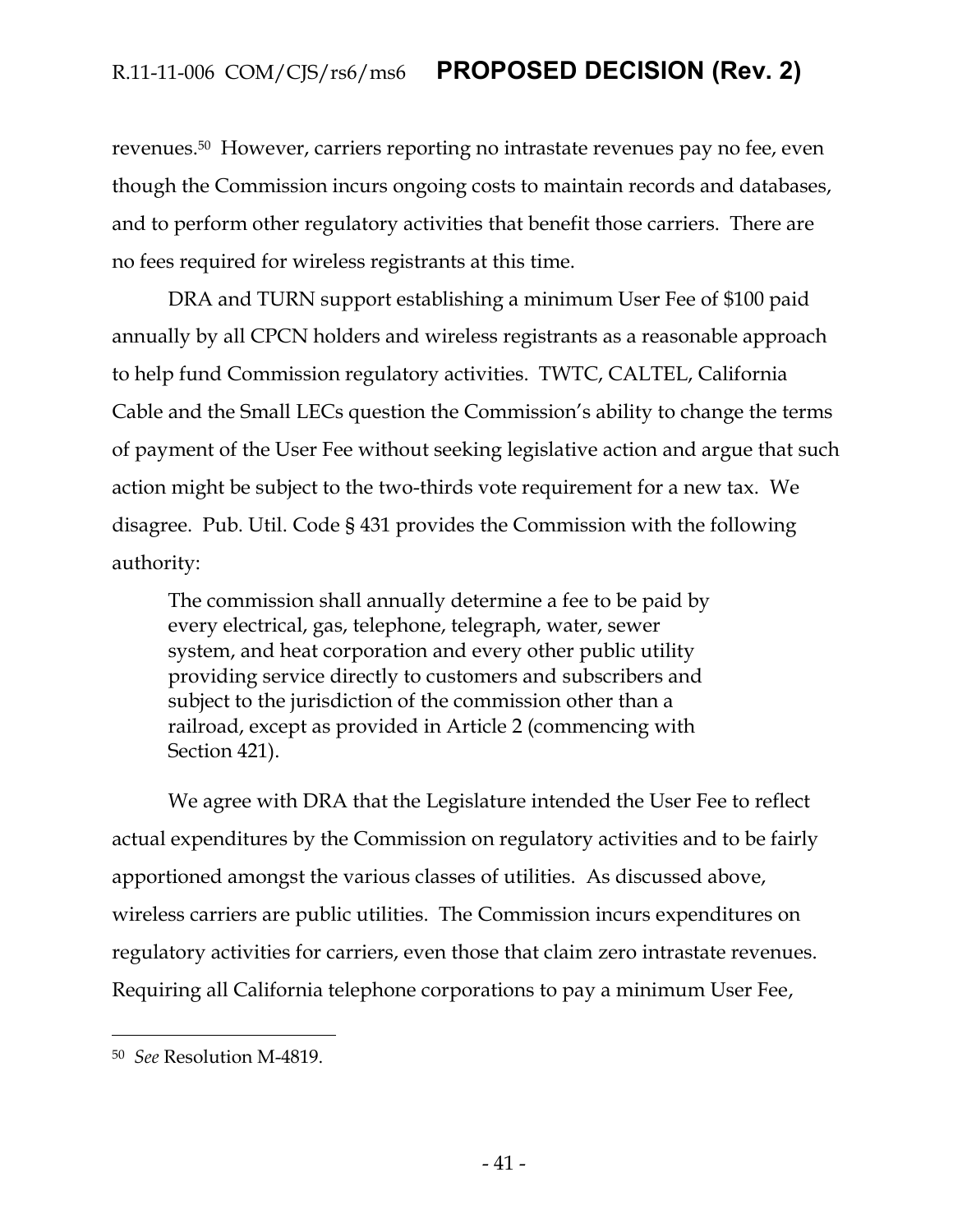revenues.[50] However, carriers reporting no intrastate revenues pay no fee, even though the Commission incurs ongoing costs to maintain records and databases, and to perform other regulatory activities that benefit those carriers. There are no fees required for wireless registrants at this time.

DRA and TURN support establishing a minimum User Fee of $100 paid annually by all CPCN holders and wireless registrants as a reasonable approach to help fund Commission regulatory activities. TWTC, CALTEL, California Cable and the Small LECs question the Commission's ability to change the terms of payment of the User Fee without seeking legislative action and argue that such action might be subject to the two-thirds vote requirement for a new tax. We disagree. Pub. Util. Code § 431 provides the Commission with the following authority:

> The commission shall annually determine a fee to be paid by every electrical, gas, telephone, telegraph, water, sewer system, and heat corporation and every other public utility providing service directly to customers and subscribers and subject to the jurisdiction of the commission other than a railroad, except as provided in Article 2 (commencing with Section 421).

We agree with DRA that the Legislature intended the User Fee to reflect actual expenditures by the Commission on regulatory activities and to be fairly apportioned amongst the various classes of utilities. As discussed above, wireless carriers are public utilities. The Commission incurs expenditures on regulatory activities for carriers, even those that claim zero intrastate revenues. Requiring all California telephone corporations to pay a minimum User Fee,

---

[50] *See* Resolution M-4819.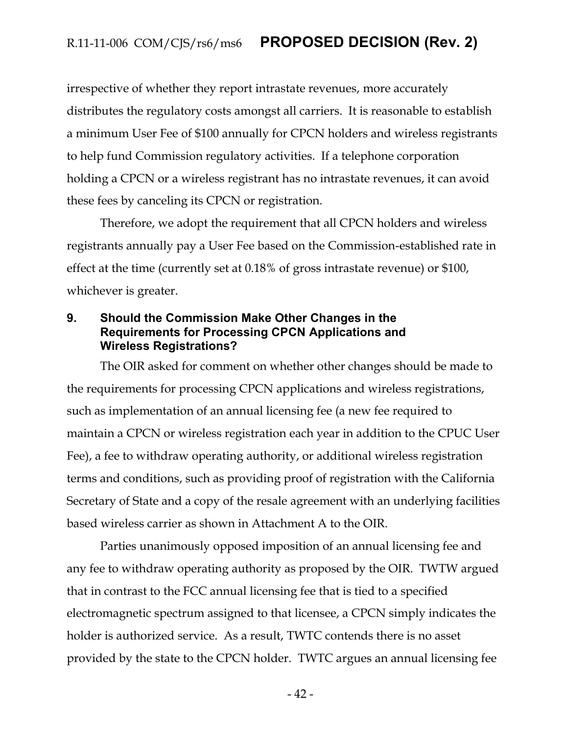irrespective of whether they report intrastate revenues, more accurately distributes the regulatory costs amongst all carriers. It is reasonable to establish a minimum User Fee of $100 annually for CPCN holders and wireless registrants to help fund Commission regulatory activities. If a telephone corporation holding a CPCN or a wireless registrant has no intrastate revenues, it can avoid these fees by canceling its CPCN or registration.

Therefore, we adopt the requirement that all CPCN holders and wireless registrants annually pay a User Fee based on the Commission-established rate in effect at the time (currently set at 0.18% of gross intrastate revenue) or $100, whichever is greater.

## 9. Should the Commission Make Other Changes in the Requirements for Processing CPCN Applications and Wireless Registrations?

The OIR asked for comment on whether other changes should be made to the requirements for processing CPCN applications and wireless registrations, such as implementation of an annual licensing fee (a new fee required to maintain a CPCN or wireless registration each year in addition to the CPUC User Fee), a fee to withdraw operating authority, or additional wireless registration terms and conditions, such as providing proof of registration with the California Secretary of State and a copy of the resale agreement with an underlying facilities based wireless carrier as shown in Attachment A to the OIR.

Parties unanimously opposed imposition of an annual licensing fee and any fee to withdraw operating authority as proposed by the OIR. TWTW argued that in contrast to the FCC annual licensing fee that is tied to a specified electromagnetic spectrum assigned to that licensee, a CPCN simply indicates the holder is authorized service. As a result, TWTC contends there is no asset provided by the state to the CPCN holder. TWTC argues an annual licensing fee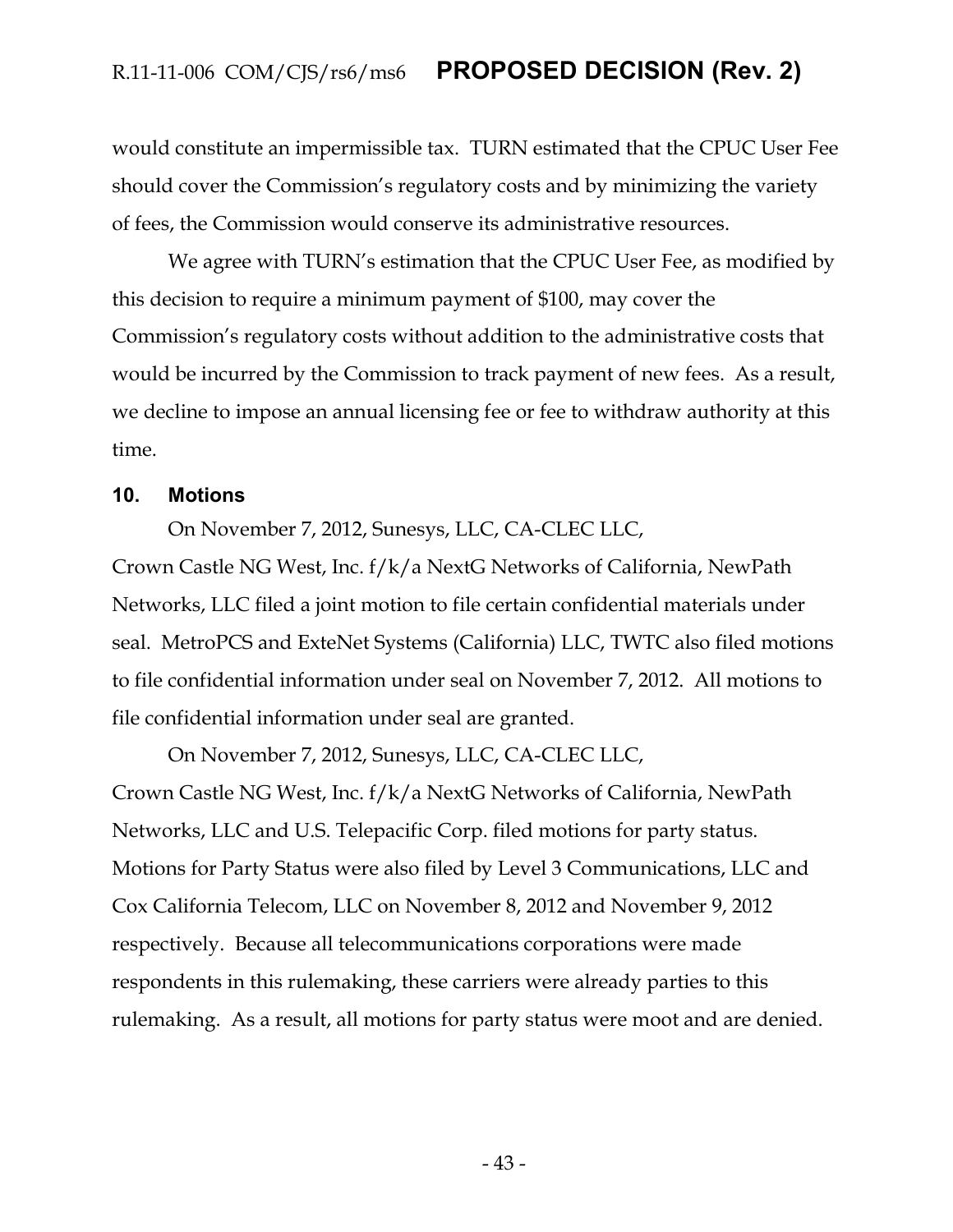would constitute an impermissible tax. TURN estimated that the CPUC User Fee should cover the Commission's regulatory costs and by minimizing the variety of fees, the Commission would conserve its administrative resources.

We agree with TURN's estimation that the CPUC User Fee, as modified by this decision to require a minimum payment of $100, may cover the Commission's regulatory costs without addition to the administrative costs that would be incurred by the Commission to track payment of new fees. As a result, we decline to impose an annual licensing fee or fee to withdraw authority at this time.

## 10. Motions

On November 7, 2012, Sunesys, LLC, CA-CLEC LLC, Crown Castle NG West, Inc. f/k/a NextG Networks of California, NewPath Networks, LLC filed a joint motion to file certain confidential materials under seal. MetroPCS and ExteNet Systems (California) LLC, TWTC also filed motions to file confidential information under seal on November 7, 2012. All motions to file confidential information under seal are granted.

On November 7, 2012, Sunesys, LLC, CA-CLEC LLC, Crown Castle NG West, Inc. f/k/a NextG Networks of California, NewPath Networks, LLC and U.S. Telepacific Corp. filed motions for party status. Motions for Party Status were also filed by Level 3 Communications, LLC and Cox California Telecom, LLC on November 8, 2012 and November 9, 2012 respectively. Because all telecommunications corporations were made respondents in this rulemaking, these carriers were already parties to this rulemaking. As a result, all motions for party status were moot and are denied.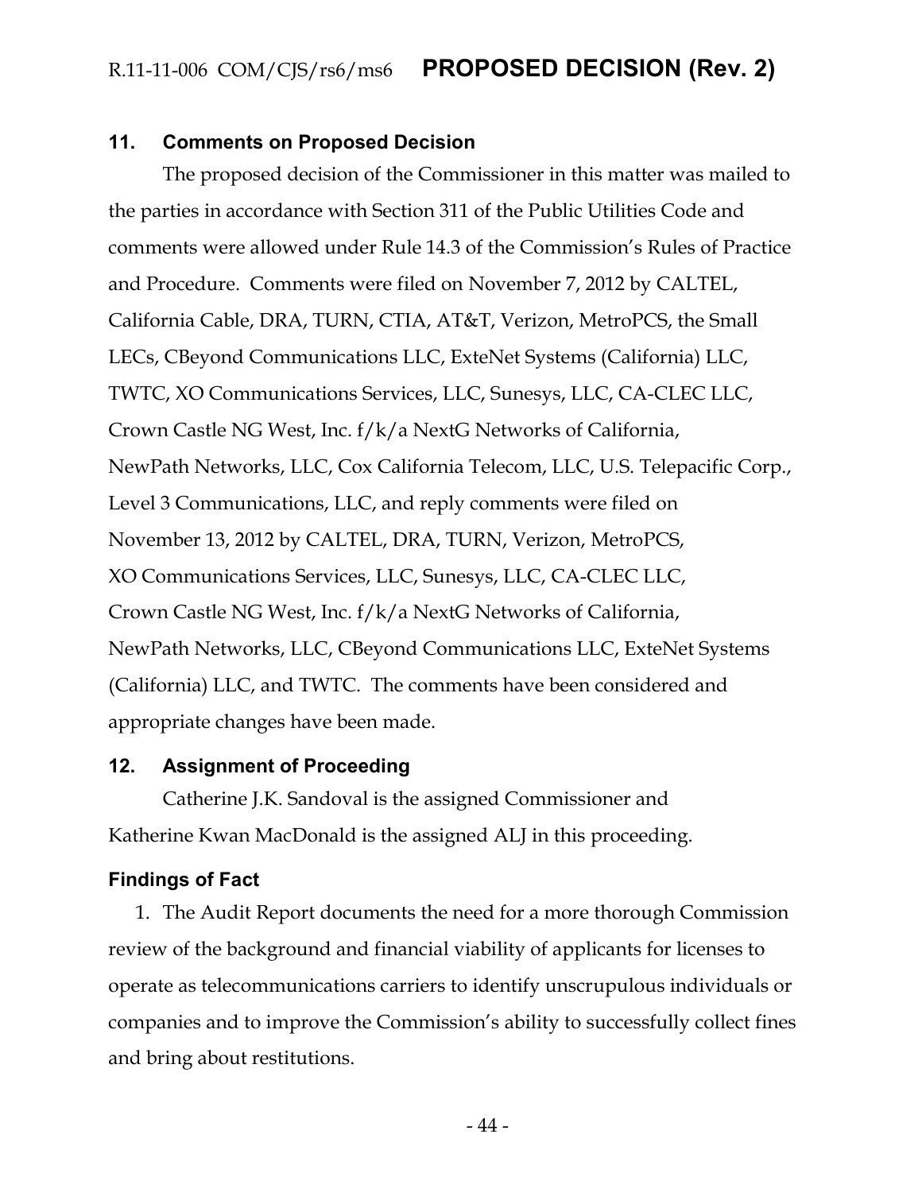## 11. Comments on Proposed Decision

The proposed decision of the Commissioner in this matter was mailed to the parties in accordance with Section 311 of the Public Utilities Code and comments were allowed under Rule 14.3 of the Commission's Rules of Practice and Procedure. Comments were filed on November 7, 2012 by CALTEL, California Cable, DRA, TURN, CTIA, AT&T, Verizon, MetroPCS, the Small LECs, CBeyond Communications LLC, ExteNet Systems (California) LLC, TWTC, XO Communications Services, LLC, Sunesys, LLC, CA-CLEC LLC, Crown Castle NG West, Inc. f/k/a NextG Networks of California, NewPath Networks, LLC, Cox California Telecom, LLC, U.S. Telepacific Corp., Level 3 Communications, LLC, and reply comments were filed on November 13, 2012 by CALTEL, DRA, TURN, Verizon, MetroPCS, XO Communications Services, LLC, Sunesys, LLC, CA-CLEC LLC, Crown Castle NG West, Inc. f/k/a NextG Networks of California, NewPath Networks, LLC, CBeyond Communications LLC, ExteNet Systems (California) LLC, and TWTC. The comments have been considered and appropriate changes have been made.

## 12. Assignment of Proceeding

Catherine J.K. Sandoval is the assigned Commissioner and Katherine Kwan MacDonald is the assigned ALJ in this proceeding.

## Findings of Fact

1. The Audit Report documents the need for a more thorough Commission review of the background and financial viability of applicants for licenses to operate as telecommunications carriers to identify unscrupulous individuals or companies and to improve the Commission's ability to successfully collect fines and bring about restitutions.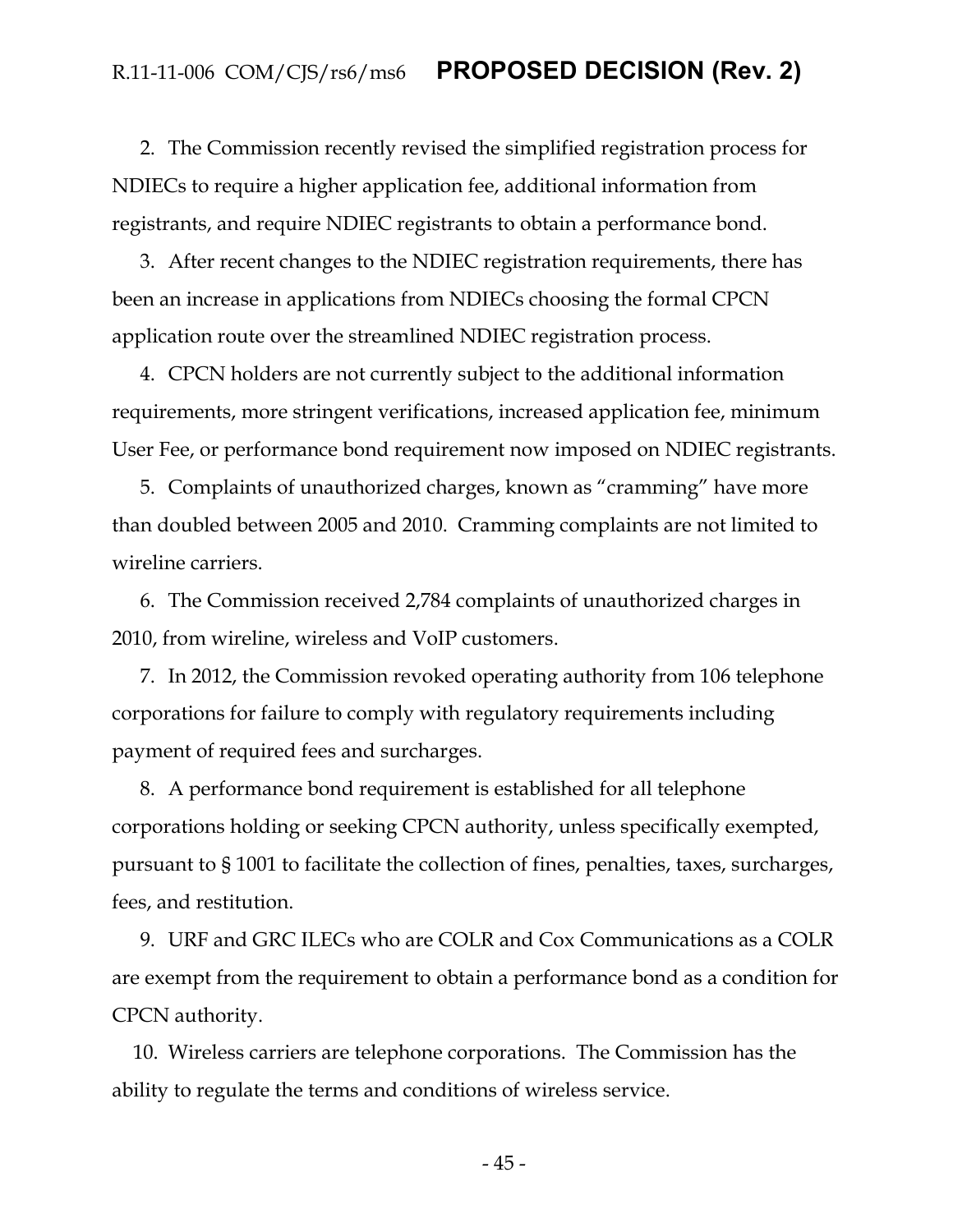2. The Commission recently revised the simplified registration process for NDIECs to require a higher application fee, additional information from registrants, and require NDIEC registrants to obtain a performance bond.

3. After recent changes to the NDIEC registration requirements, there has been an increase in applications from NDIECs choosing the formal CPCN application route over the streamlined NDIEC registration process.

4. CPCN holders are not currently subject to the additional information requirements, more stringent verifications, increased application fee, minimum User Fee, or performance bond requirement now imposed on NDIEC registrants.

5. Complaints of unauthorized charges, known as "cramming" have more than doubled between 2005 and 2010. Cramming complaints are not limited to wireline carriers.

6. The Commission received 2,784 complaints of unauthorized charges in 2010, from wireline, wireless and VoIP customers.

7. In 2012, the Commission revoked operating authority from 106 telephone corporations for failure to comply with regulatory requirements including payment of required fees and surcharges.

8. A performance bond requirement is established for all telephone corporations holding or seeking CPCN authority, unless specifically exempted, pursuant to § 1001 to facilitate the collection of fines, penalties, taxes, surcharges, fees, and restitution.

9. URF and GRC ILECs who are COLR and Cox Communications as a COLR are exempt from the requirement to obtain a performance bond as a condition for CPCN authority.

10. Wireless carriers are telephone corporations. The Commission has the ability to regulate the terms and conditions of wireless service.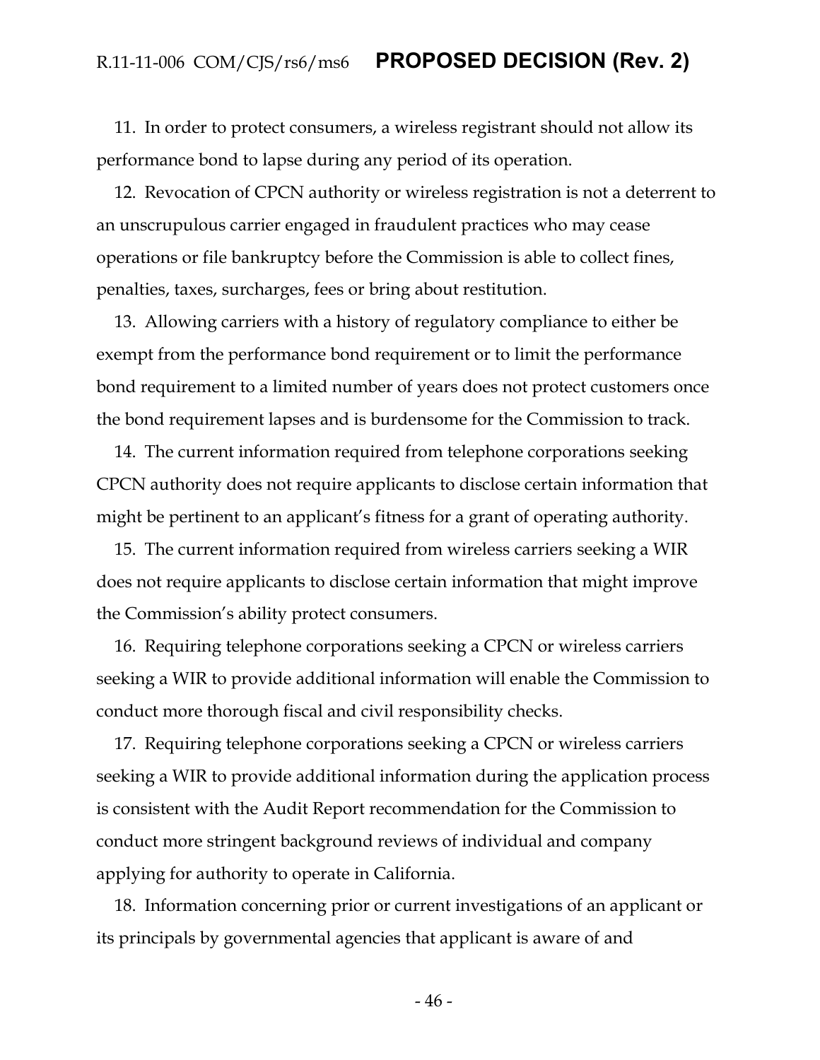11. In order to protect consumers, a wireless registrant should not allow its performance bond to lapse during any period of its operation.

12. Revocation of CPCN authority or wireless registration is not a deterrent to an unscrupulous carrier engaged in fraudulent practices who may cease operations or file bankruptcy before the Commission is able to collect fines, penalties, taxes, surcharges, fees or bring about restitution.

13. Allowing carriers with a history of regulatory compliance to either be exempt from the performance bond requirement or to limit the performance bond requirement to a limited number of years does not protect customers once the bond requirement lapses and is burdensome for the Commission to track.

14. The current information required from telephone corporations seeking CPCN authority does not require applicants to disclose certain information that might be pertinent to an applicant's fitness for a grant of operating authority.

15. The current information required from wireless carriers seeking a WIR does not require applicants to disclose certain information that might improve the Commission's ability protect consumers.

16. Requiring telephone corporations seeking a CPCN or wireless carriers seeking a WIR to provide additional information will enable the Commission to conduct more thorough fiscal and civil responsibility checks.

17. Requiring telephone corporations seeking a CPCN or wireless carriers seeking a WIR to provide additional information during the application process is consistent with the Audit Report recommendation for the Commission to conduct more stringent background reviews of individual and company applying for authority to operate in California.

18. Information concerning prior or current investigations of an applicant or its principals by governmental agencies that applicant is aware of and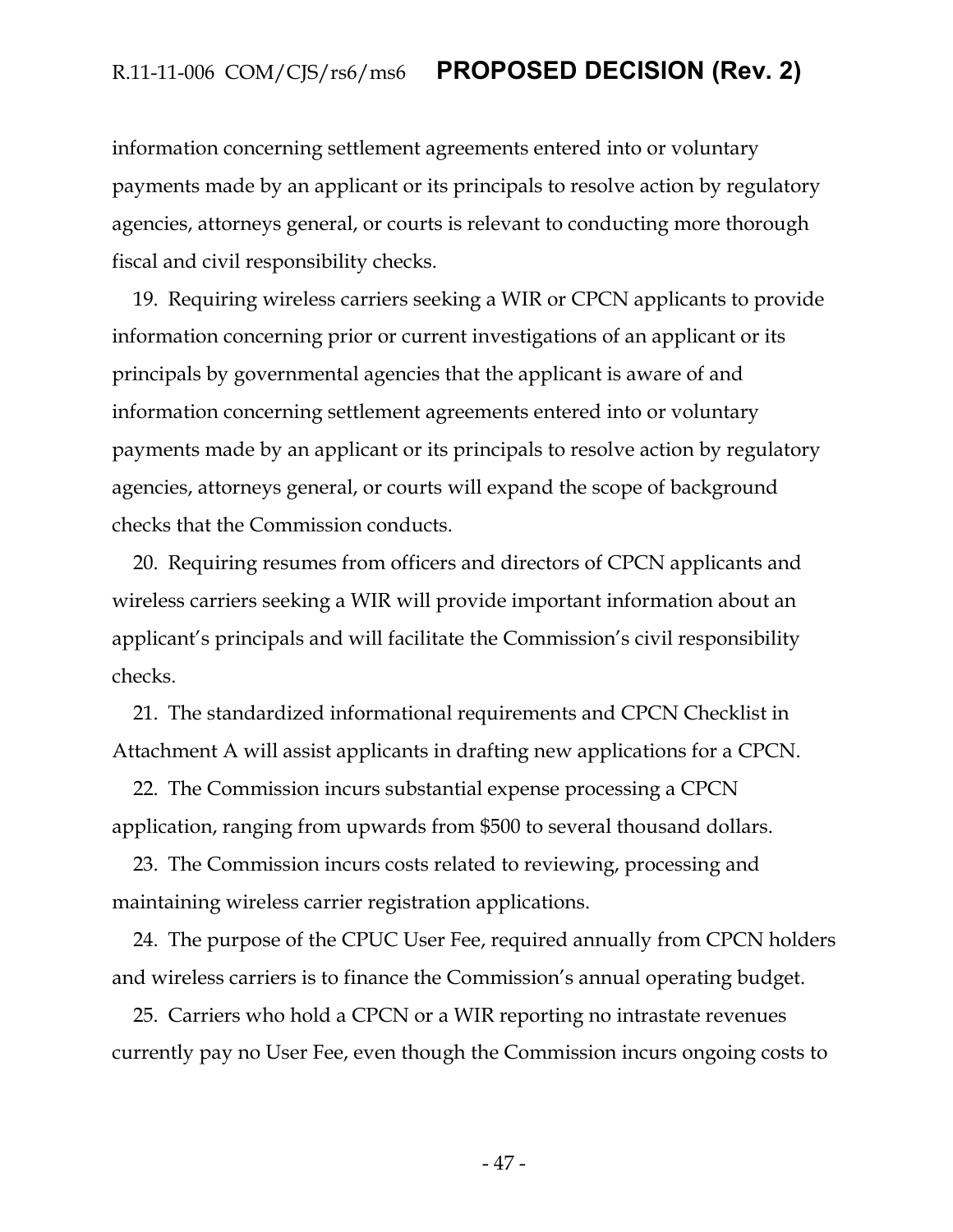information concerning settlement agreements entered into or voluntary payments made by an applicant or its principals to resolve action by regulatory agencies, attorneys general, or courts is relevant to conducting more thorough fiscal and civil responsibility checks.

19. Requiring wireless carriers seeking a WIR or CPCN applicants to provide information concerning prior or current investigations of an applicant or its principals by governmental agencies that the applicant is aware of and information concerning settlement agreements entered into or voluntary payments made by an applicant or its principals to resolve action by regulatory agencies, attorneys general, or courts will expand the scope of background checks that the Commission conducts.

20. Requiring resumes from officers and directors of CPCN applicants and wireless carriers seeking a WIR will provide important information about an applicant's principals and will facilitate the Commission's civil responsibility checks.

21. The standardized informational requirements and CPCN Checklist in Attachment A will assist applicants in drafting new applications for a CPCN.

22. The Commission incurs substantial expense processing a CPCN application, ranging from upwards from $500 to several thousand dollars.

23. The Commission incurs costs related to reviewing, processing and maintaining wireless carrier registration applications.

24. The purpose of the CPUC User Fee, required annually from CPCN holders and wireless carriers is to finance the Commission's annual operating budget.

25. Carriers who hold a CPCN or a WIR reporting no intrastate revenues currently pay no User Fee, even though the Commission incurs ongoing costs to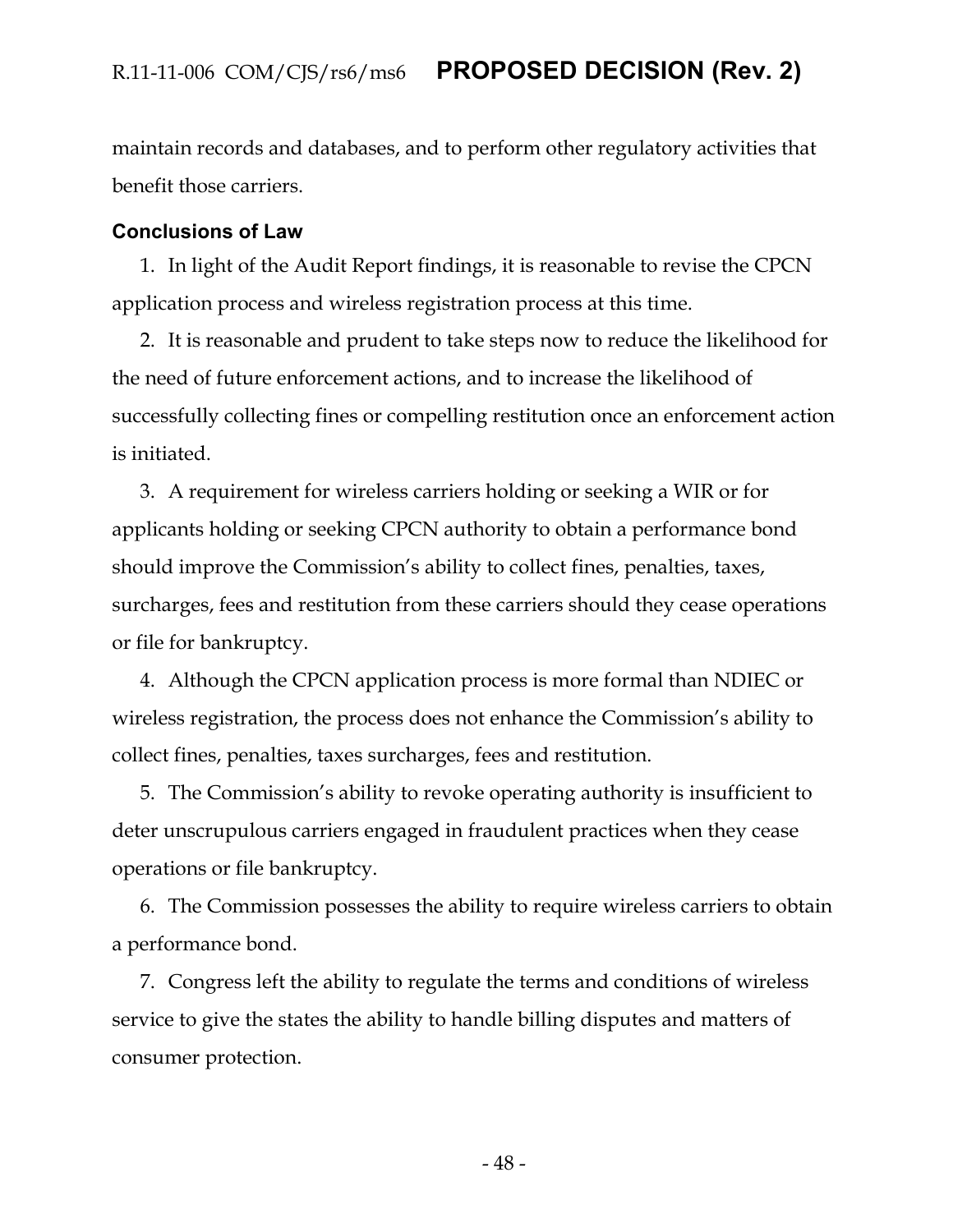maintain records and databases, and to perform other regulatory activities that benefit those carriers.

### Conclusions of Law

1. In light of the Audit Report findings, it is reasonable to revise the CPCN application process and wireless registration process at this time.

2. It is reasonable and prudent to take steps now to reduce the likelihood for the need of future enforcement actions, and to increase the likelihood of successfully collecting fines or compelling restitution once an enforcement action is initiated.

3. A requirement for wireless carriers holding or seeking a WIR or for applicants holding or seeking CPCN authority to obtain a performance bond should improve the Commission's ability to collect fines, penalties, taxes, surcharges, fees and restitution from these carriers should they cease operations or file for bankruptcy.

4. Although the CPCN application process is more formal than NDIEC or wireless registration, the process does not enhance the Commission's ability to collect fines, penalties, taxes surcharges, fees and restitution.

5. The Commission's ability to revoke operating authority is insufficient to deter unscrupulous carriers engaged in fraudulent practices when they cease operations or file bankruptcy.

6. The Commission possesses the ability to require wireless carriers to obtain a performance bond.

7. Congress left the ability to regulate the terms and conditions of wireless service to give the states the ability to handle billing disputes and matters of consumer protection.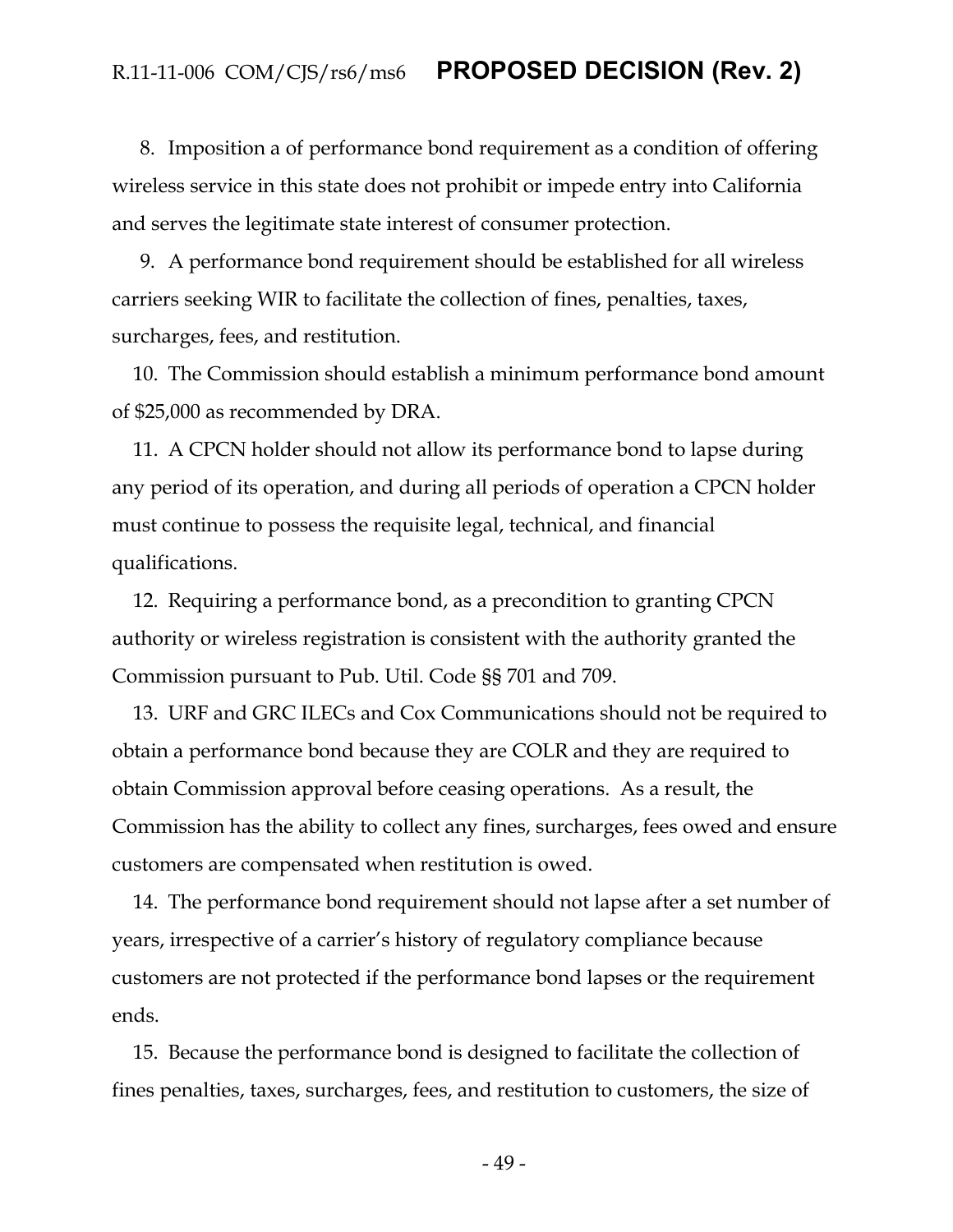8. Imposition a of performance bond requirement as a condition of offering wireless service in this state does not prohibit or impede entry into California and serves the legitimate state interest of consumer protection.

9. A performance bond requirement should be established for all wireless carriers seeking WIR to facilitate the collection of fines, penalties, taxes, surcharges, fees, and restitution.

10. The Commission should establish a minimum performance bond amount of $25,000 as recommended by DRA.

11. A CPCN holder should not allow its performance bond to lapse during any period of its operation, and during all periods of operation a CPCN holder must continue to possess the requisite legal, technical, and financial qualifications.

12. Requiring a performance bond, as a precondition to granting CPCN authority or wireless registration is consistent with the authority granted the Commission pursuant to Pub. Util. Code §§ 701 and 709.

13. URF and GRC ILECs and Cox Communications should not be required to obtain a performance bond because they are COLR and they are required to obtain Commission approval before ceasing operations. As a result, the Commission has the ability to collect any fines, surcharges, fees owed and ensure customers are compensated when restitution is owed.

14. The performance bond requirement should not lapse after a set number of years, irrespective of a carrier's history of regulatory compliance because customers are not protected if the performance bond lapses or the requirement ends.

15. Because the performance bond is designed to facilitate the collection of fines penalties, taxes, surcharges, fees, and restitution to customers, the size of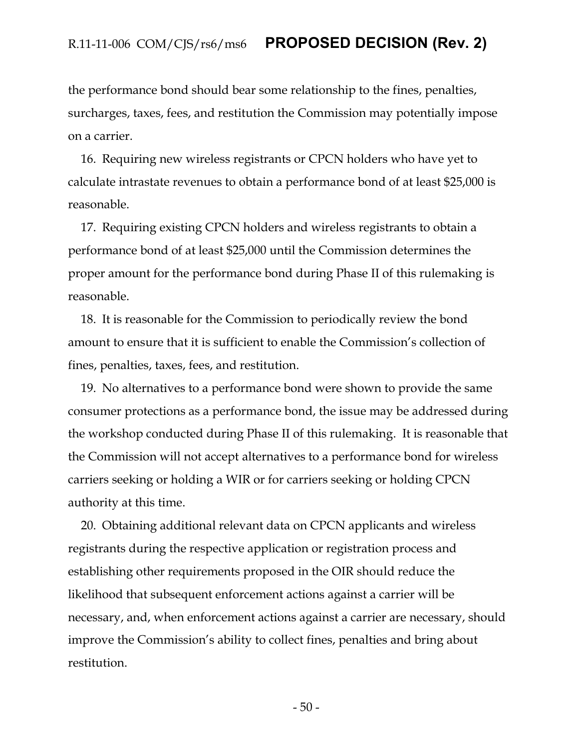the performance bond should bear some relationship to the fines, penalties, surcharges, taxes, fees, and restitution the Commission may potentially impose on a carrier.

16. Requiring new wireless registrants or CPCN holders who have yet to calculate intrastate revenues to obtain a performance bond of at least $25,000 is reasonable.

17. Requiring existing CPCN holders and wireless registrants to obtain a performance bond of at least $25,000 until the Commission determines the proper amount for the performance bond during Phase II of this rulemaking is reasonable.

18. It is reasonable for the Commission to periodically review the bond amount to ensure that it is sufficient to enable the Commission's collection of fines, penalties, taxes, fees, and restitution.

19. No alternatives to a performance bond were shown to provide the same consumer protections as a performance bond, the issue may be addressed during the workshop conducted during Phase II of this rulemaking. It is reasonable that the Commission will not accept alternatives to a performance bond for wireless carriers seeking or holding a WIR or for carriers seeking or holding CPCN authority at this time.

20. Obtaining additional relevant data on CPCN applicants and wireless registrants during the respective application or registration process and establishing other requirements proposed in the OIR should reduce the likelihood that subsequent enforcement actions against a carrier will be necessary, and, when enforcement actions against a carrier are necessary, should improve the Commission's ability to collect fines, penalties and bring about restitution.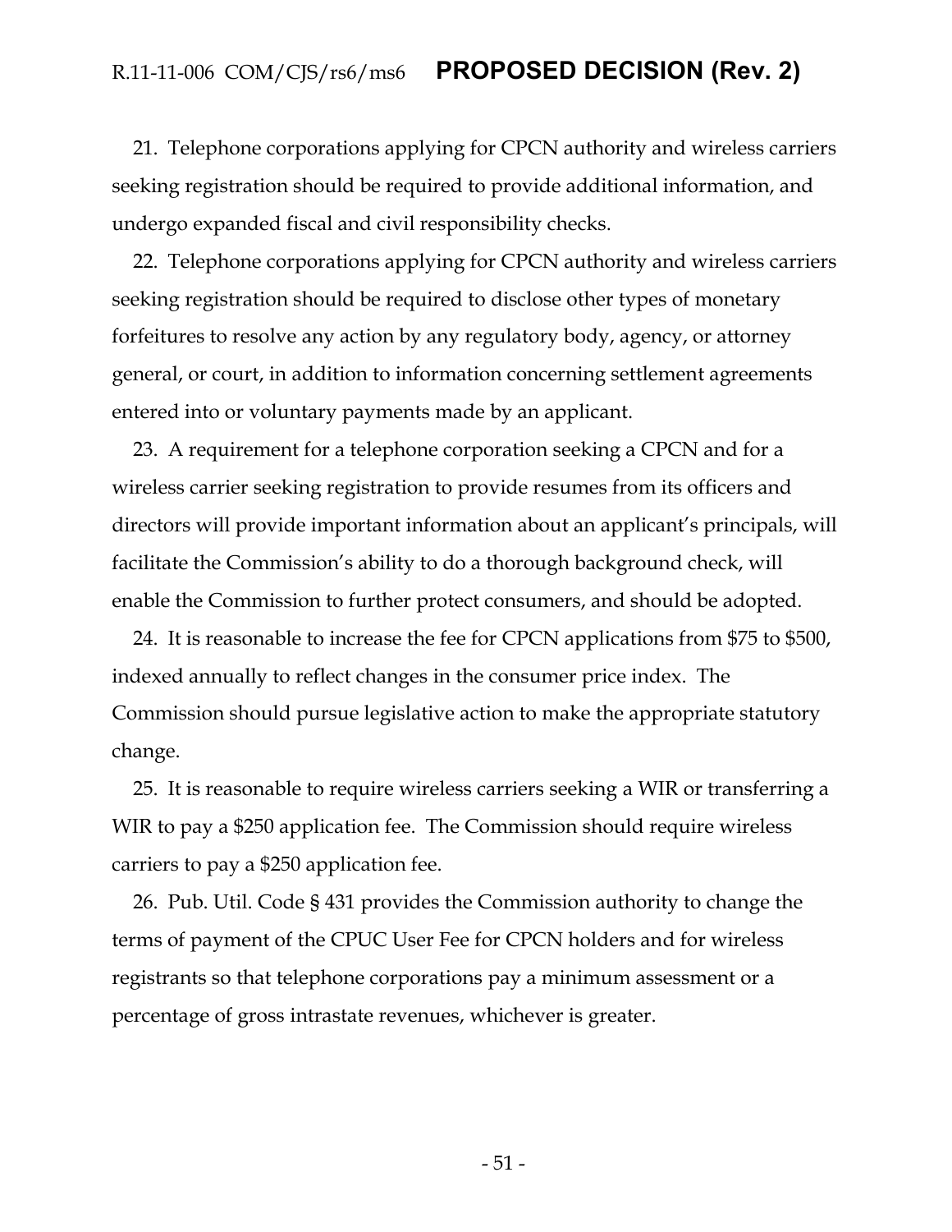21. Telephone corporations applying for CPCN authority and wireless carriers seeking registration should be required to provide additional information, and undergo expanded fiscal and civil responsibility checks.

22. Telephone corporations applying for CPCN authority and wireless carriers seeking registration should be required to disclose other types of monetary forfeitures to resolve any action by any regulatory body, agency, or attorney general, or court, in addition to information concerning settlement agreements entered into or voluntary payments made by an applicant.

23. A requirement for a telephone corporation seeking a CPCN and for a wireless carrier seeking registration to provide resumes from its officers and directors will provide important information about an applicant's principals, will facilitate the Commission's ability to do a thorough background check, will enable the Commission to further protect consumers, and should be adopted.

24. It is reasonable to increase the fee for CPCN applications from $75 to $500, indexed annually to reflect changes in the consumer price index. The Commission should pursue legislative action to make the appropriate statutory change.

25. It is reasonable to require wireless carriers seeking a WIR or transferring a WIR to pay a $250 application fee. The Commission should require wireless carriers to pay a $250 application fee.

26. Pub. Util. Code § 431 provides the Commission authority to change the terms of payment of the CPUC User Fee for CPCN holders and for wireless registrants so that telephone corporations pay a minimum assessment or a percentage of gross intrastate revenues, whichever is greater.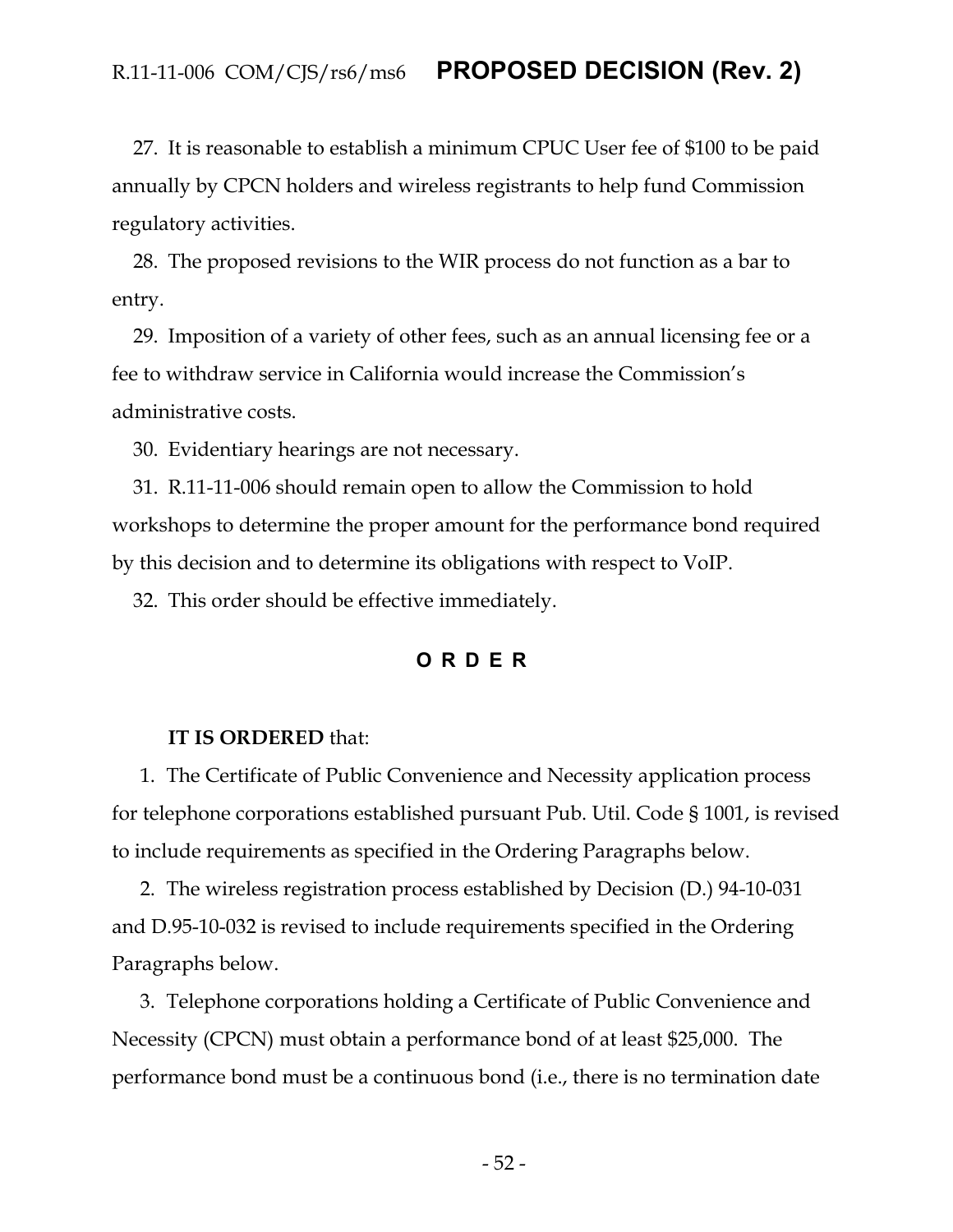27. It is reasonable to establish a minimum CPUC User fee of $100 to be paid annually by CPCN holders and wireless registrants to help fund Commission regulatory activities.

28. The proposed revisions to the WIR process do not function as a bar to entry.

29. Imposition of a variety of other fees, such as an annual licensing fee or a fee to withdraw service in California would increase the Commission's administrative costs.

30. Evidentiary hearings are not necessary.

31. R.11-11-006 should remain open to allow the Commission to hold workshops to determine the proper amount for the performance bond required by this decision and to determine its obligations with respect to VoIP.

32. This order should be effective immediately.

## O R D E R

**IT IS ORDERED** that:

1. The Certificate of Public Convenience and Necessity application process for telephone corporations established pursuant Pub. Util. Code § 1001, is revised to include requirements as specified in the Ordering Paragraphs below.

2. The wireless registration process established by Decision (D.) 94-10-031 and D.95-10-032 is revised to include requirements specified in the Ordering Paragraphs below.

3. Telephone corporations holding a Certificate of Public Convenience and Necessity (CPCN) must obtain a performance bond of at least $25,000. The performance bond must be a continuous bond (i.e., there is no termination date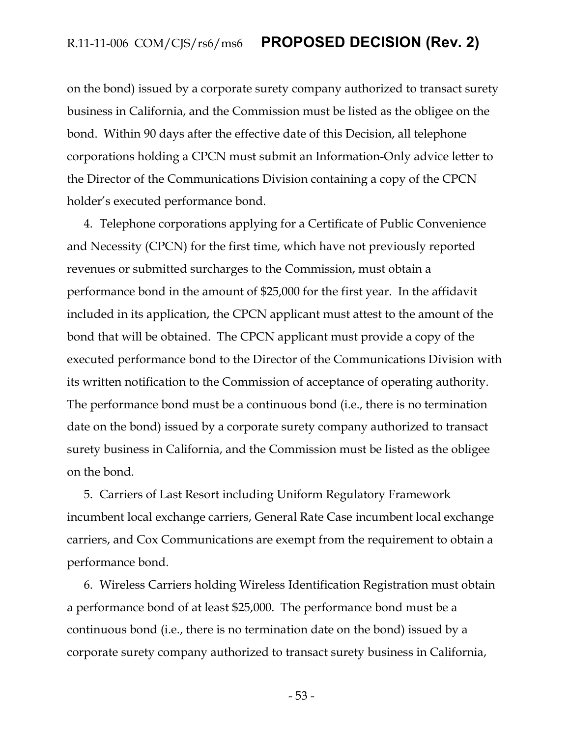on the bond) issued by a corporate surety company authorized to transact surety business in California, and the Commission must be listed as the obligee on the bond. Within 90 days after the effective date of this Decision, all telephone corporations holding a CPCN must submit an Information-Only advice letter to the Director of the Communications Division containing a copy of the CPCN holder's executed performance bond.

4. Telephone corporations applying for a Certificate of Public Convenience and Necessity (CPCN) for the first time, which have not previously reported revenues or submitted surcharges to the Commission, must obtain a performance bond in the amount of $25,000 for the first year. In the affidavit included in its application, the CPCN applicant must attest to the amount of the bond that will be obtained. The CPCN applicant must provide a copy of the executed performance bond to the Director of the Communications Division with its written notification to the Commission of acceptance of operating authority. The performance bond must be a continuous bond (i.e., there is no termination date on the bond) issued by a corporate surety company authorized to transact surety business in California, and the Commission must be listed as the obligee on the bond.

5. Carriers of Last Resort including Uniform Regulatory Framework incumbent local exchange carriers, General Rate Case incumbent local exchange carriers, and Cox Communications are exempt from the requirement to obtain a performance bond.

6. Wireless Carriers holding Wireless Identification Registration must obtain a performance bond of at least $25,000. The performance bond must be a continuous bond (i.e., there is no termination date on the bond) issued by a corporate surety company authorized to transact surety business in California,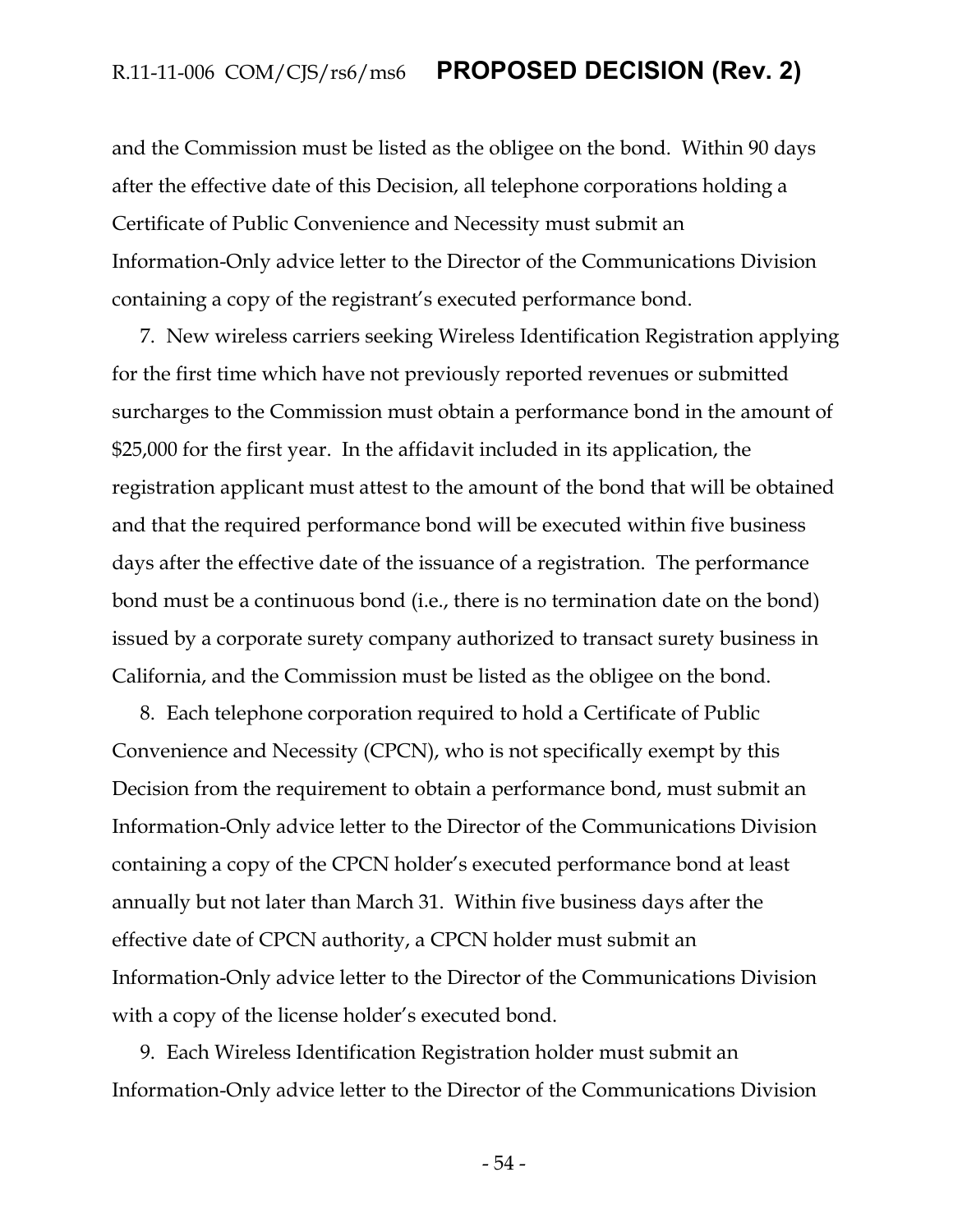and the Commission must be listed as the obligee on the bond. Within 90 days after the effective date of this Decision, all telephone corporations holding a Certificate of Public Convenience and Necessity must submit an Information-Only advice letter to the Director of the Communications Division containing a copy of the registrant's executed performance bond.

7. New wireless carriers seeking Wireless Identification Registration applying for the first time which have not previously reported revenues or submitted surcharges to the Commission must obtain a performance bond in the amount of $25,000 for the first year. In the affidavit included in its application, the registration applicant must attest to the amount of the bond that will be obtained and that the required performance bond will be executed within five business days after the effective date of the issuance of a registration. The performance bond must be a continuous bond (i.e., there is no termination date on the bond) issued by a corporate surety company authorized to transact surety business in California, and the Commission must be listed as the obligee on the bond.

8. Each telephone corporation required to hold a Certificate of Public Convenience and Necessity (CPCN), who is not specifically exempt by this Decision from the requirement to obtain a performance bond, must submit an Information-Only advice letter to the Director of the Communications Division containing a copy of the CPCN holder's executed performance bond at least annually but not later than March 31. Within five business days after the effective date of CPCN authority, a CPCN holder must submit an Information-Only advice letter to the Director of the Communications Division with a copy of the license holder's executed bond.

9. Each Wireless Identification Registration holder must submit an Information-Only advice letter to the Director of the Communications Division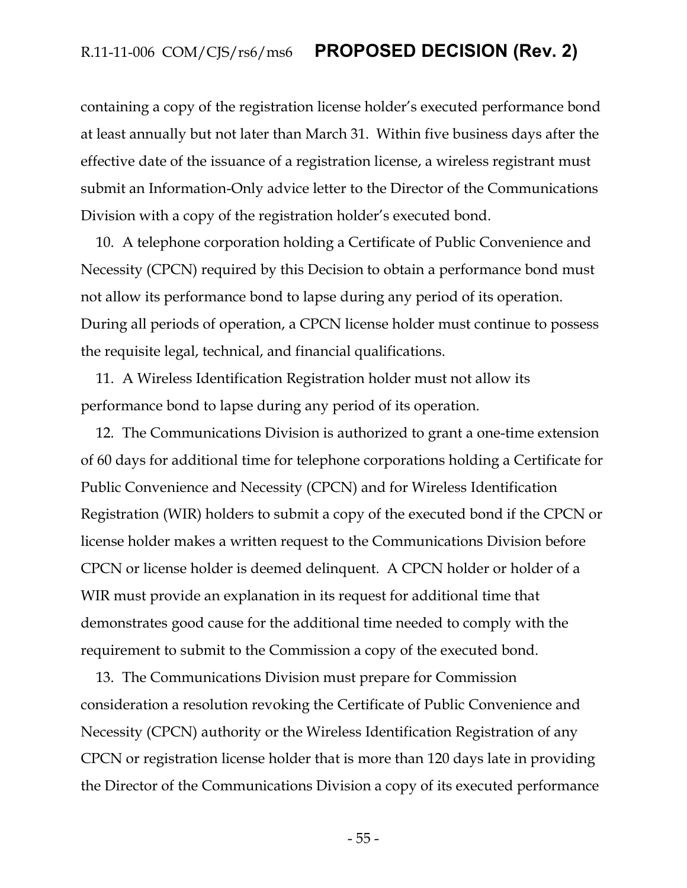containing a copy of the registration license holder's executed performance bond at least annually but not later than March 31. Within five business days after the effective date of the issuance of a registration license, a wireless registrant must submit an Information-Only advice letter to the Director of the Communications Division with a copy of the registration holder's executed bond.

10. A telephone corporation holding a Certificate of Public Convenience and Necessity (CPCN) required by this Decision to obtain a performance bond must not allow its performance bond to lapse during any period of its operation. During all periods of operation, a CPCN license holder must continue to possess the requisite legal, technical, and financial qualifications.

11. A Wireless Identification Registration holder must not allow its performance bond to lapse during any period of its operation.

12. The Communications Division is authorized to grant a one-time extension of 60 days for additional time for telephone corporations holding a Certificate for Public Convenience and Necessity (CPCN) and for Wireless Identification Registration (WIR) holders to submit a copy of the executed bond if the CPCN or license holder makes a written request to the Communications Division before CPCN or license holder is deemed delinquent. A CPCN holder or holder of a WIR must provide an explanation in its request for additional time that demonstrates good cause for the additional time needed to comply with the requirement to submit to the Commission a copy of the executed bond.

13. The Communications Division must prepare for Commission consideration a resolution revoking the Certificate of Public Convenience and Necessity (CPCN) authority or the Wireless Identification Registration of any CPCN or registration license holder that is more than 120 days late in providing the Director of the Communications Division a copy of its executed performance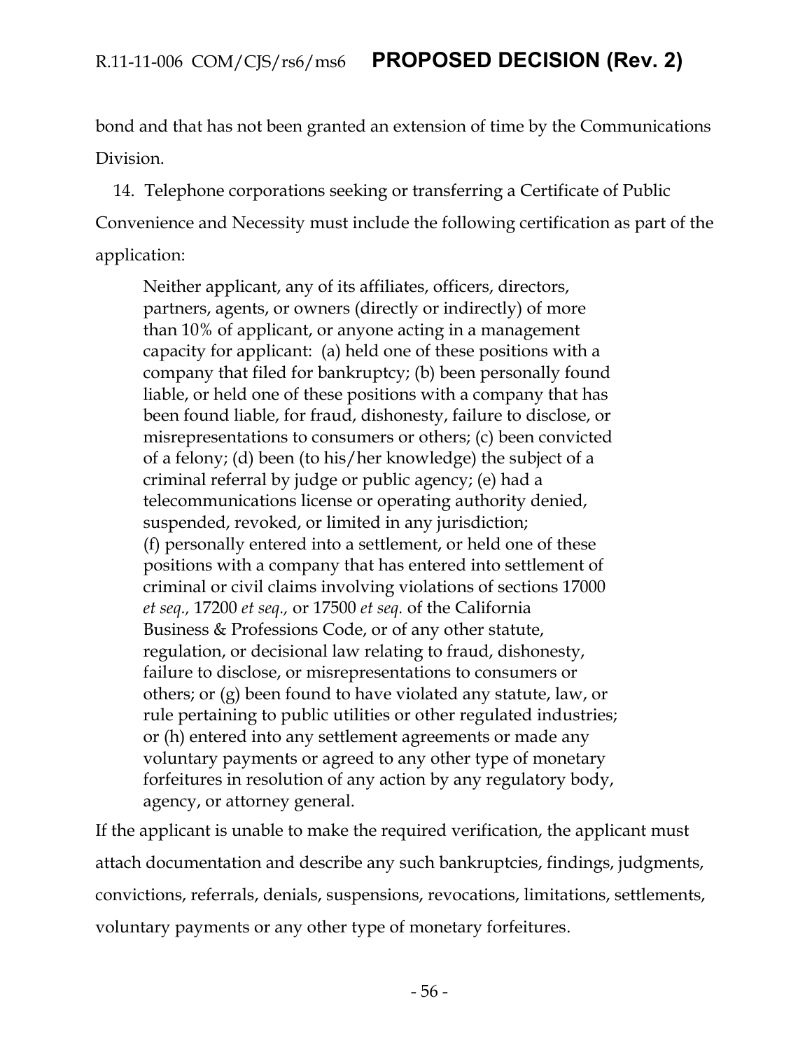bond and that has not been granted an extension of time by the Communications Division.

14. Telephone corporations seeking or transferring a Certificate of Public Convenience and Necessity must include the following certification as part of the application:

> Neither applicant, any of its affiliates, officers, directors, partners, agents, or owners (directly or indirectly) of more than 10% of applicant, or anyone acting in a management capacity for applicant: (a) held one of these positions with a company that filed for bankruptcy; (b) been personally found liable, or held one of these positions with a company that has been found liable, for fraud, dishonesty, failure to disclose, or misrepresentations to consumers or others; (c) been convicted of a felony; (d) been (to his/her knowledge) the subject of a criminal referral by judge or public agency; (e) had a telecommunications license or operating authority denied, suspended, revoked, or limited in any jurisdiction; (f) personally entered into a settlement, or held one of these positions with a company that has entered into settlement of criminal or civil claims involving violations of sections 17000 *et seq.,* 17200 *et seq.,* or 17500 *et seq.* of the California Business & Professions Code, or of any other statute, regulation, or decisional law relating to fraud, dishonesty, failure to disclose, or misrepresentations to consumers or others; or (g) been found to have violated any statute, law, or rule pertaining to public utilities or other regulated industries; or (h) entered into any settlement agreements or made any voluntary payments or agreed to any other type of monetary forfeitures in resolution of any action by any regulatory body, agency, or attorney general.

If the applicant is unable to make the required verification, the applicant must attach documentation and describe any such bankruptcies, findings, judgments, convictions, referrals, denials, suspensions, revocations, limitations, settlements, voluntary payments or any other type of monetary forfeitures.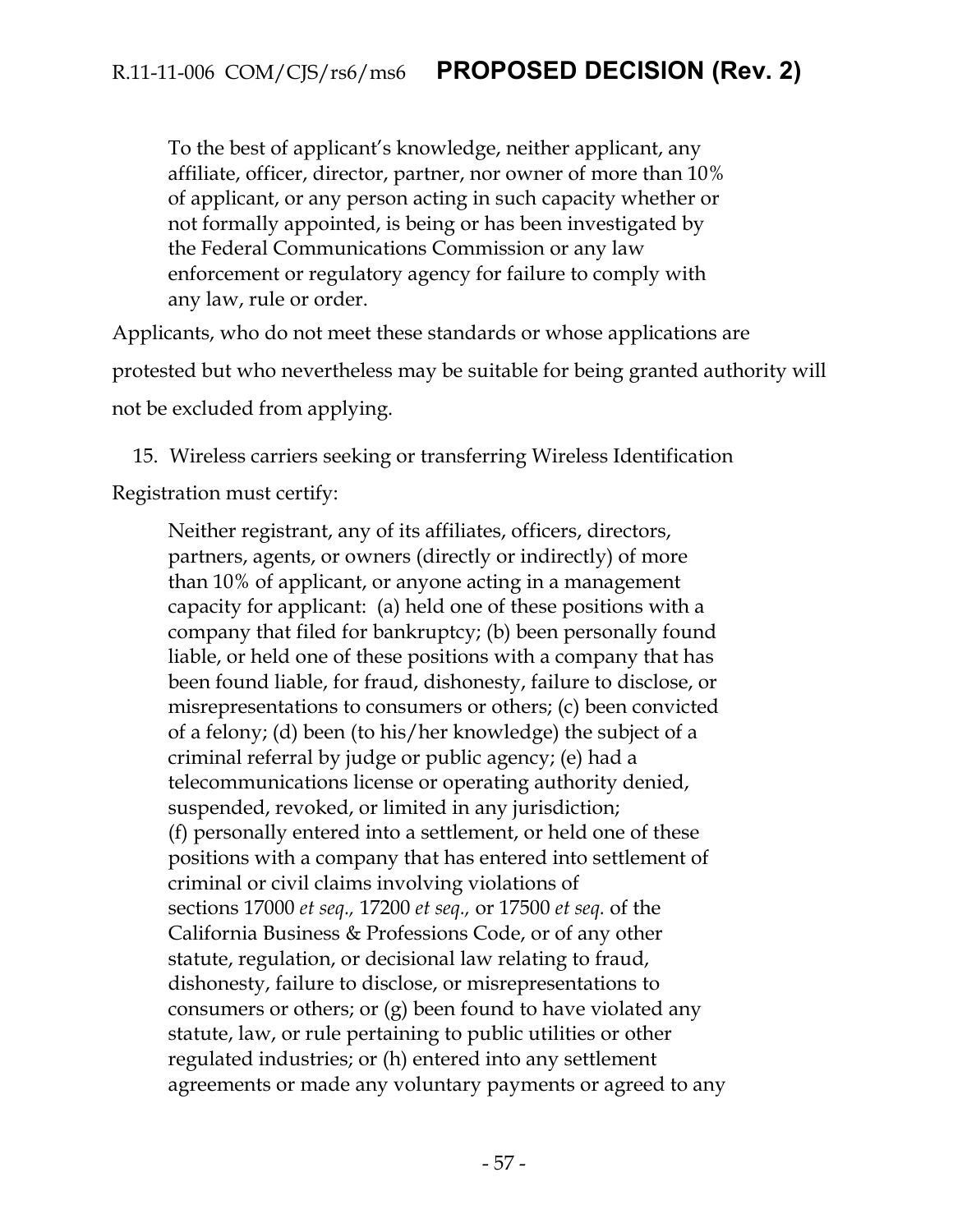> To the best of applicant's knowledge, neither applicant, any affiliate, officer, director, partner, nor owner of more than 10% of applicant, or any person acting in such capacity whether or not formally appointed, is being or has been investigated by the Federal Communications Commission or any law enforcement or regulatory agency for failure to comply with any law, rule or order.

Applicants, who do not meet these standards or whose applications are protested but who nevertheless may be suitable for being granted authority will not be excluded from applying.

15. Wireless carriers seeking or transferring Wireless Identification Registration must certify:

> Neither registrant, any of its affiliates, officers, directors, partners, agents, or owners (directly or indirectly) of more than 10% of applicant, or anyone acting in a management capacity for applicant: (a) held one of these positions with a company that filed for bankruptcy; (b) been personally found liable, or held one of these positions with a company that has been found liable, for fraud, dishonesty, failure to disclose, or misrepresentations to consumers or others; (c) been convicted of a felony; (d) been (to his/her knowledge) the subject of a criminal referral by judge or public agency; (e) had a telecommunications license or operating authority denied, suspended, revoked, or limited in any jurisdiction; (f) personally entered into a settlement, or held one of these positions with a company that has entered into settlement of criminal or civil claims involving violations of sections 17000 *et seq.,* 17200 *et seq.,* or 17500 *et seq.* of the California Business & Professions Code, or of any other statute, regulation, or decisional law relating to fraud, dishonesty, failure to disclose, or misrepresentations to consumers or others; or (g) been found to have violated any statute, law, or rule pertaining to public utilities or other regulated industries; or (h) entered into any settlement agreements or made any voluntary payments or agreed to any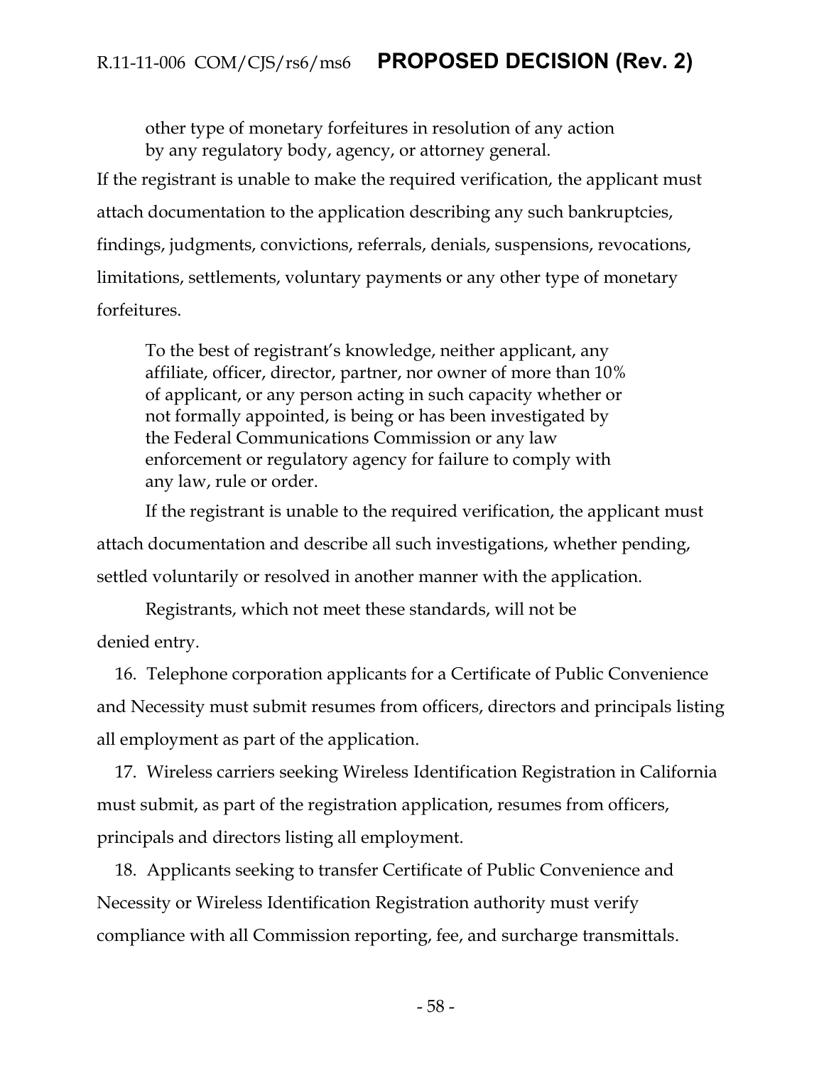> other type of monetary forfeitures in resolution of any action by any regulatory body, agency, or attorney general.

If the registrant is unable to make the required verification, the applicant must attach documentation to the application describing any such bankruptcies, findings, judgments, convictions, referrals, denials, suspensions, revocations, limitations, settlements, voluntary payments or any other type of monetary forfeitures.

> To the best of registrant's knowledge, neither applicant, any affiliate, officer, director, partner, nor owner of more than 10% of applicant, or any person acting in such capacity whether or not formally appointed, is being or has been investigated by the Federal Communications Commission or any law enforcement or regulatory agency for failure to comply with any law, rule or order.

If the registrant is unable to the required verification, the applicant must attach documentation and describe all such investigations, whether pending, settled voluntarily or resolved in another manner with the application.

Registrants, which not meet these standards, will not be denied entry.

16. Telephone corporation applicants for a Certificate of Public Convenience and Necessity must submit resumes from officers, directors and principals listing all employment as part of the application.

17. Wireless carriers seeking Wireless Identification Registration in California must submit, as part of the registration application, resumes from officers, principals and directors listing all employment.

18. Applicants seeking to transfer Certificate of Public Convenience and Necessity or Wireless Identification Registration authority must verify compliance with all Commission reporting, fee, and surcharge transmittals.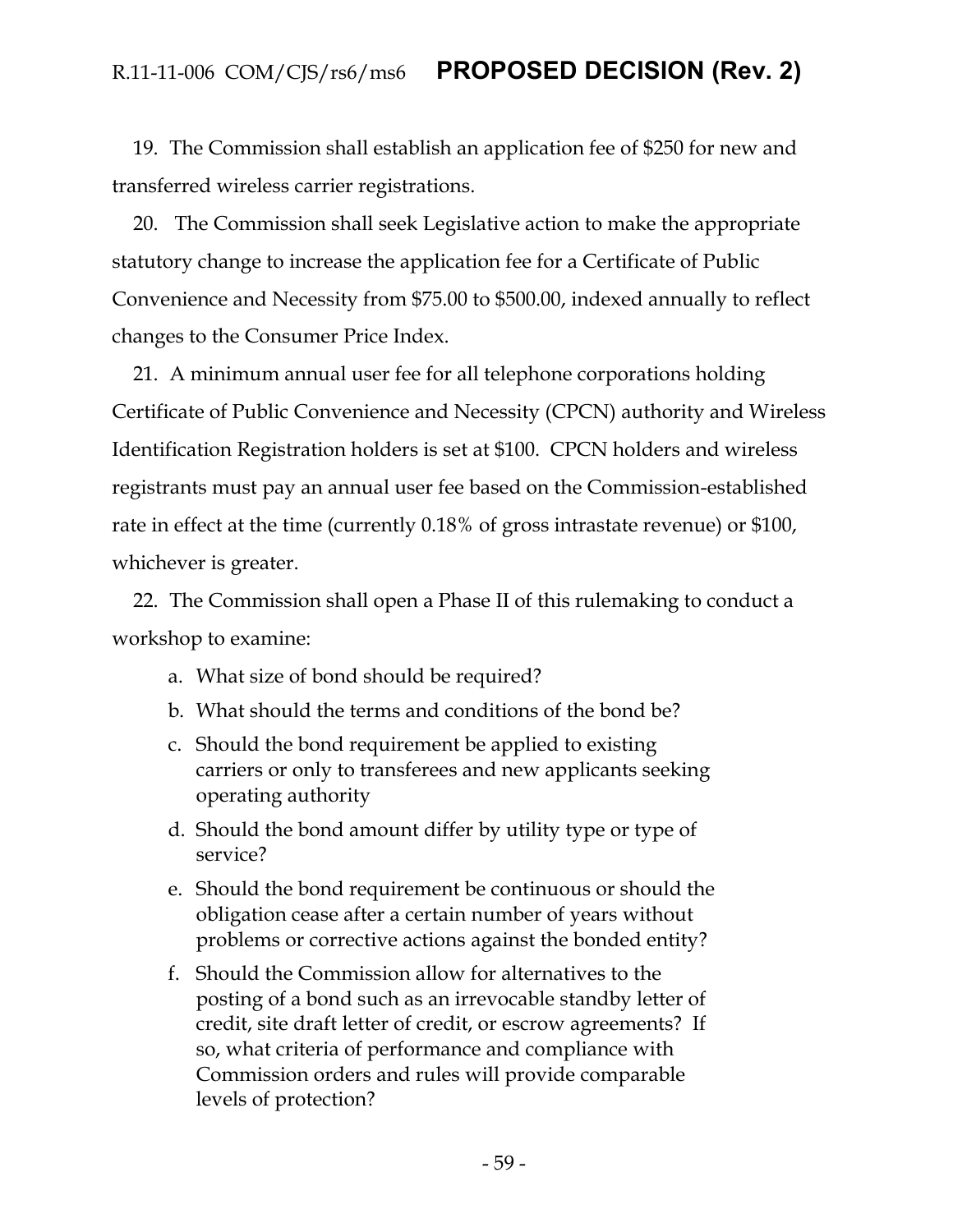19. The Commission shall establish an application fee of $250 for new and transferred wireless carrier registrations.

20. The Commission shall seek Legislative action to make the appropriate statutory change to increase the application fee for a Certificate of Public Convenience and Necessity from $75.00 to $500.00, indexed annually to reflect changes to the Consumer Price Index.

21. A minimum annual user fee for all telephone corporations holding Certificate of Public Convenience and Necessity (CPCN) authority and Wireless Identification Registration holders is set at $100. CPCN holders and wireless registrants must pay an annual user fee based on the Commission-established rate in effect at the time (currently 0.18% of gross intrastate revenue) or $100, whichever is greater.

22. The Commission shall open a Phase II of this rulemaking to conduct a workshop to examine:

   a. What size of bond should be required?
   b. What should the terms and conditions of the bond be?
   c. Should the bond requirement be applied to existing carriers or only to transferees and new applicants seeking operating authority
   d. Should the bond amount differ by utility type or type of service?
   e. Should the bond requirement be continuous or should the obligation cease after a certain number of years without problems or corrective actions against the bonded entity?
   f. Should the Commission allow for alternatives to the posting of a bond such as an irrevocable standby letter of credit, site draft letter of credit, or escrow agreements? If so, what criteria of performance and compliance with Commission orders and rules will provide comparable levels of protection?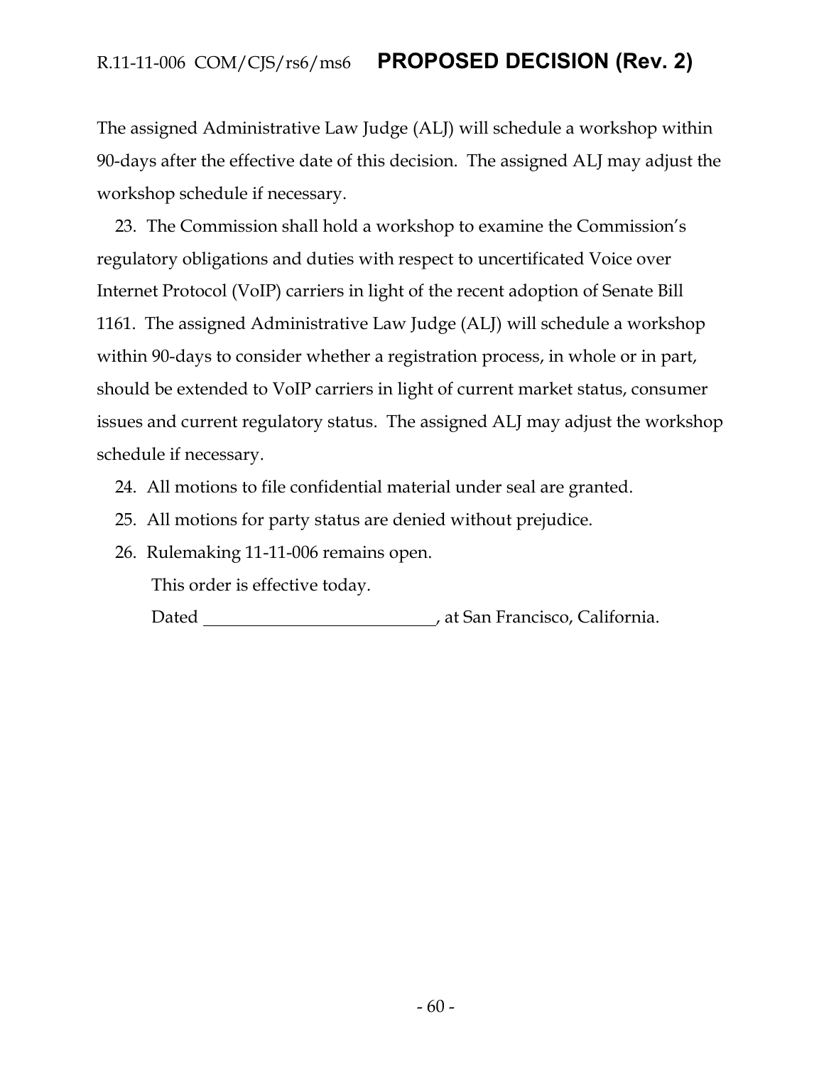The assigned Administrative Law Judge (ALJ) will schedule a workshop within 90-days after the effective date of this decision. The assigned ALJ may adjust the workshop schedule if necessary.

23. The Commission shall hold a workshop to examine the Commission's regulatory obligations and duties with respect to uncertificated Voice over Internet Protocol (VoIP) carriers in light of the recent adoption of Senate Bill 1161. The assigned Administrative Law Judge (ALJ) will schedule a workshop within 90-days to consider whether a registration process, in whole or in part, should be extended to VoIP carriers in light of current market status, consumer issues and current regulatory status. The assigned ALJ may adjust the workshop schedule if necessary.

24. All motions to file confidential material under seal are granted.

25. All motions for party status are denied without prejudice.

26. Rulemaking 11-11-006 remains open.

This order is effective today.

Dated \_\_\_\_\_\_\_\_\_\_\_\_\_\_\_\_\_\_\_\_\_\_\_\_\_\_\_\_, at San Francisco, California.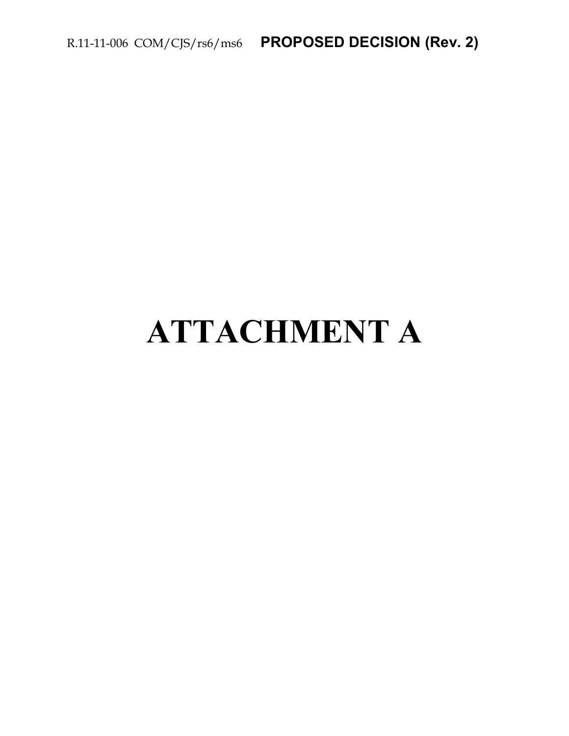# ATTACHMENT A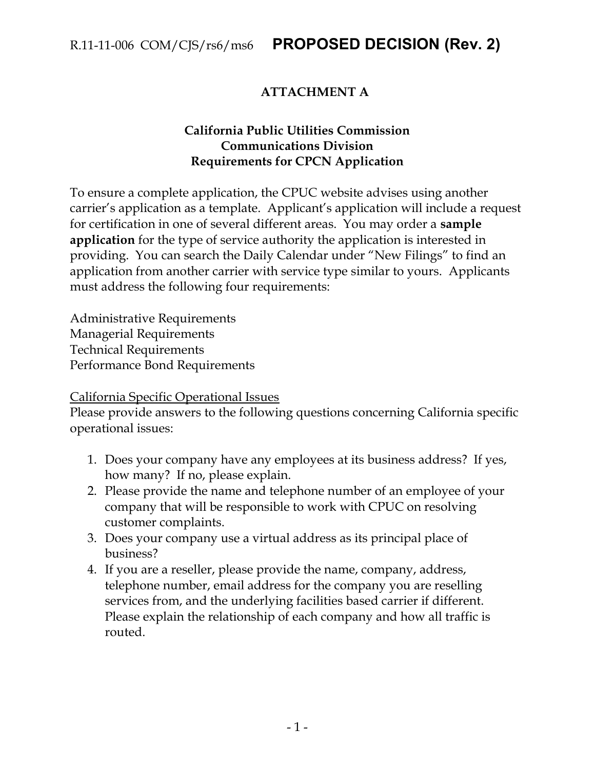# ATTACHMENT A

## California Public Utilities Commission
## Communications Division
## Requirements for CPCN Application

To ensure a complete application, the CPUC website advises using another carrier's application as a template. Applicant's application will include a request for certification in one of several different areas. You may order a **sample application** for the type of service authority the application is interested in providing. You can search the Daily Calendar under "New Filings" to find an application from another carrier with service type similar to yours. Applicants must address the following four requirements:

Administrative Requirements
Managerial Requirements
Technical Requirements
Performance Bond Requirements

<u>California Specific Operational Issues</u>
Please provide answers to the following questions concerning California specific operational issues:

1. Does your company have any employees at its business address? If yes, how many? If no, please explain.
2. Please provide the name and telephone number of an employee of your company that will be responsible to work with CPUC on resolving customer complaints.
3. Does your company use a virtual address as its principal place of business?
4. If you are a reseller, please provide the name, company, address, telephone number, email address for the company you are reselling services from, and the underlying facilities based carrier if different. Please explain the relationship of each company and how all traffic is routed.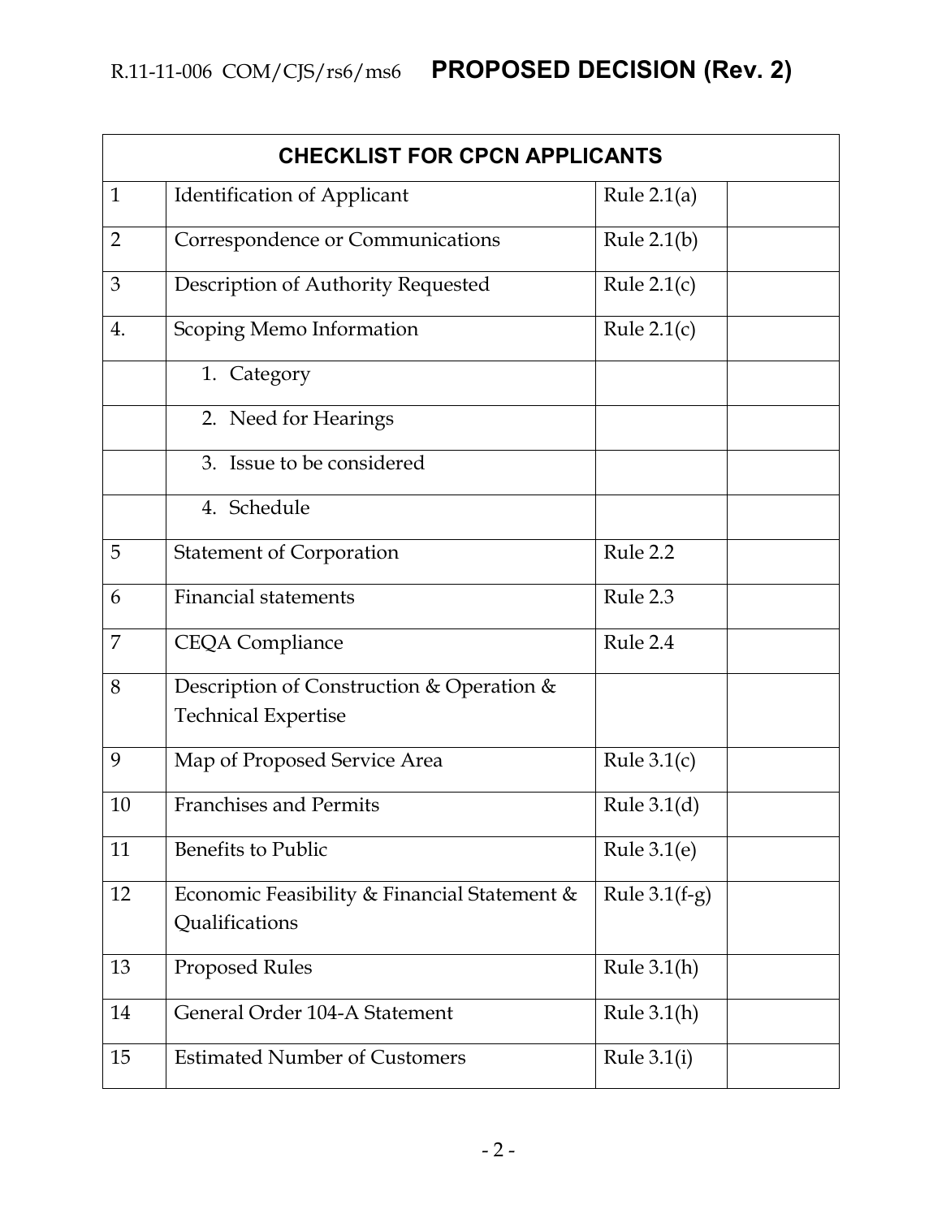| CHECKLIST FOR CPCN APPLICANTS | | | |
|---|---|---|---|
| 1 | Identification of Applicant | Rule 2.1(a) | |
| 2 | Correspondence or Communications | Rule 2.1(b) | |
| 3 | Description of Authority Requested | Rule 2.1(c) | |
| 4. | Scoping Memo Information | Rule 2.1(c) | |
| | 1. Category | | |
| | 2. Need for Hearings | | |
| | 3. Issue to be considered | | |
| | 4. Schedule | | |
| 5 | Statement of Corporation | Rule 2.2 | |
| 6 | Financial statements | Rule 2.3 | |
| 7 | CEQA Compliance | Rule 2.4 | |
| 8 | Description of Construction & Operation & Technical Expertise | | |
| 9 | Map of Proposed Service Area | Rule 3.1(c) | |
| 10 | Franchises and Permits | Rule 3.1(d) | |
| 11 | Benefits to Public | Rule 3.1(e) | |
| 12 | Economic Feasibility & Financial Statement & Qualifications | Rule 3.1(f-g) | |
| 13 | Proposed Rules | Rule 3.1(h) | |
| 14 | General Order 104-A Statement | Rule 3.1(h) | |
| 15 | Estimated Number of Customers | Rule 3.1(i) | |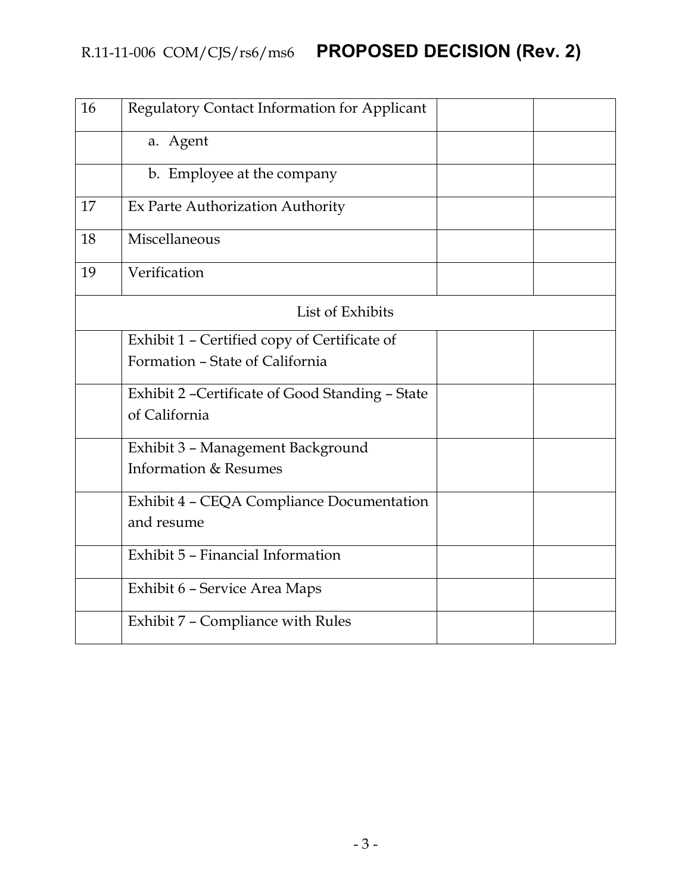| 16 | Regulatory Contact Information for Applicant | | |
|---|---|---|---|
| | a. Agent | | |
| | b. Employee at the company | | |
| 17 | Ex Parte Authorization Authority | | |
| 18 | Miscellaneous | | |
| 19 | Verification | | |
| | List of Exhibits | | |
| | Exhibit 1 – Certified copy of Certificate of Formation – State of California | | |
| | Exhibit 2 –Certificate of Good Standing – State of California | | |
| | Exhibit 3 – Management Background Information & Resumes | | |
| | Exhibit 4 – CEQA Compliance Documentation and resume | | |
| | Exhibit 5 – Financial Information | | |
| | Exhibit 6 – Service Area Maps | | |
| | Exhibit 7 – Compliance with Rules | | |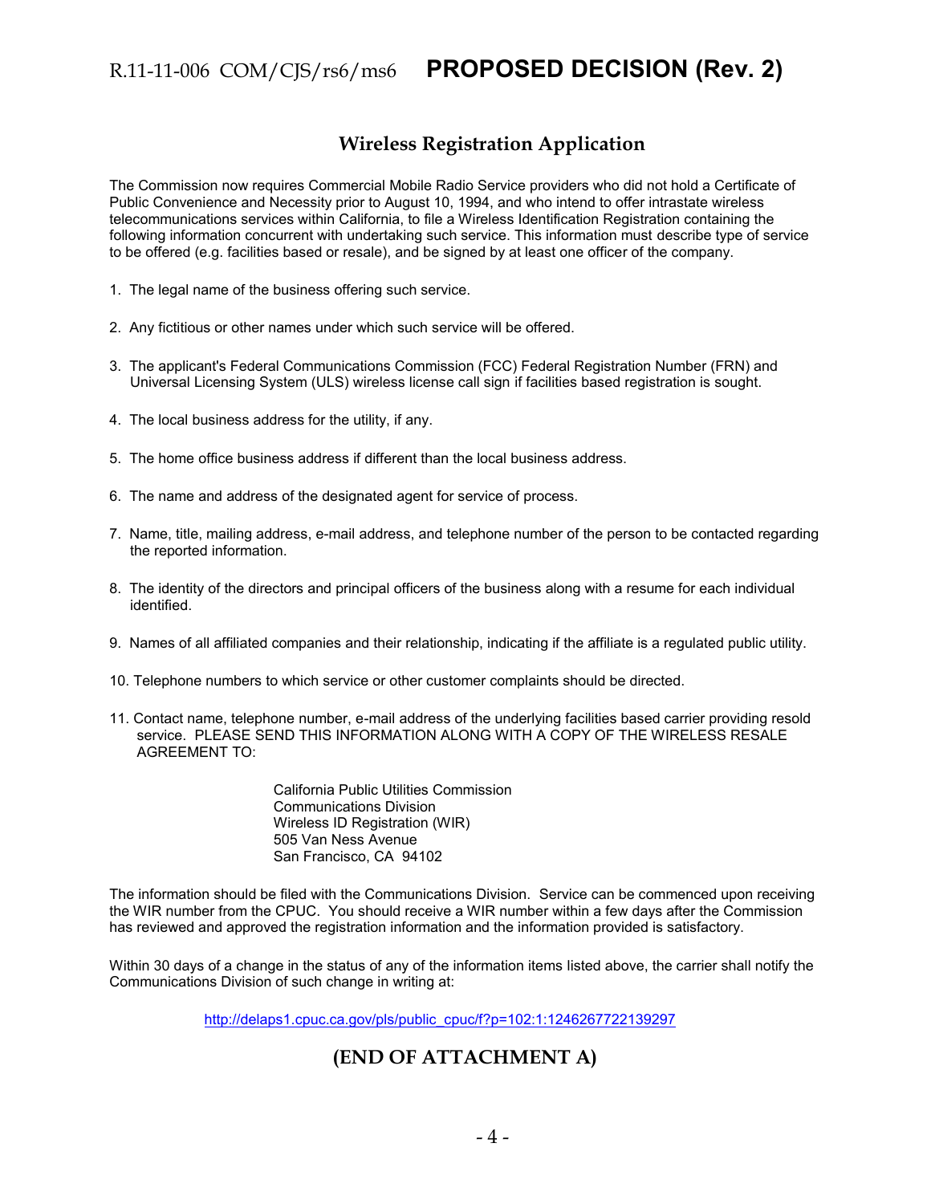## Wireless Registration Application

The Commission now requires Commercial Mobile Radio Service providers who did not hold a Certificate of Public Convenience and Necessity prior to August 10, 1994, and who intend to offer intrastate wireless telecommunications services within California, to file a Wireless Identification Registration containing the following information concurrent with undertaking such service. This information must describe type of service to be offered (e.g. facilities based or resale), and be signed by at least one officer of the company.

1. The legal name of the business offering such service.

2. Any fictitious or other names under which such service will be offered.

3. The applicant's Federal Communications Commission (FCC) Federal Registration Number (FRN) and Universal Licensing System (ULS) wireless license call sign if facilities based registration is sought.

4. The local business address for the utility, if any.

5. The home office business address if different than the local business address.

6. The name and address of the designated agent for service of process.

7. Name, title, mailing address, e-mail address, and telephone number of the person to be contacted regarding the reported information.

8. The identity of the directors and principal officers of the business along with a resume for each individual identified.

9. Names of all affiliated companies and their relationship, indicating if the affiliate is a regulated public utility.

10. Telephone numbers to which service or other customer complaints should be directed.

11. Contact name, telephone number, e-mail address of the underlying facilities based carrier providing resold service. PLEASE SEND THIS INFORMATION ALONG WITH A COPY OF THE WIRELESS RESALE AGREEMENT TO:

> California Public Utilities Commission
> Communications Division
> Wireless ID Registration (WIR)
> 505 Van Ness Avenue
> San Francisco, CA 94102

The information should be filed with the Communications Division. Service can be commenced upon receiving the WIR number from the CPUC. You should receive a WIR number within a few days after the Commission has reviewed and approved the registration information and the information provided is satisfactory.

Within 30 days of a change in the status of any of the information items listed above, the carrier shall notify the Communications Division of such change in writing at:

http://delaps1.cpuc.ca.gov/pls/public_cpuc/f?p=102:1:1246267722139297

## (END OF ATTACHMENT A)